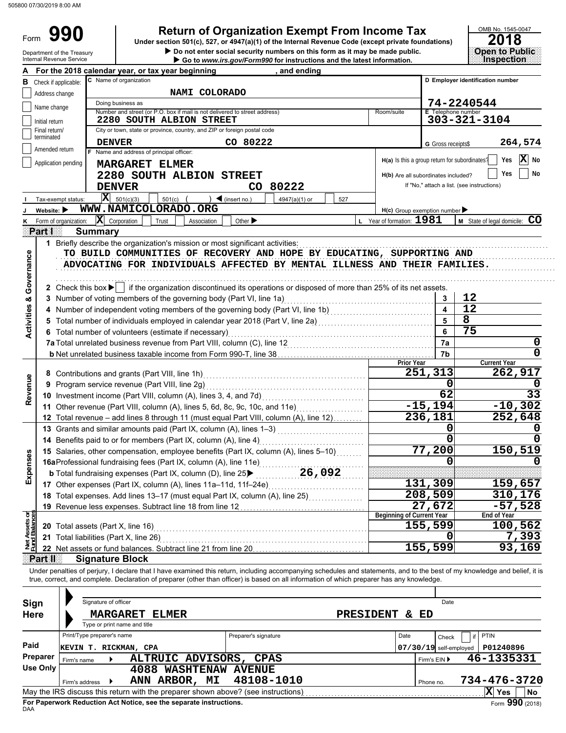505800 07/30/2019 8:00 AM

# Form 990

## Return of Organization Exempt From Income Tax

Under section 501(c), 527, or 4947(a)(1) of the Internal Revenue Code (except private foundations)

▶ Do not enter social security numbers on this form as it may be made public.

▶ Go to *www.irs.gov/Form990* for instructions and the latest information.

OMB No. 1545-0047

**2018**

**Open to Public Inspection**

Department of the Treasury
Internal Revenue Service

**A** For the 2018 calendar year, or tax year beginning , and ending

**B** Check if applicable:
- Address change
- Name change
- Initial return
- Final return/terminated
- Amended return
- Application pending

**C** Name of organization: NAMI COLORADO

Doing business as

Number and street (or P.O. box if mail is not delivered to street address): 2280 SOUTH ALBION STREET — Room/suite

City or town, state or province, country, and ZIP or foreign postal code: DENVER CO 80222

**D** Employer identification number: 74-2240544

**E** Telephone number: 303-321-3104

**G** Gross receipts $ 264,574

**F** Name and address of principal officer:
MARGARET ELMER
2280 SOUTH ALBION STREET
DENVER CO 80222

**H(a)** Is this a group return for subordinates? Yes [ ] No [X]

**H(b)** Are all subordinates included? Yes [ ] No [ ]
If "No," attach a list. (see instructions)

**I** Tax-exempt status: [X] 501(c)(3) [ ] 501(c) ( ) ◀ (insert no.) [ ] 4947(a)(1) or [ ] 527

**J** Website: ▶ WWW.NAMICOLORADO.ORG

**H(c)** Group exemption number ▶

**K** Form of organization: [X] Corporation [ ] Trust [ ] Association [ ] Other ▶

**L** Year of formation: 1981

**M** State of legal domicile: CO

## Part I Summary

### Activities & Governance

1 Briefly describe the organization's mission or most significant activities:
TO BUILD COMMUNITIES OF RECOVERY AND HOPE BY EDUCATING, SUPPORTING AND ADVOCATING FOR INDIVIDUALS AFFECTED BY MENTAL ILLNESS AND THEIR FAMILIES.

2 Check this box ▶ [ ] if the organization discontinued its operations or disposed of more than 25% of its net assets.

| | | Line | Value |
|---|---|---|---|
| 3 | Number of voting members of the governing body (Part VI, line 1a) | 3 | 12 |
| 4 | Number of independent voting members of the governing body (Part VI, line 1b) | 4 | 12 |
| 5 | Total number of individuals employed in calendar year 2018 (Part V, line 2a) | 5 | 8 |
| 6 | Total number of volunteers (estimate if necessary) | 6 | 75 |
| 7a | Total unrelated business revenue from Part VIII, column (C), line 12 | 7a | 0 |
| b | Net unrelated business taxable income from Form 990-T, line 38 | 7b | 0 |

### Revenue

| | | Prior Year | Current Year |
|---|---|---|---|
| 8 | Contributions and grants (Part VIII, line 1h) | 251,313 | 262,917 |
| 9 | Program service revenue (Part VIII, line 2g) | 0 | 0 |
| 10 | Investment income (Part VIII, column (A), lines 3, 4, and 7d) | 62 | 33 |
| 11 | Other revenue (Part VIII, column (A), lines 5, 6d, 8c, 9c, 10c, and 11e) | -15,194 | -10,302 |
| 12 | Total revenue – add lines 8 through 11 (must equal Part VIII, column (A), line 12) | 236,181 | 252,648 |

### Expenses

| | | Prior Year | Current Year |
|---|---|---|---|
| 13 | Grants and similar amounts paid (Part IX, column (A), lines 1–3) | 0 | 0 |
| 14 | Benefits paid to or for members (Part IX, column (A), line 4) | 0 | 0 |
| 15 | Salaries, other compensation, employee benefits (Part IX, column (A), lines 5–10) | 77,200 | 150,519 |
| 16a | Professional fundraising fees (Part IX, column (A), line 11e) | 0 | 0 |
| b | Total fundraising expenses (Part IX, column (D), line 25) ▶ 26,092 | | |
| 17 | Other expenses (Part IX, column (A), lines 11a–11d, 11f–24e) | 131,309 | 159,657 |
| 18 | Total expenses. Add lines 13–17 (must equal Part IX, column (A), line 25) | 208,509 | 310,176 |
| 19 | Revenue less expenses. Subtract line 18 from line 12 | 27,672 | -57,528 |

### Net Assets or Fund Balances

| | | Beginning of Current Year | End of Year |
|---|---|---|---|
| 20 | Total assets (Part X, line 16) | 155,599 | 100,562 |
| 21 | Total liabilities (Part X, line 26) | 0 | 7,393 |
| 22 | Net assets or fund balances. Subtract line 21 from line 20 | 155,599 | 93,169 |

## Part II Signature Block

Under penalties of perjury, I declare that I have examined this return, including accompanying schedules and statements, and to the best of my knowledge and belief, it is true, correct, and complete. Declaration of preparer (other than officer) is based on all information of which preparer has any knowledge.

**Sign Here**

Signature of officer — Date

MARGARET ELMER — PRESIDENT & ED

Type or print name and title

**Paid Preparer Use Only**

| Print/Type preparer's name | Preparer's signature | Date | Check [ ] if self-employed | PTIN |
|---|---|---|---|---|
| KEVIN T. RICKMAN, CPA | | 07/30/19 | | P01240896 |

Firm's name ▶ ALTRUIC ADVISORS, CPAS — Firm's EIN ▶ 46-1335331

Firm's address ▶ 4088 WASHTENAW AVENUE, ANN ARBOR, MI 48108-1010 — Phone no. 734-476-3720

May the IRS discuss this return with the preparer shown above? (see instructions) [X] Yes [ ] No

**For Paperwork Reduction Act Notice, see the separate instructions.**

DAA

Form **990** (2018)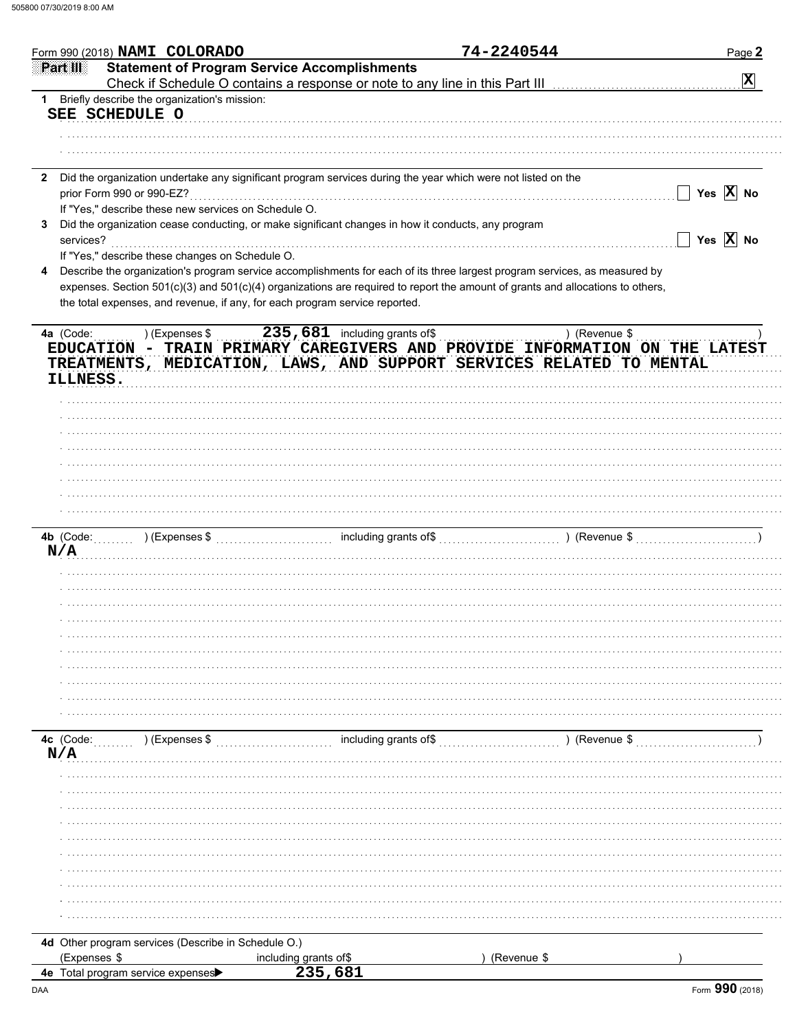Form 990 (2018) **NAMI COLORADO** **74-2240544**

## Part III Statement of Program Service Accomplishments

Check if Schedule O contains a response or note to any line in this Part III [X]

**1** Briefly describe the organization's mission:

SEE SCHEDULE O

**2** Did the organization undertake any significant program services during the year which were not listed on the prior Form 990 or 990-EZ? [ ] Yes [X] No

If "Yes," describe these new services on Schedule O.

**3** Did the organization cease conducting, or make significant changes in how it conducts, any program services? [ ] Yes [X] No

If "Yes," describe these changes on Schedule O.

**4** Describe the organization's program service accomplishments for each of its three largest program services, as measured by expenses. Section 501(c)(3) and 501(c)(4) organizations are required to report the amount of grants and allocations to others, the total expenses, and revenue, if any, for each program service reported.

**4a** (Code: ) (Expenses $ 235,681 including grants of$ ) (Revenue $ )

EDUCATION - TRAIN PRIMARY CAREGIVERS AND PROVIDE INFORMATION ON THE LATEST TREATMENTS, MEDICATION, LAWS, AND SUPPORT SERVICES RELATED TO MENTAL ILLNESS.

**4b** (Code: ) (Expenses $ including grants of$ ) (Revenue $ )

N/A

**4c** (Code: ) (Expenses $ including grants of$ ) (Revenue $ )

N/A

**4d** Other program services (Describe in Schedule O.)

(Expenses $ including grants of$ ) (Revenue $ )

**4e** Total program service expenses ▶ 235,681

DAA Form **990** (2018)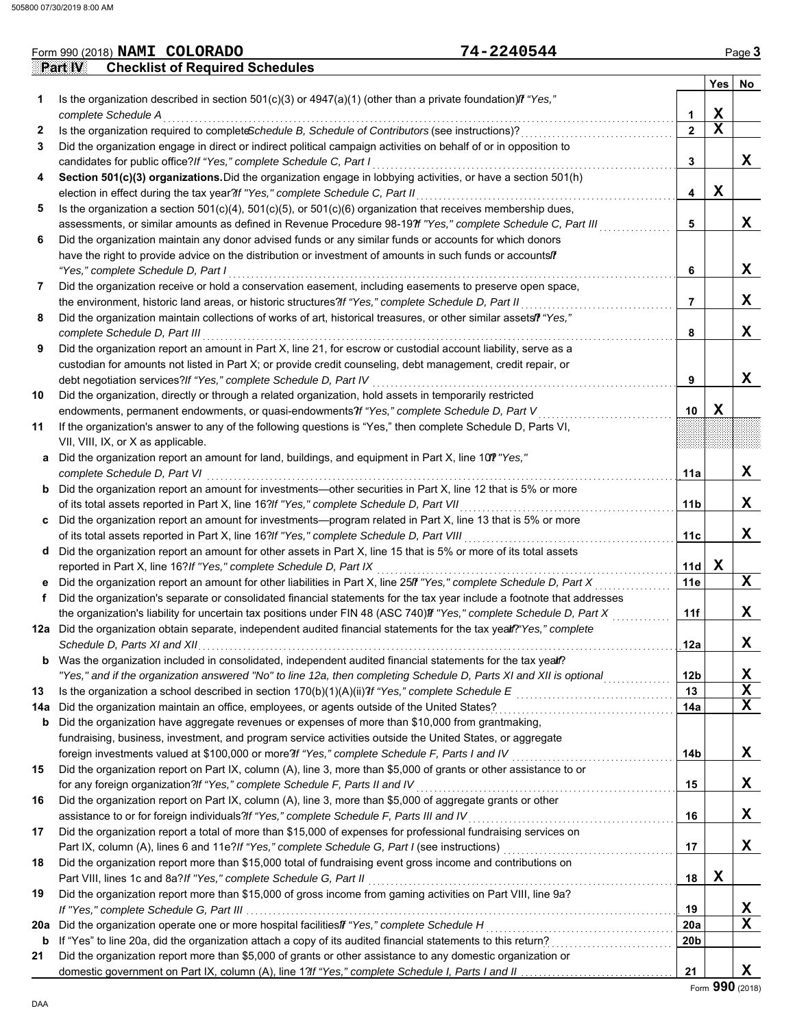Form 990 (2018) **NAMI COLORADO** **74-2240544**

## Part IV Checklist of Required Schedules

| | | | Yes | No |
|---|---|---|---|---|
| **1** | Is the organization described in section 501(c)(3) or 4947(a)(1) (other than a private foundation)? *If "Yes," complete Schedule A* | 1 | X | |
| **2** | Is the organization required to complete *Schedule B, Schedule of Contributors* (see instructions)? | 2 | X | |
| **3** | Did the organization engage in direct or indirect political campaign activities on behalf of or in opposition to candidates for public office? *If "Yes," complete Schedule C, Part I* | 3 | | X |
| **4** | **Section 501(c)(3) organizations.** Did the organization engage in lobbying activities, or have a section 501(h) election in effect during the tax year? *If "Yes," complete Schedule C, Part II* | 4 | X | |
| **5** | Is the organization a section 501(c)(4), 501(c)(5), or 501(c)(6) organization that receives membership dues, assessments, or similar amounts as defined in Revenue Procedure 98-19? *If "Yes," complete Schedule C, Part III* | 5 | | X |
| **6** | Did the organization maintain any donor advised funds or any similar funds or accounts for which donors have the right to provide advice on the distribution or investment of amounts in such funds or accounts? *If "Yes," complete Schedule D, Part I* | 6 | | X |
| **7** | Did the organization receive or hold a conservation easement, including easements to preserve open space, the environment, historic land areas, or historic structures? *If "Yes," complete Schedule D, Part II* | 7 | | X |
| **8** | Did the organization maintain collections of works of art, historical treasures, or other similar assets? *If "Yes," complete Schedule D, Part III* | 8 | | X |
| **9** | Did the organization report an amount in Part X, line 21, for escrow or custodial account liability, serve as a custodian for amounts not listed in Part X; or provide credit counseling, debt management, credit repair, or debt negotiation services? *If "Yes," complete Schedule D, Part IV* | 9 | | X |
| **10** | Did the organization, directly or through a related organization, hold assets in temporarily restricted endowments, permanent endowments, or quasi-endowments? *If "Yes," complete Schedule D, Part V* | 10 | X | |
| **11** | If the organization's answer to any of the following questions is "Yes," then complete Schedule D, Parts VI, VII, VIII, IX, or X as applicable. | | | |
| **a** | Did the organization report an amount for land, buildings, and equipment in Part X, line 10? *If "Yes," complete Schedule D, Part VI* | 11a | | X |
| **b** | Did the organization report an amount for investments—other securities in Part X, line 12 that is 5% or more of its total assets reported in Part X, line 16? *If "Yes," complete Schedule D, Part VII* | 11b | | X |
| **c** | Did the organization report an amount for investments—program related in Part X, line 13 that is 5% or more of its total assets reported in Part X, line 16? *If "Yes," complete Schedule D, Part VIII* | 11c | | X |
| **d** | Did the organization report an amount for other assets in Part X, line 15 that is 5% or more of its total assets reported in Part X, line 16? *If "Yes," complete Schedule D, Part IX* | 11d | X | |
| **e** | Did the organization report an amount for other liabilities in Part X, line 25? *If "Yes," complete Schedule D, Part X* | 11e | | X |
| **f** | Did the organization's separate or consolidated financial statements for the tax year include a footnote that addresses the organization's liability for uncertain tax positions under FIN 48 (ASC 740)? *If "Yes," complete Schedule D, Part X* | 11f | | X |
| **12a** | Did the organization obtain separate, independent audited financial statements for the tax year? *If "Yes," complete Schedule D, Parts XI and XII* | 12a | | X |
| **b** | Was the organization included in consolidated, independent audited financial statements for the tax year? *If "Yes," and if the organization answered "No" to line 12a, then completing Schedule D, Parts XI and XII is optional* | 12b | | X |
| **13** | Is the organization a school described in section 170(b)(1)(A)(ii)? *If "Yes," complete Schedule E* | 13 | | X |
| **14a** | Did the organization maintain an office, employees, or agents outside of the United States? | 14a | | X |
| **b** | Did the organization have aggregate revenues or expenses of more than $10,000 from grantmaking, fundraising, business, investment, and program service activities outside the United States, or aggregate foreign investments valued at $100,000 or more? *If "Yes," complete Schedule F, Parts I and IV* | 14b | | X |
| **15** | Did the organization report on Part IX, column (A), line 3, more than $5,000 of grants or other assistance to or for any foreign organization? *If "Yes," complete Schedule F, Parts II and IV* | 15 | | X |
| **16** | Did the organization report on Part IX, column (A), line 3, more than $5,000 of aggregate grants or other assistance to or for foreign individuals? *If "Yes," complete Schedule F, Parts III and IV* | 16 | | X |
| **17** | Did the organization report a total of more than $15,000 of expenses for professional fundraising services on Part IX, column (A), lines 6 and 11e? *If "Yes," complete Schedule G, Part I* (see instructions) | 17 | | X |
| **18** | Did the organization report more than $15,000 total of fundraising event gross income and contributions on Part VIII, lines 1c and 8a? *If "Yes," complete Schedule G, Part II* | 18 | X | |
| **19** | Did the organization report more than $15,000 of gross income from gaming activities on Part VIII, line 9a? *If "Yes," complete Schedule G, Part III* | 19 | | X |
| **20a** | Did the organization operate one or more hospital facilities? *If "Yes," complete Schedule H* | 20a | | X |
| **b** | If "Yes" to line 20a, did the organization attach a copy of its audited financial statements to this return? | 20b | | |
| **21** | Did the organization report more than $5,000 of grants or other assistance to any domestic organization or domestic government on Part IX, column (A), line 1? *If "Yes," complete Schedule I, Parts I and II* | 21 | | X |

Form **990** (2018)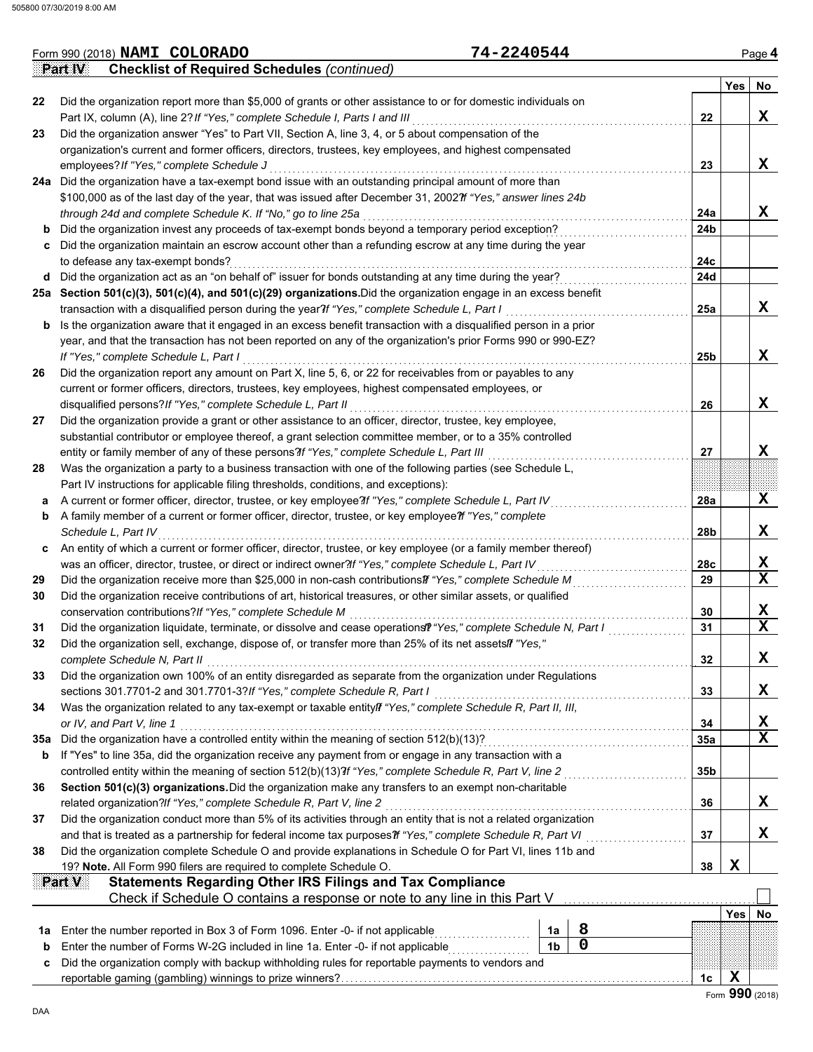Form 990 (2018) **NAMI COLORADO** **74-2240544** Page **4**

**Part IV** **Checklist of Required Schedules** *(continued)*

| | | | Yes | No |
|---|---|---|---|---|
| 22 | Did the organization report more than $5,000 of grants or other assistance to or for domestic individuals on Part IX, column (A), line 2? *If "Yes," complete Schedule I, Parts I and III* | 22 | | X |
| 23 | Did the organization answer "Yes" to Part VII, Section A, line 3, 4, or 5 about compensation of the organization's current and former officers, directors, trustees, key employees, and highest compensated employees? *If "Yes," complete Schedule J* | 23 | | X |
| 24a | Did the organization have a tax-exempt bond issue with an outstanding principal amount of more than $100,000 as of the last day of the year, that was issued after December 31, 2002? *If "Yes," answer lines 24b through 24d and complete Schedule K. If "No," go to line 25a* | 24a | | X |
| b | Did the organization invest any proceeds of tax-exempt bonds beyond a temporary period exception? | 24b | | |
| c | Did the organization maintain an escrow account other than a refunding escrow at any time during the year to defease any tax-exempt bonds? | 24c | | |
| d | Did the organization act as an "on behalf of" issuer for bonds outstanding at any time during the year? | 24d | | |
| 25a | **Section 501(c)(3), 501(c)(4), and 501(c)(29) organizations.** Did the organization engage in an excess benefit transaction with a disqualified person during the year? *If "Yes," complete Schedule L, Part I* | 25a | | X |
| b | Is the organization aware that it engaged in an excess benefit transaction with a disqualified person in a prior year, and that the transaction has not been reported on any of the organization's prior Forms 990 or 990-EZ? *If "Yes," complete Schedule L, Part I* | 25b | | X |
| 26 | Did the organization report any amount on Part X, line 5, 6, or 22 for receivables from or payables to any current or former officers, directors, trustees, key employees, highest compensated employees, or disqualified persons? *If "Yes," complete Schedule L, Part II* | 26 | | X |
| 27 | Did the organization provide a grant or other assistance to an officer, director, trustee, key employee, substantial contributor or employee thereof, a grant selection committee member, or to a 35% controlled entity or family member of any of these persons? *If "Yes," complete Schedule L, Part III* | 27 | | X |
| 28 | Was the organization a party to a business transaction with one of the following parties (see Schedule L, Part IV instructions for applicable filing thresholds, conditions, and exceptions): | | | |
| a | A current or former officer, director, trustee, or key employee? *If "Yes," complete Schedule L, Part IV* | 28a | | X |
| b | A family member of a current or former officer, director, trustee, or key employee? *If "Yes," complete Schedule L, Part IV* | 28b | | X |
| c | An entity of which a current or former officer, director, trustee, or key employee (or a family member thereof) was an officer, director, trustee, or direct or indirect owner? *If "Yes," complete Schedule L, Part IV* | 28c | | X |
| 29 | Did the organization receive more than $25,000 in non-cash contributions? *If "Yes," complete Schedule M* | 29 | | X |
| 30 | Did the organization receive contributions of art, historical treasures, or other similar assets, or qualified conservation contributions? *If "Yes," complete Schedule M* | 30 | | X |
| 31 | Did the organization liquidate, terminate, or dissolve and cease operations? *If "Yes," complete Schedule N, Part I* | 31 | | X |
| 32 | Did the organization sell, exchange, dispose of, or transfer more than 25% of its net assets? *If "Yes," complete Schedule N, Part II* | 32 | | X |
| 33 | Did the organization own 100% of an entity disregarded as separate from the organization under Regulations sections 301.7701-2 and 301.7701-3? *If "Yes," complete Schedule R, Part I* | 33 | | X |
| 34 | Was the organization related to any tax-exempt or taxable entity? *If "Yes," complete Schedule R, Part II, III, or IV, and Part V, line 1* | 34 | | X |
| 35a | Did the organization have a controlled entity within the meaning of section 512(b)(13)? | 35a | | X |
| b | If "Yes" to line 35a, did the organization receive any payment from or engage in any transaction with a controlled entity within the meaning of section 512(b)(13)? *If "Yes," complete Schedule R, Part V, line 2* | 35b | | |
| 36 | **Section 501(c)(3) organizations.** Did the organization make any transfers to an exempt non-charitable related organization? *If "Yes," complete Schedule R, Part V, line 2* | 36 | | X |
| 37 | Did the organization conduct more than 5% of its activities through an entity that is not a related organization and that is treated as a partnership for federal income tax purposes? *If "Yes," complete Schedule R, Part VI* | 37 | | X |
| 38 | Did the organization complete Schedule O and provide explanations in Schedule O for Part VI, lines 11b and 19? **Note.** All Form 990 filers are required to complete Schedule O. | 38 | X | |

**Part V** **Statements Regarding Other IRS Filings and Tax Compliance**

Check if Schedule O contains a response or note to any line in this Part V ☐

| | | | | | Yes | No |
|---|---|---|---|---|---|---|
| 1a | Enter the number reported in Box 3 of Form 1096. Enter -0- if not applicable | 1a | 8 | | | |
| b | Enter the number of Forms W-2G included in line 1a. Enter -0- if not applicable | 1b | 0 | | | |
| c | Did the organization comply with backup withholding rules for reportable payments to vendors and reportable gaming (gambling) winnings to prize winners? | | | 1c | X | |

Form **990** (2018)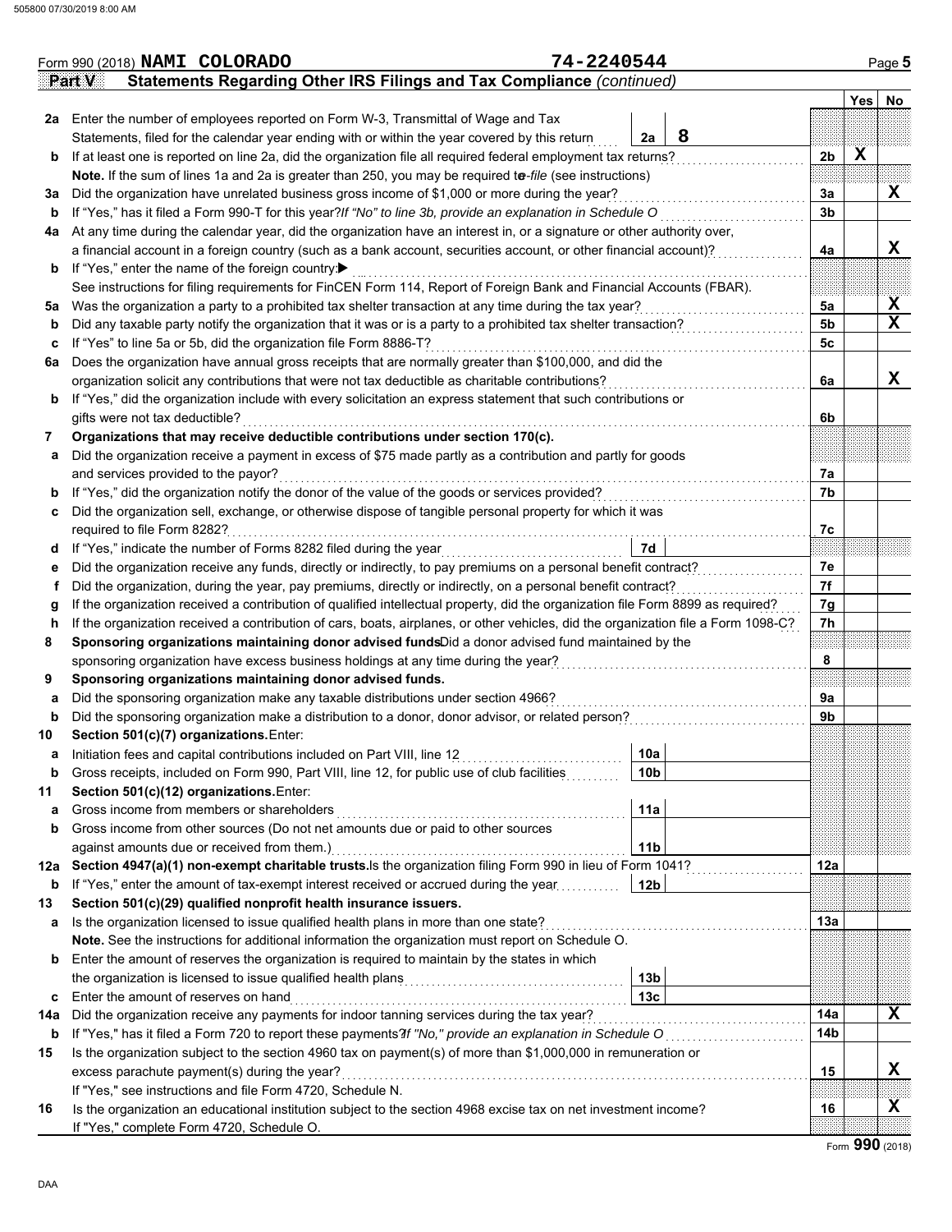Form 990 (2018) **NAMI COLORADO** **74-2240544** Page **5**

**Part V** **Statements Regarding Other IRS Filings and Tax Compliance** *(continued)*

| | | | | Yes | No |
|---|---|---|---|---|---|
| **2a** | Enter the number of employees reported on Form W-3, Transmittal of Wage and Tax Statements, filed for the calendar year ending with or within the year covered by this return | **2a** 8 | | | |
| **b** | If at least one is reported on line 2a, did the organization file all required federal employment tax returns? | | **2b** | X | |
| | **Note.** If the sum of lines 1a and 2a is greater than 250, you may be required to *e-file* (see instructions) | | | | |
| **3a** | Did the organization have unrelated business gross income of $1,000 or more during the year? | | **3a** | | X |
| **b** | If "Yes," has it filed a Form 990-T for this year? *If "No" to line 3b, provide an explanation in Schedule O* | | **3b** | | |
| **4a** | At any time during the calendar year, did the organization have an interest in, or a signature or other authority over, a financial account in a foreign country (such as a bank account, securities account, or other financial account)? | | **4a** | | X |
| **b** | If "Yes," enter the name of the foreign country: ▶ | | | | |
| | See instructions for filing requirements for FinCEN Form 114, Report of Foreign Bank and Financial Accounts (FBAR). | | | | |
| **5a** | Was the organization a party to a prohibited tax shelter transaction at any time during the tax year? | | **5a** | | X |
| **b** | Did any taxable party notify the organization that it was or is a party to a prohibited tax shelter transaction? | | **5b** | | X |
| **c** | If "Yes" to line 5a or 5b, did the organization file Form 8886-T? | | **5c** | | |
| **6a** | Does the organization have annual gross receipts that are normally greater than $100,000, and did the organization solicit any contributions that were not tax deductible as charitable contributions? | | **6a** | | X |
| **b** | If "Yes," did the organization include with every solicitation an express statement that such contributions or gifts were not tax deductible? | | **6b** | | |
| **7** | **Organizations that may receive deductible contributions under section 170(c).** | | | | |
| **a** | Did the organization receive a payment in excess of $75 made partly as a contribution and partly for goods and services provided to the payor? | | **7a** | | |
| **b** | If "Yes," did the organization notify the donor of the value of the goods or services provided? | | **7b** | | |
| **c** | Did the organization sell, exchange, or otherwise dispose of tangible personal property for which it was required to file Form 8282? | | **7c** | | |
| **d** | If "Yes," indicate the number of Forms 8282 filed during the year | **7d** | | | |
| **e** | Did the organization receive any funds, directly or indirectly, to pay premiums on a personal benefit contract? | | **7e** | | |
| **f** | Did the organization, during the year, pay premiums, directly or indirectly, on a personal benefit contract? | | **7f** | | |
| **g** | If the organization received a contribution of qualified intellectual property, did the organization file Form 8899 as required? | | **7g** | | |
| **h** | If the organization received a contribution of cars, boats, airplanes, or other vehicles, did the organization file a Form 1098-C? | | **7h** | | |
| **8** | **Sponsoring organizations maintaining donor advised funds.** Did a donor advised fund maintained by the sponsoring organization have excess business holdings at any time during the year? | | **8** | | |
| **9** | **Sponsoring organizations maintaining donor advised funds.** | | | | |
| **a** | Did the sponsoring organization make any taxable distributions under section 4966? | | **9a** | | |
| **b** | Did the sponsoring organization make a distribution to a donor, donor advisor, or related person? | | **9b** | | |
| **10** | **Section 501(c)(7) organizations.** Enter: | | | | |
| **a** | Initiation fees and capital contributions included on Part VIII, line 12 | **10a** | | | |
| **b** | Gross receipts, included on Form 990, Part VIII, line 12, for public use of club facilities | **10b** | | | |
| **11** | **Section 501(c)(12) organizations.** Enter: | | | | |
| **a** | Gross income from members or shareholders | **11a** | | | |
| **b** | Gross income from other sources (Do not net amounts due or paid to other sources against amounts due or received from them.) | **11b** | | | |
| **12a** | **Section 4947(a)(1) non-exempt charitable trusts.** Is the organization filing Form 990 in lieu of Form 1041? | | **12a** | | |
| **b** | If "Yes," enter the amount of tax-exempt interest received or accrued during the year | **12b** | | | |
| **13** | **Section 501(c)(29) qualified nonprofit health insurance issuers.** | | | | |
| **a** | Is the organization licensed to issue qualified health plans in more than one state? | | **13a** | | |
| | **Note.** See the instructions for additional information the organization must report on Schedule O. | | | | |
| **b** | Enter the amount of reserves the organization is required to maintain by the states in which the organization is licensed to issue qualified health plans | **13b** | | | |
| **c** | Enter the amount of reserves on hand | **13c** | | | |
| **14a** | Did the organization receive any payments for indoor tanning services during the tax year? | | **14a** | | X |
| **b** | If "Yes," has it filed a Form 720 to report these payments? *If "No," provide an explanation in Schedule O* | | **14b** | | |
| **15** | Is the organization subject to the section 4960 tax on payment(s) of more than $1,000,000 in remuneration or excess parachute payment(s) during the year? | | **15** | | X |
| | If "Yes," see instructions and file Form 4720, Schedule N. | | | | |
| **16** | Is the organization an educational institution subject to the section 4968 excise tax on net investment income? | | **16** | | X |
| | If "Yes," complete Form 4720, Schedule O. | | | | |

Form **990** (2018)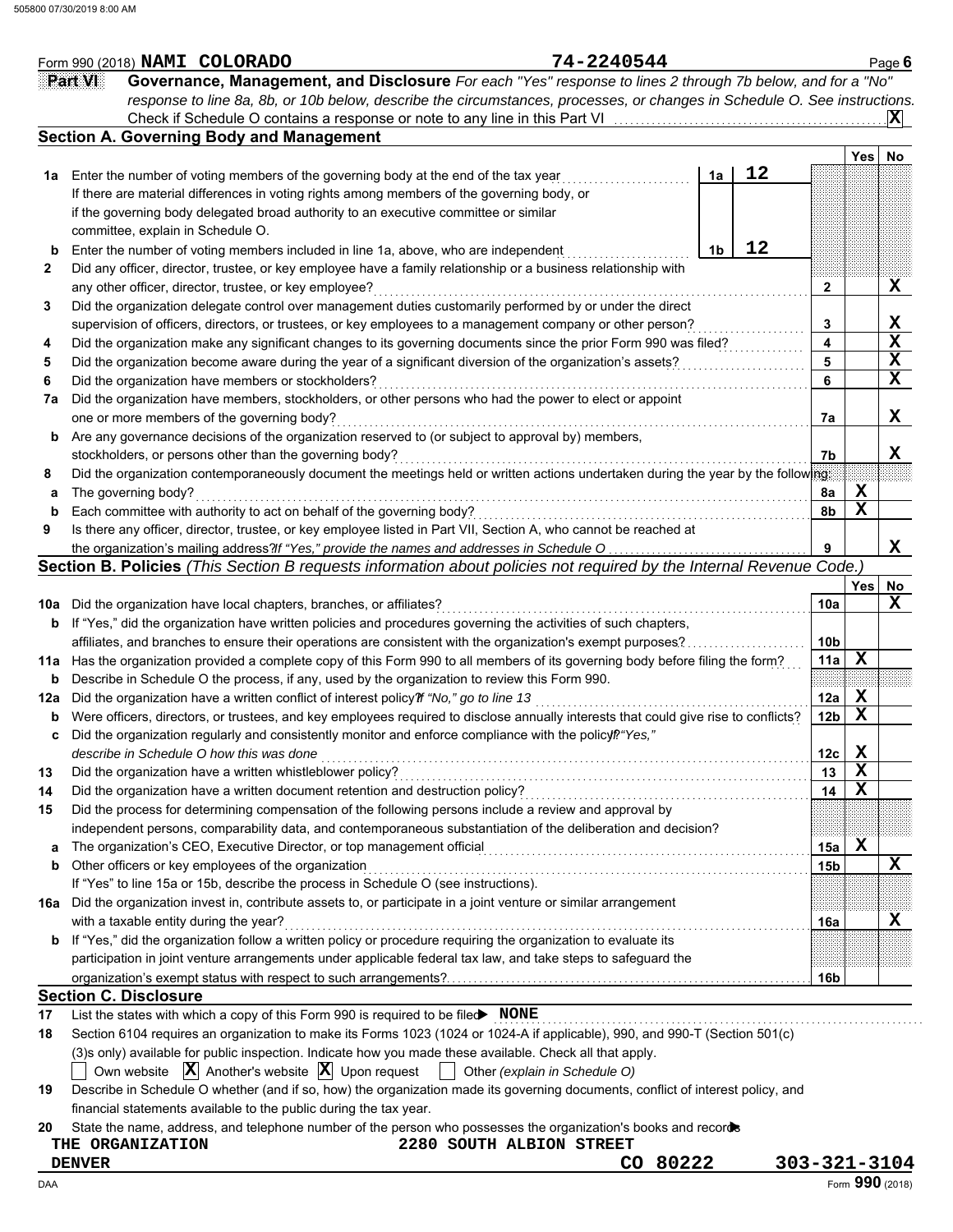Form 990 (2018) **NAMI COLORADO** 74-2240544

## Part VI Governance, Management, and Disclosure

*For each "Yes" response to lines 2 through 7b below, and for a "No" response to line 8a, 8b, or 10b below, describe the circumstances, processes, or changes in Schedule O. See instructions.*

Check if Schedule O contains a response or note to any line in this Part VI . . . . . . **X**

### Section A. Governing Body and Management

| | | | Yes | No |
|---|---|---|---|---|
| **1a** | Enter the number of voting members of the governing body at the end of the tax year . . . **1a** 12 | | | |
| | If there are material differences in voting rights among members of the governing body, or if the governing body delegated broad authority to an executive committee or similar committee, explain in Schedule O. | | | |
| **b** | Enter the number of voting members included in line 1a, above, who are independent . . . **1b** 12 | | | |
| **2** | Did any officer, director, trustee, or key employee have a family relationship or a business relationship with any other officer, director, trustee, or key employee? | 2 | | X |
| **3** | Did the organization delegate control over management duties customarily performed by or under the direct supervision of officers, directors, or trustees, or key employees to a management company or other person? | 3 | | X |
| **4** | Did the organization make any significant changes to its governing documents since the prior Form 990 was filed? | 4 | | X |
| **5** | Did the organization become aware during the year of a significant diversion of the organization's assets? | 5 | | X |
| **6** | Did the organization have members or stockholders? | 6 | | X |
| **7a** | Did the organization have members, stockholders, or other persons who had the power to elect or appoint one or more members of the governing body? | 7a | | X |
| **b** | Are any governance decisions of the organization reserved to (or subject to approval by) members, stockholders, or persons other than the governing body? | 7b | | X |
| **8** | Did the organization contemporaneously document the meetings held or written actions undertaken during the year by the following: | | | |
| **a** | The governing body? | 8a | X | |
| **b** | Each committee with authority to act on behalf of the governing body? | 8b | X | |
| **9** | Is there any officer, director, trustee, or key employee listed in Part VII, Section A, who cannot be reached at the organization's mailing address? *If "Yes," provide the names and addresses in Schedule O* | 9 | | X |

### Section B. Policies *(This Section B requests information about policies not required by the Internal Revenue Code.)*

| | | | Yes | No |
|---|---|---|---|---|
| **10a** | Did the organization have local chapters, branches, or affiliates? | 10a | | X |
| **b** | If "Yes," did the organization have written policies and procedures governing the activities of such chapters, affiliates, and branches to ensure their operations are consistent with the organization's exempt purposes? | 10b | | |
| **11a** | Has the organization provided a complete copy of this Form 990 to all members of its governing body before filing the form? | 11a | X | |
| **b** | Describe in Schedule O the process, if any, used by the organization to review this Form 990. | | | |
| **12a** | Did the organization have a written conflict of interest policy? *If "No," go to line 13* | 12a | X | |
| **b** | Were officers, directors, or trustees, and key employees required to disclose annually interests that could give rise to conflicts? | 12b | X | |
| **c** | Did the organization regularly and consistently monitor and enforce compliance with the policy? *If "Yes," describe in Schedule O how this was done* | 12c | X | |
| **13** | Did the organization have a written whistleblower policy? | 13 | X | |
| **14** | Did the organization have a written document retention and destruction policy? | 14 | X | |
| **15** | Did the process for determining compensation of the following persons include a review and approval by independent persons, comparability data, and contemporaneous substantiation of the deliberation and decision? | | | |
| **a** | The organization's CEO, Executive Director, or top management official | 15a | X | |
| **b** | Other officers or key employees of the organization | 15b | | X |
| | If "Yes" to line 15a or 15b, describe the process in Schedule O (see instructions). | | | |
| **16a** | Did the organization invest in, contribute assets to, or participate in a joint venture or similar arrangement with a taxable entity during the year? | 16a | | X |
| **b** | If "Yes," did the organization follow a written policy or procedure requiring the organization to evaluate its participation in joint venture arrangements under applicable federal tax law, and take steps to safeguard the organization's exempt status with respect to such arrangements? | 16b | | |

### Section C. Disclosure

**17** List the states with which a copy of this Form 990 is required to be filed ▶ **NONE**

**18** Section 6104 requires an organization to make its Forms 1023 (1024 or 1024-A if applicable), 990, and 990-T (Section 501(c)(3)s only) available for public inspection. Indicate how you made these available. Check all that apply.

☐ Own website ☒ Another's website ☒ Upon request ☐ Other *(explain in Schedule O)*

**19** Describe in Schedule O whether (and if so, how) the organization made its governing documents, conflict of interest policy, and financial statements available to the public during the tax year.

**20** State the name, address, and telephone number of the person who possesses the organization's books and records ▶

THE ORGANIZATION
2280 SOUTH ALBION STREET
DENVER CO 80222 303-321-3104

Form **990** (2018)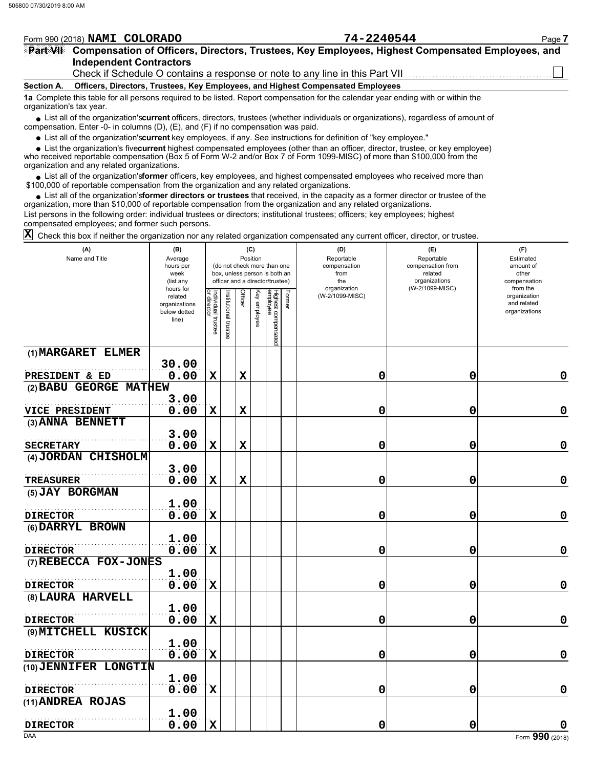Form 990 (2018) **NAMI COLORADO** **74-2240544** Page **7**

## Part VII Compensation of Officers, Directors, Trustees, Key Employees, Highest Compensated Employees, and Independent Contractors

Check if Schedule O contains a response or note to any line in this Part VII ☐

### Section A. Officers, Directors, Trustees, Key Employees, and Highest Compensated Employees

**1a** Complete this table for all persons required to be listed. Report compensation for the calendar year ending with or within the organization's tax year.

- List all of the organization's **current** officers, directors, trustees (whether individuals or organizations), regardless of amount of compensation. Enter -0- in columns (D), (E), and (F) if no compensation was paid.
- List all of the organization's **current** key employees, if any. See instructions for definition of "key employee."
- List the organization's five **current** highest compensated employees (other than an officer, director, trustee, or key employee) who received reportable compensation (Box 5 of Form W-2 and/or Box 7 of Form 1099-MISC) of more than $100,000 from the organization and any related organizations.
- List all of the organization's **former** officers, key employees, and highest compensated employees who received more than $100,000 of reportable compensation from the organization and any related organizations.
- List all of the organization's **former directors or trustees** that received, in the capacity as a former director or trustee of the organization, more than $10,000 of reportable compensation from the organization and any related organizations.

List persons in the following order: individual trustees or directors; institutional trustees; officers; key employees; highest compensated employees; and former such persons.

☒ Check this box if neither the organization nor any related organization compensated any current officer, director, or trustee.

| (A) Name and Title | (B) Average hours per week (list any hours for related organizations below dotted line) | (C) Position (do not check more than one box, unless person is both an officer and a director/trustee) | | | | | | (D) Reportable compensation from the organization (W-2/1099-MISC) | (E) Reportable compensation from related organizations (W-2/1099-MISC) | (F) Estimated amount of other compensation from the organization and related organizations |
|---|---|---|---|---|---|---|---|---|---|---|
| | | Individual trustee or director | Institutional trustee | Officer | Key employee | Highest compensated employee | Former | | | |
| (1) MARGARET ELMER<br>PRESIDENT & ED | 30.00<br>0.00 | X | | X | | | | 0 | 0 | 0 |
| (2) BABU GEORGE MATHEW<br>VICE PRESIDENT | 3.00<br>0.00 | X | | X | | | | 0 | 0 | 0 |
| (3) ANNA BENNETT<br>SECRETARY | 3.00<br>0.00 | X | | X | | | | 0 | 0 | 0 |
| (4) JORDAN CHISHOLM<br>TREASURER | 3.00<br>0.00 | X | | X | | | | 0 | 0 | 0 |
| (5) JAY BORGMAN<br>DIRECTOR | 1.00<br>0.00 | X | | | | | | 0 | 0 | 0 |
| (6) DARRYL BROWN<br>DIRECTOR | 1.00<br>0.00 | X | | | | | | 0 | 0 | 0 |
| (7) REBECCA FOX-JONES<br>DIRECTOR | 1.00<br>0.00 | X | | | | | | 0 | 0 | 0 |
| (8) LAURA HARVELL<br>DIRECTOR | 1.00<br>0.00 | X | | | | | | 0 | 0 | 0 |
| (9) MITCHELL KUSICK<br>DIRECTOR | 1.00<br>0.00 | X | | | | | | 0 | 0 | 0 |
| (10) JENNIFER LONGTIN<br>DIRECTOR | 1.00<br>0.00 | X | | | | | | 0 | 0 | 0 |
| (11) ANDREA ROJAS<br>DIRECTOR | 1.00<br>0.00 | X | | | | | | 0 | 0 | 0 |

Form **990** (2018)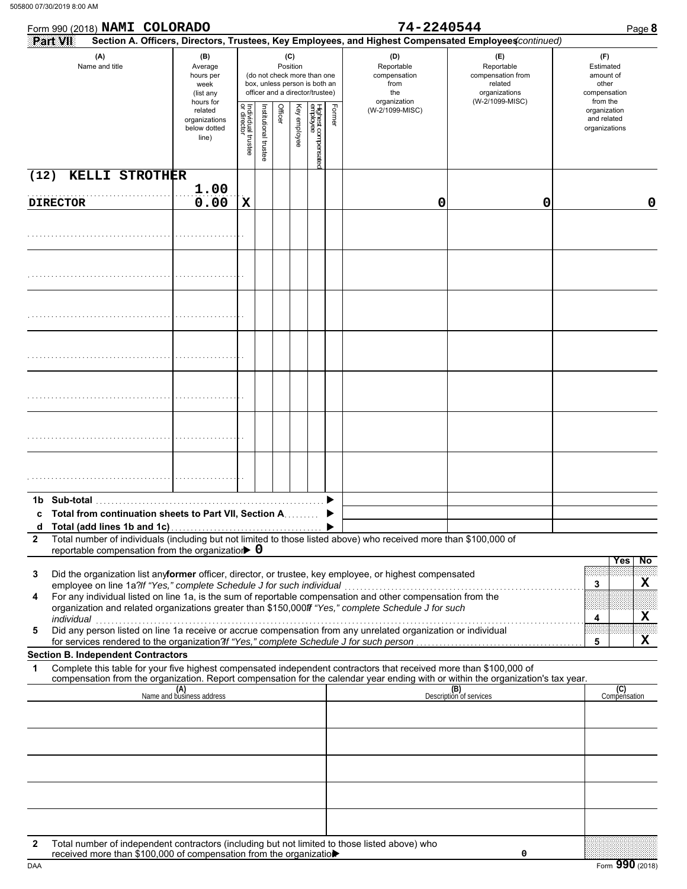Form 990 (2018) **NAMI COLORADO** **74-2240544** Page **8**

**Part VII** **Section A. Officers, Directors, Trustees, Key Employees, and Highest Compensated Employees** *(continued)*

| (A) Name and title | (B) Average hours per week (list any hours for related organizations below dotted line) | (C) Position: Individual trustee or director | Institutional trustee | Officer | Key employee | Highest compensated employee | Former | (D) Reportable compensation from the organization (W-2/1099-MISC) | (E) Reportable compensation from related organizations (W-2/1099-MISC) | (F) Estimated amount of other compensation from the organization and related organizations |
|---|---|---|---|---|---|---|---|---|---|---|
| (12) KELLI STROTHER<br>DIRECTOR | 1.00<br>0.00 | X | | | | | | 0 | 0 | 0 |
| | | | | | | | | | | |
| | | | | | | | | | | |
| | | | | | | | | | | |
| | | | | | | | | | | |
| | | | | | | | | | | |
| | | | | | | | | | | |
| | | | | | | | | | | |

**1b Sub-total** ▶

**c Total from continuation sheets to Part VII, Section A** ▶

**d Total (add lines 1b and 1c)** ▶

**2** Total number of individuals (including but not limited to those listed above) who received more than $100,000 of reportable compensation from the organization ▶ **0**

| | | | Yes | No |
|---|---|---|---|---|
| **3** | Did the organization list any **former** officer, director, or trustee, key employee, or highest compensated employee on line 1a? *If "Yes," complete Schedule J for such individual* | 3 | | X |
| **4** | For any individual listed on line 1a, is the sum of reportable compensation and other compensation from the organization and related organizations greater than $150,000? *If "Yes," complete Schedule J for such individual* | 4 | | X |
| **5** | Did any person listed on line 1a receive or accrue compensation from any unrelated organization or individual for services rendered to the organization? *If "Yes," complete Schedule J for such person* | 5 | | X |

**Section B. Independent Contractors**

**1** Complete this table for your five highest compensated independent contractors that received more than $100,000 of compensation from the organization. Report compensation for the calendar year ending with or within the organization's tax year.

| (A) Name and business address | (B) Description of services | (C) Compensation |
|---|---|---|
| | | |
| | | |
| | | |
| | | |
| | | |

**2** Total number of independent contractors (including but not limited to those listed above) who received more than $100,000 of compensation from the organization ▶ 0

DAA Form **990** (2018)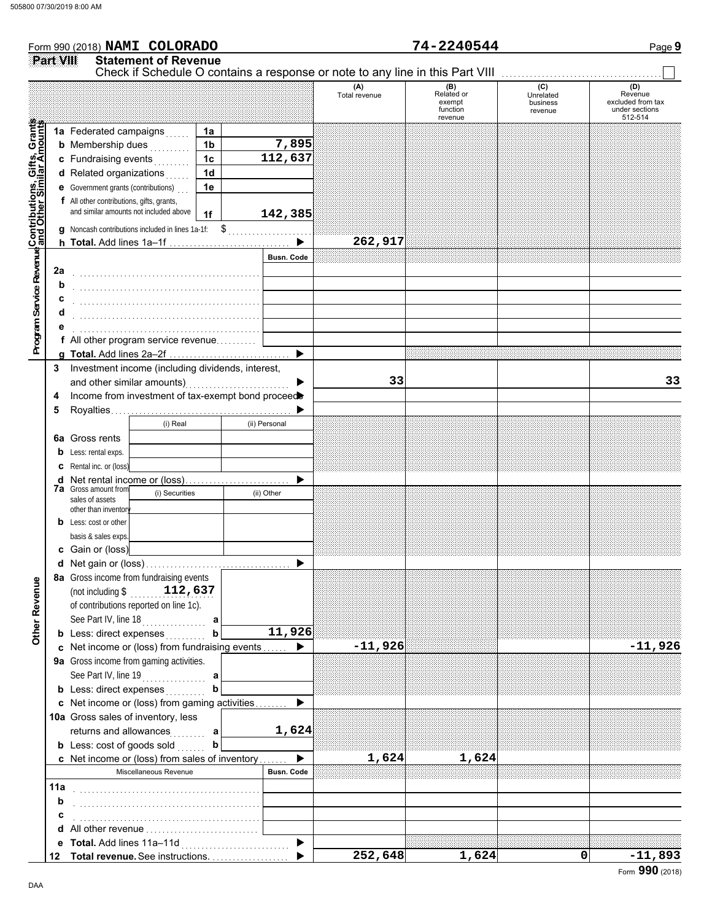Form 990 (2018) **NAMI COLORADO** **74-2240544** Page **9**

## Part VIII Statement of Revenue

Check if Schedule O contains a response or note to any line in this Part VIII ☐

| | | | (A) Total revenue | (B) Related or exempt function revenue | (C) Unrelated business revenue | (D) Revenue excluded from tax under sections 512-514 |
|---|---|---|---|---|---|---|
| **Contributions, Gifts, Grants and Other Similar Amounts** | 1a Federated campaigns | 1a | | | | |
| | b Membership dues | 1b 7,895 | | | | |
| | c Fundraising events | 1c 112,637 | | | | |
| | d Related organizations | 1d | | | | |
| | e Government grants (contributions) | 1e | | | | |
| | f All other contributions, gifts, grants, and similar amounts not included above | 1f 142,385 | | | | |
| | g Noncash contributions included in lines 1a-1f: $ | | | | | |
| | h **Total.** Add lines 1a–1f | | 262,917 | | | |
| **Program Service Revenue** | | Busn. Code | | | | |
| | 2a | | | | | |
| | b | | | | | |
| | c | | | | | |
| | d | | | | | |
| | e | | | | | |
| | f All other program service revenue | | | | | |
| | g **Total.** Add lines 2a–2f | | | | | |
| | 3 Investment income (including dividends, interest, and other similar amounts) | | 33 | | | 33 |
| | 4 Income from investment of tax-exempt bond proceeds | | | | | |
| | 5 Royalties | | | | | |
| | | (i) Real / (ii) Personal | | | | |
| | 6a Gross rents | | | | | |
| | b Less: rental exps. | | | | | |
| | c Rental inc. or (loss) | | | | | |
| | d Net rental income or (loss) | | | | | |
| | 7a Gross amount from sales of assets other than inventory | (i) Securities / (ii) Other | | | | |
| | b Less: cost or other basis & sales exps. | | | | | |
| | c Gain or (loss) | | | | | |
| | d Net gain or (loss) | | | | | |
| **Other Revenue** | 8a Gross income from fundraising events (not including $ 112,637 of contributions reported on line 1c). See Part IV, line 18 | a | | | | |
| | b Less: direct expenses | b 11,926 | | | | |
| | c Net income or (loss) from fundraising events | | -11,926 | | | -11,926 |
| | 9a Gross income from gaming activities. See Part IV, line 19 | a | | | | |
| | b Less: direct expenses | b | | | | |
| | c Net income or (loss) from gaming activities | | | | | |
| | 10a Gross sales of inventory, less returns and allowances | a 1,624 | | | | |
| | b Less: cost of goods sold | b | | | | |
| | c Net income or (loss) from sales of inventory | | 1,624 | 1,624 | | |
| | Miscellaneous Revenue | Busn. Code | | | | |
| | 11a | | | | | |
| | b | | | | | |
| | c | | | | | |
| | d All other revenue | | | | | |
| | e **Total.** Add lines 11a–11d | | | | | |
| | 12 **Total revenue.** See instructions. | | 252,648 | 1,624 | 0 | -11,893 |

Form **990** (2018)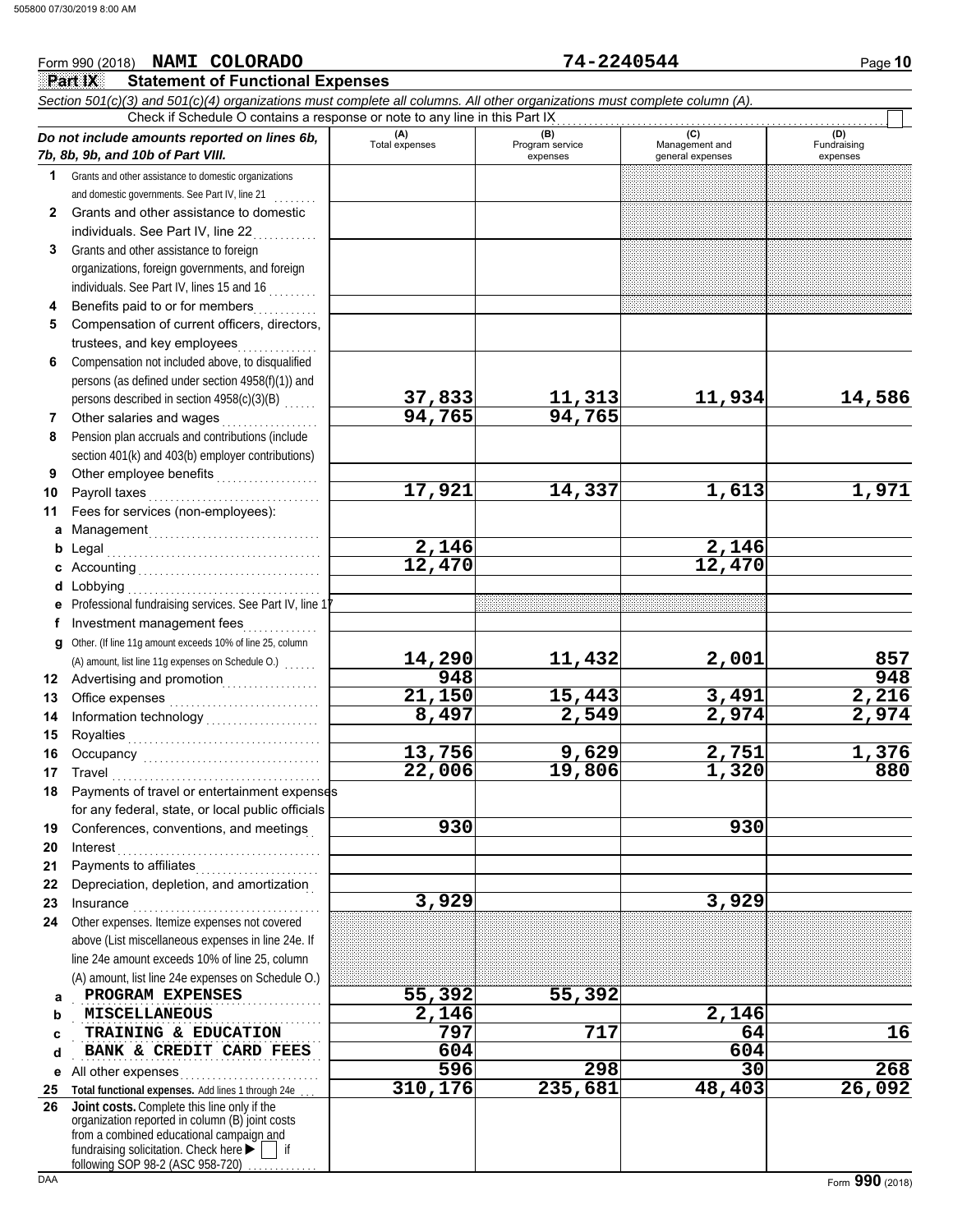Form 990 (2018) **NAMI COLORADO** **74-2240544** Page **10**

**Part IX Statement of Functional Expenses**

*Section 501(c)(3) and 501(c)(4) organizations must complete all columns. All other organizations must complete column (A).*

Check if Schedule O contains a response or note to any line in this Part IX ☐

| *Do not include amounts reported on lines 6b, 7b, 8b, 9b, and 10b of Part VIII.* | (A) Total expenses | (B) Program service expenses | (C) Management and general expenses | (D) Fundraising expenses |
|---|---|---|---|---|
| **1** Grants and other assistance to domestic organizations and domestic governments. See Part IV, line 21 | | | | |
| **2** Grants and other assistance to domestic individuals. See Part IV, line 22 | | | | |
| **3** Grants and other assistance to foreign organizations, foreign governments, and foreign individuals. See Part IV, lines 15 and 16 | | | | |
| **4** Benefits paid to or for members | | | | |
| **5** Compensation of current officers, directors, trustees, and key employees | 37,833 | 11,313 | 11,934 | 14,586 |
| **6** Compensation not included above, to disqualified persons (as defined under section 4958(f)(1)) and persons described in section 4958(c)(3)(B) | | | | |
| **7** Other salaries and wages | 94,765 | 94,765 | | |
| **8** Pension plan accruals and contributions (include section 401(k) and 403(b) employer contributions) | | | | |
| **9** Other employee benefits | | | | |
| **10** Payroll taxes | 17,921 | 14,337 | 1,613 | 1,971 |
| **11** Fees for services (non-employees): | | | | |
| **a** Management | | | | |
| **b** Legal | 2,146 | | 2,146 | |
| **c** Accounting | 12,470 | | 12,470 | |
| **d** Lobbying | | | | |
| **e** Professional fundraising services. See Part IV, line 17 | | | | |
| **f** Investment management fees | | | | |
| **g** Other. (If line 11g amount exceeds 10% of line 25, column (A) amount, list line 11g expenses on Schedule O.) | 14,290 | 11,432 | 2,001 | 857 |
| **12** Advertising and promotion | 948 | | | 948 |
| **13** Office expenses | 21,150 | 15,443 | 3,491 | 2,216 |
| **14** Information technology | 8,497 | 2,549 | 2,974 | 2,974 |
| **15** Royalties | | | | |
| **16** Occupancy | 13,756 | 9,629 | 2,751 | 1,376 |
| **17** Travel | 22,006 | 19,806 | 1,320 | 880 |
| **18** Payments of travel or entertainment expenses for any federal, state, or local public officials | | | | |
| **19** Conferences, conventions, and meetings | 930 | | 930 | |
| **20** Interest | | | | |
| **21** Payments to affiliates | | | | |
| **22** Depreciation, depletion, and amortization | | | | |
| **23** Insurance | 3,929 | | 3,929 | |
| **24** Other expenses. Itemize expenses not covered above (List miscellaneous expenses in line 24e. If line 24e amount exceeds 10% of line 25, column (A) amount, list line 24e expenses on Schedule O.) | | | | |
| **a** PROGRAM EXPENSES | 55,392 | 55,392 | | |
| **b** MISCELLANEOUS | 2,146 | | 2,146 | |
| **c** TRAINING & EDUCATION | 797 | 717 | 64 | 16 |
| **d** BANK & CREDIT CARD FEES | 604 | | 604 | |
| **e** All other expenses | 596 | 298 | 30 | 268 |
| **25 Total functional expenses.** Add lines 1 through 24e | 310,176 | 235,681 | 48,403 | 26,092 |
| **26 Joint costs.** Complete this line only if the organization reported in column (B) joint costs from a combined educational campaign and fundraising solicitation. Check here ▶ ☐ if following SOP 98-2 (ASC 958-720) | | | | |

Form **990** (2018)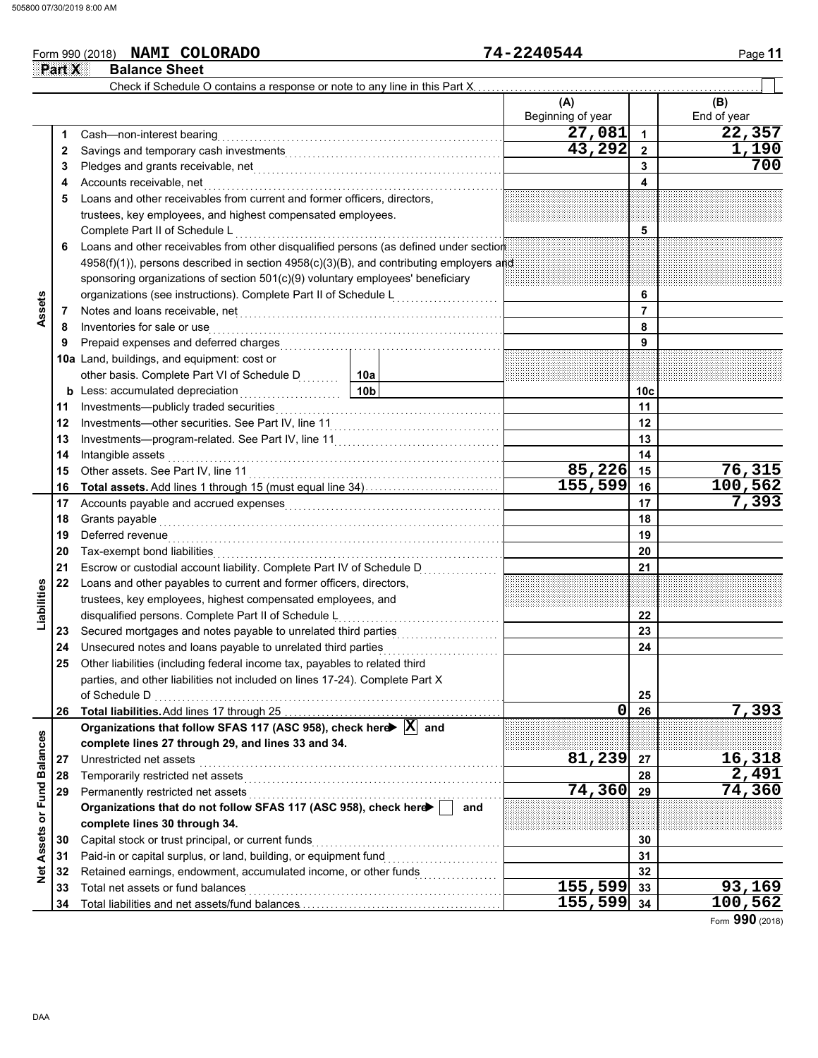Form 990 (2018) **NAMI COLORADO** **74-2240544**

## Part X Balance Sheet

Check if Schedule O contains a response or note to any line in this Part X

| | | | (A) Beginning of year | | (B) End of year |
|---|---|---|---|---|---|
| **Assets** | 1 | Cash—non-interest bearing | 27,081 | 1 | 22,357 |
| | 2 | Savings and temporary cash investments | 43,292 | 2 | 1,190 |
| | 3 | Pledges and grants receivable, net | | 3 | 700 |
| | 4 | Accounts receivable, net | | 4 | |
| | 5 | Loans and other receivables from current and former officers, directors, trustees, key employees, and highest compensated employees. Complete Part II of Schedule L | | 5 | |
| | 6 | Loans and other receivables from other disqualified persons (as defined under section 4958(f)(1)), persons described in section 4958(c)(3)(B), and contributing employers and sponsoring organizations of section 501(c)(9) voluntary employees' beneficiary organizations (see instructions). Complete Part II of Schedule L | | 6 | |
| | 7 | Notes and loans receivable, net | | 7 | |
| | 8 | Inventories for sale or use | | 8 | |
| | 9 | Prepaid expenses and deferred charges | | 9 | |
| | 10a | Land, buildings, and equipment: cost or other basis. Complete Part VI of Schedule D — 10a | | | |
| | b | Less: accumulated depreciation — 10b | | 10c | |
| | 11 | Investments—publicly traded securities | | 11 | |
| | 12 | Investments—other securities. See Part IV, line 11 | | 12 | |
| | 13 | Investments—program-related. See Part IV, line 11 | | 13 | |
| | 14 | Intangible assets | | 14 | |
| | 15 | Other assets. See Part IV, line 11 | 85,226 | 15 | 76,315 |
| | 16 | **Total assets.** Add lines 1 through 15 (must equal line 34) | 155,599 | 16 | 100,562 |
| **Liabilities** | 17 | Accounts payable and accrued expenses | | 17 | 7,393 |
| | 18 | Grants payable | | 18 | |
| | 19 | Deferred revenue | | 19 | |
| | 20 | Tax-exempt bond liabilities | | 20 | |
| | 21 | Escrow or custodial account liability. Complete Part IV of Schedule D | | 21 | |
| | 22 | Loans and other payables to current and former officers, directors, trustees, key employees, highest compensated employees, and disqualified persons. Complete Part II of Schedule L | | 22 | |
| | 23 | Secured mortgages and notes payable to unrelated third parties | | 23 | |
| | 24 | Unsecured notes and loans payable to unrelated third parties | | 24 | |
| | 25 | Other liabilities (including federal income tax, payables to related third parties, and other liabilities not included on lines 17-24). Complete Part X of Schedule D | | 25 | |
| | 26 | **Total liabilities.** Add lines 17 through 25 | 0 | 26 | 7,393 |
| **Net Assets or Fund Balances** | | **Organizations that follow SFAS 117 (ASC 958), check here ☒ and complete lines 27 through 29, and lines 33 and 34.** | | | |
| | 27 | Unrestricted net assets | 81,239 | 27 | 16,318 |
| | 28 | Temporarily restricted net assets | | 28 | 2,491 |
| | 29 | Permanently restricted net assets | 74,360 | 29 | 74,360 |
| | | **Organizations that do not follow SFAS 117 (ASC 958), check here ☐ and complete lines 30 through 34.** | | | |
| | 30 | Capital stock or trust principal, or current funds | | 30 | |
| | 31 | Paid-in or capital surplus, or land, building, or equipment fund | | 31 | |
| | 32 | Retained earnings, endowment, accumulated income, or other funds | | 32 | |
| | 33 | Total net assets or fund balances | 155,599 | 33 | 93,169 |
| | 34 | Total liabilities and net assets/fund balances | 155,599 | 34 | 100,562 |

Form **990** (2018)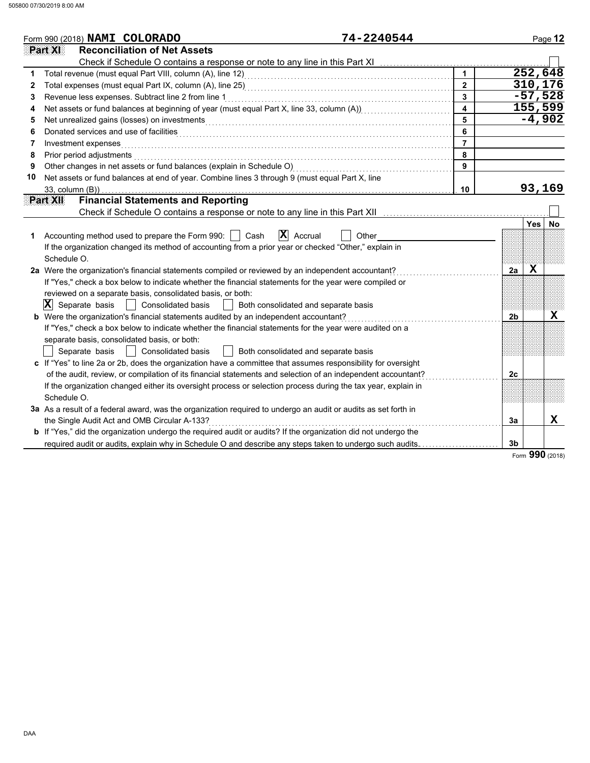Form 990 (2018) **NAMI COLORADO** **74-2240544**

## Part XI Reconciliation of Net Assets

Check if Schedule O contains a response or note to any line in this Part XI ☐

| | | | |
|---|---|---|---|
| 1 | Total revenue (must equal Part VIII, column (A), line 12) | 1 | 252,648 |
| 2 | Total expenses (must equal Part IX, column (A), line 25) | 2 | 310,176 |
| 3 | Revenue less expenses. Subtract line 2 from line 1 | 3 | -57,528 |
| 4 | Net assets or fund balances at beginning of year (must equal Part X, line 33, column (A)) | 4 | 155,599 |
| 5 | Net unrealized gains (losses) on investments | 5 | -4,902 |
| 6 | Donated services and use of facilities | 6 | |
| 7 | Investment expenses | 7 | |
| 8 | Prior period adjustments | 8 | |
| 9 | Other changes in net assets or fund balances (explain in Schedule O) | 9 | |
| 10 | Net assets or fund balances at end of year. Combine lines 3 through 9 (must equal Part X, line 33, column (B)) | 10 | 93,169 |

## Part XII Financial Statements and Reporting

Check if Schedule O contains a response or note to any line in this Part XII ☐

| | | | Yes | No |
|---|---|---|---|---|
| 1 | Accounting method used to prepare the Form 990: ☐ Cash ☒ Accrual ☐ Other<br>If the organization changed its method of accounting from a prior year or checked "Other," explain in Schedule O. | | | |
| 2a | Were the organization's financial statements compiled or reviewed by an independent accountant?<br>If "Yes," check a box below to indicate whether the financial statements for the year were compiled or reviewed on a separate basis, consolidated basis, or both:<br>☒ Separate basis ☐ Consolidated basis ☐ Both consolidated and separate basis | 2a | X | |
| b | Were the organization's financial statements audited by an independent accountant?<br>If "Yes," check a box below to indicate whether the financial statements for the year were audited on a separate basis, consolidated basis, or both:<br>☐ Separate basis ☐ Consolidated basis ☐ Both consolidated and separate basis | 2b | | X |
| c | If "Yes" to line 2a or 2b, does the organization have a committee that assumes responsibility for oversight of the audit, review, or compilation of its financial statements and selection of an independent accountant?<br>If the organization changed either its oversight process or selection process during the tax year, explain in Schedule O. | 2c | | |
| 3a | As a result of a federal award, was the organization required to undergo an audit or audits as set forth in the Single Audit Act and OMB Circular A-133? | 3a | | X |
| b | If "Yes," did the organization undergo the required audit or audits? If the organization did not undergo the required audit or audits, explain why in Schedule O and describe any steps taken to undergo such audits. | 3b | | |

Form **990** (2018)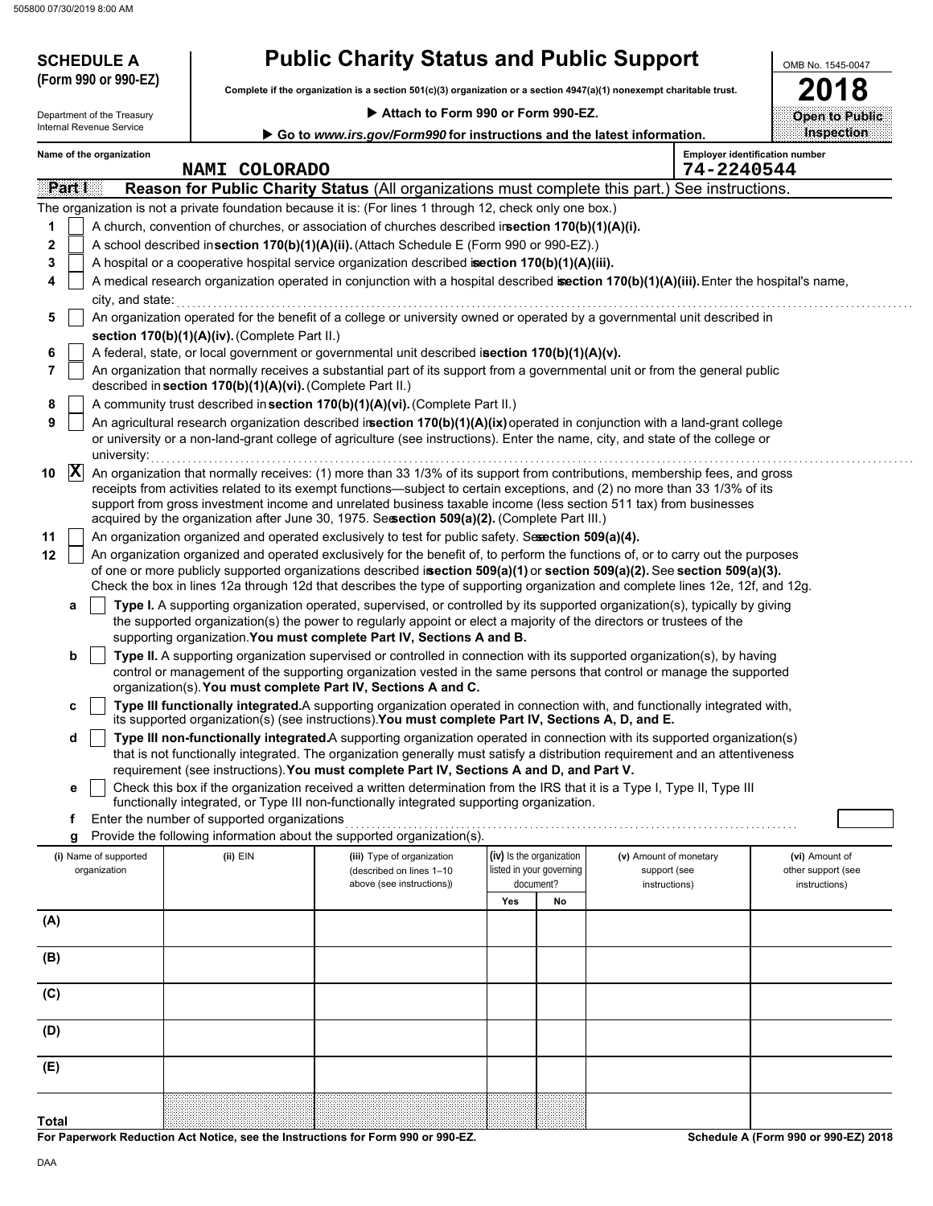**SCHEDULE A**
**(Form 990 or 990-EZ)**

Department of the Treasury
Internal Revenue Service

# Public Charity Status and Public Support

**Complete if the organization is a section 501(c)(3) organization or a section 4947(a)(1) nonexempt charitable trust.**

▶ **Attach to Form 990 or Form 990-EZ.**

▶ **Go to *www.irs.gov/Form990* for instructions and the latest information.**

OMB No. 1545-0047

**2018**

**Open to Public Inspection**

Name of the organization: NAMI COLORADO

Employer identification number: 74-2240544

**Part I — Reason for Public Charity Status** (All organizations must complete this part.) See instructions.

The organization is not a private foundation because it is: (For lines 1 through 12, check only one box.)

1. [ ] A church, convention of churches, or association of churches described in **section 170(b)(1)(A)(i).**
2. [ ] A school described in **section 170(b)(1)(A)(ii).** (Attach Schedule E (Form 990 or 990-EZ).)
3. [ ] A hospital or a cooperative hospital service organization described in **section 170(b)(1)(A)(iii).**
4. [ ] A medical research organization operated in conjunction with a hospital described in **section 170(b)(1)(A)(iii).** Enter the hospital's name, city, and state:
5. [ ] An organization operated for the benefit of a college or university owned or operated by a governmental unit described in **section 170(b)(1)(A)(iv).** (Complete Part II.)
6. [ ] A federal, state, or local government or governmental unit described in **section 170(b)(1)(A)(v).**
7. [ ] An organization that normally receives a substantial part of its support from a governmental unit or from the general public described in **section 170(b)(1)(A)(vi).** (Complete Part II.)
8. [ ] A community trust described in **section 170(b)(1)(A)(vi).** (Complete Part II.)
9. [ ] An agricultural research organization described in **section 170(b)(1)(A)(ix)** operated in conjunction with a land-grant college or university or a non-land-grant college of agriculture (see instructions). Enter the name, city, and state of the college or university:
10. [X] An organization that normally receives: (1) more than 33 1/3% of its support from contributions, membership fees, and gross receipts from activities related to its exempt functions—subject to certain exceptions, and (2) no more than 33 1/3% of its support from gross investment income and unrelated business taxable income (less section 511 tax) from businesses acquired by the organization after June 30, 1975. See **section 509(a)(2).** (Complete Part III.)
11. [ ] An organization organized and operated exclusively to test for public safety. See **section 509(a)(4).**
12. [ ] An organization organized and operated exclusively for the benefit of, to perform the functions of, or to carry out the purposes of one or more publicly supported organizations described in **section 509(a)(1)** or **section 509(a)(2).** See **section 509(a)(3).** Check the box in lines 12a through 12d that describes the type of supporting organization and complete lines 12e, 12f, and 12g.
   - **a** [ ] **Type I.** A supporting organization operated, supervised, or controlled by its supported organization(s), typically by giving the supported organization(s) the power to regularly appoint or elect a majority of the directors or trustees of the supporting organization. **You must complete Part IV, Sections A and B.**
   - **b** [ ] **Type II.** A supporting organization supervised or controlled in connection with its supported organization(s), by having control or management of the supporting organization vested in the same persons that control or manage the supported organization(s). **You must complete Part IV, Sections A and C.**
   - **c** [ ] **Type III functionally integrated.** A supporting organization operated in connection with, and functionally integrated with, its supported organization(s) (see instructions). **You must complete Part IV, Sections A, D, and E.**
   - **d** [ ] **Type III non-functionally integrated.** A supporting organization operated in connection with its supported organization(s) that is not functionally integrated. The organization generally must satisfy a distribution requirement and an attentiveness requirement (see instructions). **You must complete Part IV, Sections A and D, and Part V.**
   - **e** [ ] Check this box if the organization received a written determination from the IRS that it is a Type I, Type II, Type III functionally integrated, or Type III non-functionally integrated supporting organization.
   - **f** Enter the number of supported organizations
   - **g** Provide the following information about the supported organization(s).

| (i) Name of supported organization | (ii) EIN | (iii) Type of organization (described on lines 1–10 above (see instructions)) | (iv) Is the organization listed in your governing document? Yes | No | (v) Amount of monetary support (see instructions) | (vi) Amount of other support (see instructions) |
|---|---|---|---|---|---|---|
| (A) | | | | | | |
| (B) | | | | | | |
| (C) | | | | | | |
| (D) | | | | | | |
| (E) | | | | | | |
| **Total** | | | | | | |

**For Paperwork Reduction Act Notice, see the Instructions for Form 990 or 990-EZ.**

**Schedule A (Form 990 or 990-EZ) 2018**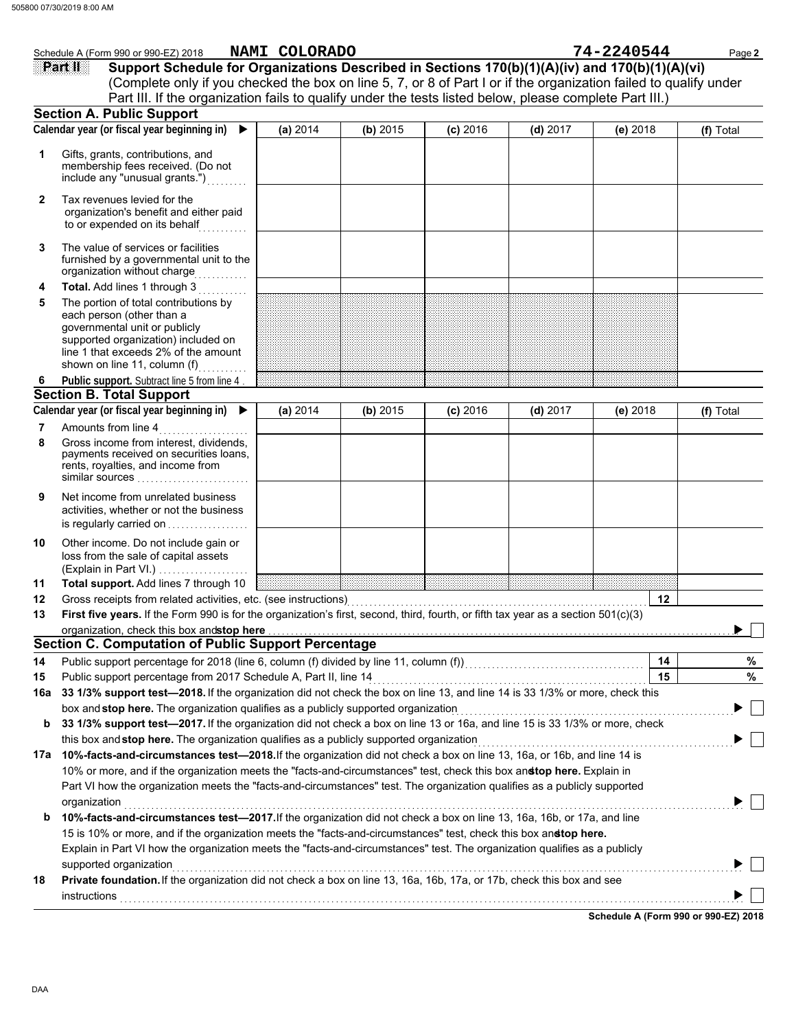Schedule A (Form 990 or 990-EZ) 2018 **NAMI COLORADO** **74-2240544** Page **2**

## Part II Support Schedule for Organizations Described in Sections 170(b)(1)(A)(iv) and 170(b)(1)(A)(vi)

(Complete only if you checked the box on line 5, 7, or 8 of Part I or if the organization failed to qualify under Part III. If the organization fails to qualify under the tests listed below, please complete Part III.)

### Section A. Public Support

| Calendar year (or fiscal year beginning in) ▶ | (a) 2014 | (b) 2015 | (c) 2016 | (d) 2017 | (e) 2018 | (f) Total |
|---|---|---|---|---|---|---|
| **1** Gifts, grants, contributions, and membership fees received. (Do not include any "unusual grants.") | | | | | | |
| **2** Tax revenues levied for the organization's benefit and either paid to or expended on its behalf | | | | | | |
| **3** The value of services or facilities furnished by a governmental unit to the organization without charge | | | | | | |
| **4** **Total.** Add lines 1 through 3 | | | | | | |
| **5** The portion of total contributions by each person (other than a governmental unit or publicly supported organization) included on line 1 that exceeds 2% of the amount shown on line 11, column (f) | | | | | | |
| **6** **Public support.** Subtract line 5 from line 4 | | | | | | |

### Section B. Total Support

| Calendar year (or fiscal year beginning in) ▶ | (a) 2014 | (b) 2015 | (c) 2016 | (d) 2017 | (e) 2018 | (f) Total |
|---|---|---|---|---|---|---|
| **7** Amounts from line 4 | | | | | | |
| **8** Gross income from interest, dividends, payments received on securities loans, rents, royalties, and income from similar sources | | | | | | |
| **9** Net income from unrelated business activities, whether or not the business is regularly carried on | | | | | | |
| **10** Other income. Do not include gain or loss from the sale of capital assets (Explain in Part VI.) | | | | | | |
| **11** **Total support.** Add lines 7 through 10 | | | | | | |

**12** Gross receipts from related activities, etc. (see instructions) **12**

**13** **First five years.** If the Form 990 is for the organization's first, second, third, fourth, or fifth tax year as a section 501(c)(3) organization, check this box and **stop here** ▶ ☐

### Section C. Computation of Public Support Percentage

**14** Public support percentage for 2018 (line 6, column (f) divided by line 11, column (f)) **14** %

**15** Public support percentage from 2017 Schedule A, Part II, line 14 **15** %

**16a** **33 1/3% support test—2018.** If the organization did not check the box on line 13, and line 14 is 33 1/3% or more, check this box and **stop here.** The organization qualifies as a publicly supported organization ▶ ☐

**b** **33 1/3% support test—2017.** If the organization did not check a box on line 13 or 16a, and line 15 is 33 1/3% or more, check this box and **stop here.** The organization qualifies as a publicly supported organization ▶ ☐

**17a** **10%-facts-and-circumstances test—2018.** If the organization did not check a box on line 13, 16a, or 16b, and line 14 is 10% or more, and if the organization meets the "facts-and-circumstances" test, check this box and **stop here.** Explain in Part VI how the organization meets the "facts-and-circumstances" test. The organization qualifies as a publicly supported organization ▶ ☐

**b** **10%-facts-and-circumstances test—2017.** If the organization did not check a box on line 13, 16a, 16b, or 17a, and line 15 is 10% or more, and if the organization meets the "facts-and-circumstances" test, check this box and **stop here.** Explain in Part VI how the organization meets the "facts-and-circumstances" test. The organization qualifies as a publicly supported organization ▶ ☐

**18** **Private foundation.** If the organization did not check a box on line 13, 16a, 16b, 17a, or 17b, check this box and see instructions ▶ ☐

**Schedule A (Form 990 or 990-EZ) 2018**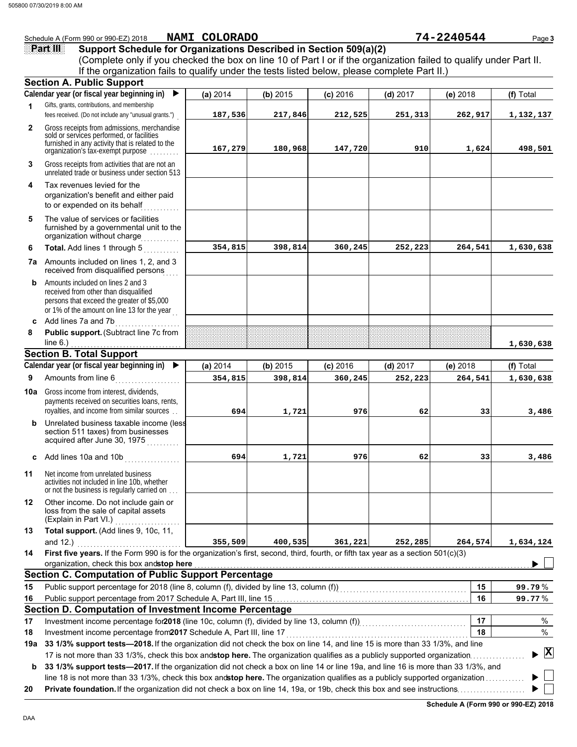Schedule A (Form 990 or 990-EZ) 2018 **NAMI COLORADO** **74-2240544**

**Part III Support Schedule for Organizations Described in Section 509(a)(2)**

(Complete only if you checked the box on line 10 of Part I or if the organization failed to qualify under Part II. If the organization fails to qualify under the tests listed below, please complete Part II.)

## Section A. Public Support

| | Calendar year (or fiscal year beginning in) ▶ | (a) 2014 | (b) 2015 | (c) 2016 | (d) 2017 | (e) 2018 | (f) Total |
|---|---|---|---|---|---|---|---|
| 1 | Gifts, grants, contributions, and membership fees received. (Do not include any "unusual grants.") | 187,536 | 217,846 | 212,525 | 251,313 | 262,917 | 1,132,137 |
| 2 | Gross receipts from admissions, merchandise sold or services performed, or facilities furnished in any activity that is related to the organization's tax-exempt purpose | 167,279 | 180,968 | 147,720 | 910 | 1,624 | 498,501 |
| 3 | Gross receipts from activities that are not an unrelated trade or business under section 513 | | | | | | |
| 4 | Tax revenues levied for the organization's benefit and either paid to or expended on its behalf | | | | | | |
| 5 | The value of services or facilities furnished by a governmental unit to the organization without charge | | | | | | |
| 6 | **Total.** Add lines 1 through 5 | 354,815 | 398,814 | 360,245 | 252,223 | 264,541 | 1,630,638 |
| 7a | Amounts included on lines 1, 2, and 3 received from disqualified persons | | | | | | |
| b | Amounts included on lines 2 and 3 received from other than disqualified persons that exceed the greater of $5,000 or 1% of the amount on line 13 for the year | | | | | | |
| c | Add lines 7a and 7b | | | | | | |
| 8 | **Public support.** (Subtract line 7c from line 6.) | | | | | | 1,630,638 |

## Section B. Total Support

| | Calendar year (or fiscal year beginning in) ▶ | (a) 2014 | (b) 2015 | (c) 2016 | (d) 2017 | (e) 2018 | (f) Total |
|---|---|---|---|---|---|---|---|
| 9 | Amounts from line 6 | 354,815 | 398,814 | 360,245 | 252,223 | 264,541 | 1,630,638 |
| 10a | Gross income from interest, dividends, payments received on securities loans, rents, royalties, and income from similar sources | 694 | 1,721 | 976 | 62 | 33 | 3,486 |
| b | Unrelated business taxable income (less section 511 taxes) from businesses acquired after June 30, 1975 | | | | | | |
| c | Add lines 10a and 10b | 694 | 1,721 | 976 | 62 | 33 | 3,486 |
| 11 | Net income from unrelated business activities not included in line 10b, whether or not the business is regularly carried on | | | | | | |
| 12 | Other income. Do not include gain or loss from the sale of capital assets (Explain in Part VI.) | | | | | | |
| 13 | **Total support.** (Add lines 9, 10c, 11, and 12.) | 355,509 | 400,535 | 361,221 | 252,285 | 264,574 | 1,634,124 |

**14** **First five years.** If the Form 990 is for the organization's first, second, third, fourth, or fifth tax year as a section 501(c)(3) organization, check this box and **stop here** ▶ ☐

## Section C. Computation of Public Support Percentage

| | | | |
|---|---|---|---|
| 15 | Public support percentage for 2018 (line 8, column (f), divided by line 13, column (f)) | 15 | 99.79 % |
| 16 | Public support percentage from 2017 Schedule A, Part III, line 15 | 16 | 99.77 % |

## Section D. Computation of Investment Income Percentage

| | | | |
|---|---|---|---|
| 17 | Investment income percentage for **2018** (line 10c, column (f), divided by line 13, column (f)) | 17 | % |
| 18 | Investment income percentage from **2017** Schedule A, Part III, line 17 | 18 | % |

**19a** **33 1/3% support tests—2018.** If the organization did not check the box on line 14, and line 15 is more than 33 1/3%, and line 17 is not more than 33 1/3%, check this box and **stop here.** The organization qualifies as a publicly supported organization ▶ ☒

**b** **33 1/3% support tests—2017.** If the organization did not check a box on line 14 or line 19a, and line 16 is more than 33 1/3%, and line 18 is not more than 33 1/3%, check this box and **stop here.** The organization qualifies as a publicly supported organization ▶ ☐

**20** **Private foundation.** If the organization did not check a box on line 14, 19a, or 19b, check this box and see instructions ▶ ☐

**Schedule A (Form 990 or 990-EZ) 2018**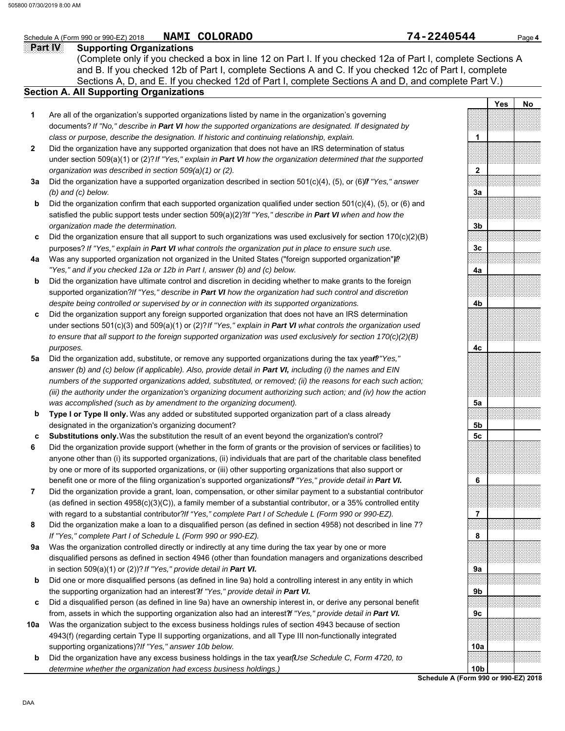Schedule A (Form 990 or 990-EZ) 2018 **NAMI COLORADO** **74-2240544** Page **4**

## Part IV Supporting Organizations

(Complete only if you checked a box in line 12 on Part I. If you checked 12a of Part I, complete Sections A and B. If you checked 12b of Part I, complete Sections A and C. If you checked 12c of Part I, complete Sections A, D, and E. If you checked 12d of Part I, complete Sections A and D, and complete Part V.)

### Section A. All Supporting Organizations

| | | | Yes | No |
|---|---|---|---|---|
| **1** | Are all of the organization's supported organizations listed by name in the organization's governing documents? *If "No," describe in **Part VI** how the supported organizations are designated. If designated by class or purpose, describe the designation. If historic and continuing relationship, explain.* | **1** | | |
| **2** | Did the organization have any supported organization that does not have an IRS determination of status under section 509(a)(1) or (2)? *If "Yes," explain in **Part VI** how the organization determined that the supported organization was described in section 509(a)(1) or (2).* | **2** | | |
| **3a** | Did the organization have a supported organization described in section 501(c)(4), (5), or (6)? *If "Yes," answer (b) and (c) below.* | **3a** | | |
| **b** | Did the organization confirm that each supported organization qualified under section 501(c)(4), (5), or (6) and satisfied the public support tests under section 509(a)(2)? *If "Yes," describe in **Part VI** when and how the organization made the determination.* | **3b** | | |
| **c** | Did the organization ensure that all support to such organizations was used exclusively for section 170(c)(2)(B) purposes? *If "Yes," explain in **Part VI** what controls the organization put in place to ensure such use.* | **3c** | | |
| **4a** | Was any supported organization not organized in the United States ("foreign supported organization")? *If "Yes," and if you checked 12a or 12b in Part I, answer (b) and (c) below.* | **4a** | | |
| **b** | Did the organization have ultimate control and discretion in deciding whether to make grants to the foreign supported organization? *If "Yes," describe in **Part VI** how the organization had such control and discretion despite being controlled or supervised by or in connection with its supported organizations.* | **4b** | | |
| **c** | Did the organization support any foreign supported organization that does not have an IRS determination under sections 501(c)(3) and 509(a)(1) or (2)? *If "Yes," explain in **Part VI** what controls the organization used to ensure that all support to the foreign supported organization was used exclusively for section 170(c)(2)(B) purposes.* | **4c** | | |
| **5a** | Did the organization add, substitute, or remove any supported organizations during the tax year? *If "Yes," answer (b) and (c) below (if applicable). Also, provide detail in **Part VI,** including (i) the names and EIN numbers of the supported organizations added, substituted, or removed; (ii) the reasons for each such action; (iii) the authority under the organization's organizing document authorizing such action; and (iv) how the action was accomplished (such as by amendment to the organizing document).* | **5a** | | |
| **b** | **Type I or Type II only.** Was any added or substituted supported organization part of a class already designated in the organization's organizing document? | **5b** | | |
| **c** | **Substitutions only.** Was the substitution the result of an event beyond the organization's control? | **5c** | | |
| **6** | Did the organization provide support (whether in the form of grants or the provision of services or facilities) to anyone other than (i) its supported organizations, (ii) individuals that are part of the charitable class benefited by one or more of its supported organizations, or (iii) other supporting organizations that also support or benefit one or more of the filing organization's supported organizations? *If "Yes," provide detail in **Part VI.*** | **6** | | |
| **7** | Did the organization provide a grant, loan, compensation, or other similar payment to a substantial contributor (as defined in section 4958(c)(3)(C)), a family member of a substantial contributor, or a 35% controlled entity with regard to a substantial contributor? *If "Yes," complete Part I of Schedule L (Form 990 or 990-EZ).* | **7** | | |
| **8** | Did the organization make a loan to a disqualified person (as defined in section 4958) not described in line 7? *If "Yes," complete Part I of Schedule L (Form 990 or 990-EZ).* | **8** | | |
| **9a** | Was the organization controlled directly or indirectly at any time during the tax year by one or more disqualified persons as defined in section 4946 (other than foundation managers and organizations described in section 509(a)(1) or (2))? *If "Yes," provide detail in **Part VI.*** | **9a** | | |
| **b** | Did one or more disqualified persons (as defined in line 9a) hold a controlling interest in any entity in which the supporting organization had an interest? *If "Yes," provide detail in **Part VI.*** | **9b** | | |
| **c** | Did a disqualified person (as defined in line 9a) have an ownership interest in, or derive any personal benefit from, assets in which the supporting organization also had an interest? *If "Yes," provide detail in **Part VI.*** | **9c** | | |
| **10a** | Was the organization subject to the excess business holdings rules of section 4943 because of section 4943(f) (regarding certain Type II supporting organizations, and all Type III non-functionally integrated supporting organizations)? *If "Yes," answer 10b below.* | **10a** | | |
| **b** | Did the organization have any excess business holdings in the tax year? *(Use Schedule C, Form 4720, to determine whether the organization had excess business holdings.)* | **10b** | | |

**Schedule A (Form 990 or 990-EZ) 2018**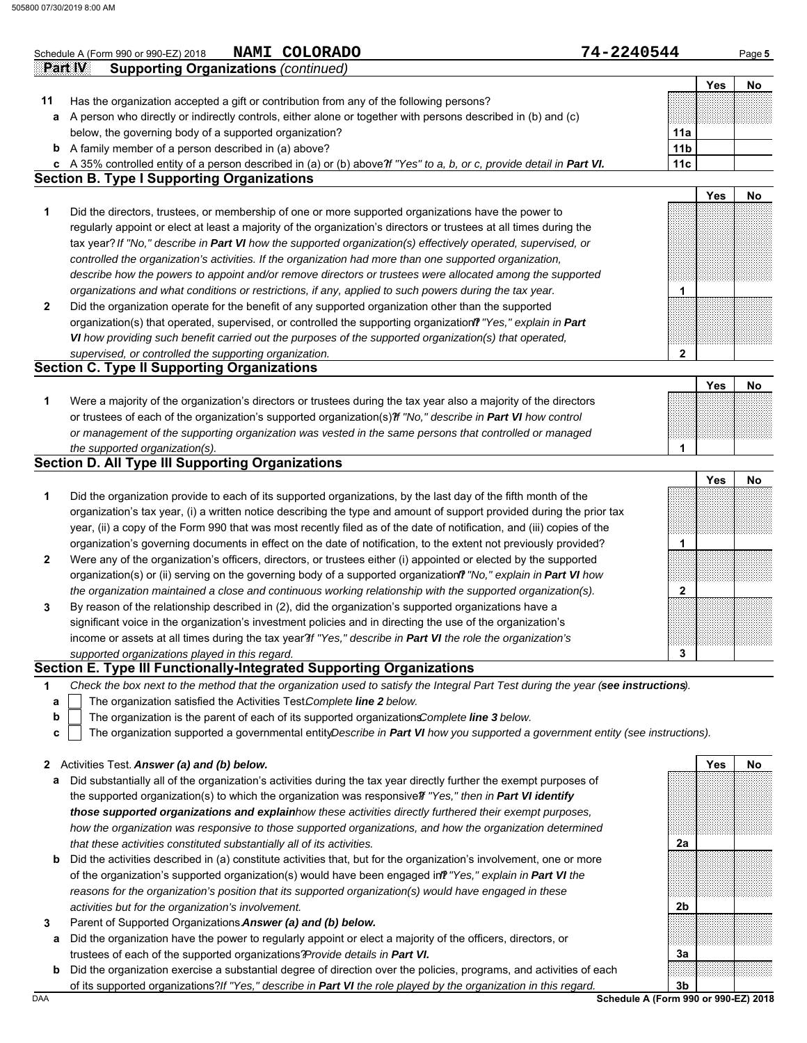Schedule A (Form 990 or 990-EZ) 2018 **NAMI COLORADO** **74-2240544** Page **5**

**Part IV Supporting Organizations** *(continued)*

| | | | Yes | No |
|---|---|---|---|---|
| **11** | Has the organization accepted a gift or contribution from any of the following persons? | | | |
| **a** | A person who directly or indirectly controls, either alone or together with persons described in (b) and (c) below, the governing body of a supported organization? | **11a** | | |
| **b** | A family member of a person described in (a) above? | **11b** | | |
| **c** | A 35% controlled entity of a person described in (a) or (b) above? *If "Yes" to a, b, or c, provide detail in* ***Part VI.*** | **11c** | | |

### Section B. Type I Supporting Organizations

| | | | Yes | No |
|---|---|---|---|---|
| **1** | Did the directors, trustees, or membership of one or more supported organizations have the power to regularly appoint or elect at least a majority of the organization's directors or trustees at all times during the tax year? *If "No," describe in* ***Part VI*** *how the supported organization(s) effectively operated, supervised, or controlled the organization's activities. If the organization had more than one supported organization, describe how the powers to appoint and/or remove directors or trustees were allocated among the supported organizations and what conditions or restrictions, if any, applied to such powers during the tax year.* | **1** | | |
| **2** | Did the organization operate for the benefit of any supported organization other than the supported organization(s) that operated, supervised, or controlled the supporting organization? *If "Yes," explain in* ***Part VI*** *how providing such benefit carried out the purposes of the supported organization(s) that operated, supervised, or controlled the supporting organization.* | **2** | | |

### Section C. Type II Supporting Organizations

| | | | Yes | No |
|---|---|---|---|---|
| **1** | Were a majority of the organization's directors or trustees during the tax year also a majority of the directors or trustees of each of the organization's supported organization(s)? *If "No," describe in* ***Part VI*** *how control or management of the supporting organization was vested in the same persons that controlled or managed the supported organization(s).* | **1** | | |

### Section D. All Type III Supporting Organizations

| | | | Yes | No |
|---|---|---|---|---|
| **1** | Did the organization provide to each of its supported organizations, by the last day of the fifth month of the organization's tax year, (i) a written notice describing the type and amount of support provided during the prior tax year, (ii) a copy of the Form 990 that was most recently filed as of the date of notification, and (iii) copies of the organization's governing documents in effect on the date of notification, to the extent not previously provided? | **1** | | |
| **2** | Were any of the organization's officers, directors, or trustees either (i) appointed or elected by the supported organization(s) or (ii) serving on the governing body of a supported organization? *If "No," explain in* ***Part VI*** *how the organization maintained a close and continuous working relationship with the supported organization(s).* | **2** | | |
| **3** | By reason of the relationship described in (2), did the organization's supported organizations have a significant voice in the organization's investment policies and in directing the use of the organization's income or assets at all times during the tax year? *If "Yes," describe in* ***Part VI*** *the role the organization's supported organizations played in this regard.* | **3** | | |

### Section E. Type III Functionally-Integrated Supporting Organizations

**1** *Check the box next to the method that the organization used to satisfy the Integral Part Test during the year (****see instructions****).*

- **a** ☐ The organization satisfied the Activities Test. *Complete* ***line 2*** *below.*
- **b** ☐ The organization is the parent of each of its supported organizations. *Complete* ***line 3*** *below.*
- **c** ☐ The organization supported a governmental entity. *Describe in* ***Part VI*** *how you supported a government entity (see instructions).*

| | | | Yes | No |
|---|---|---|---|---|
| **2** | Activities Test. ***Answer (a) and (b) below.*** | | | |
| **a** | Did substantially all of the organization's activities during the tax year directly further the exempt purposes of the supported organization(s) to which the organization was responsive? *If "Yes," then in* ***Part VI identify those supported organizations and explain*** *how these activities directly furthered their exempt purposes, how the organization was responsive to those supported organizations, and how the organization determined that these activities constituted substantially all of its activities.* | **2a** | | |
| **b** | Did the activities described in (a) constitute activities that, but for the organization's involvement, one or more of the organization's supported organization(s) would have been engaged in? *If "Yes," explain in* ***Part VI*** *the reasons for the organization's position that its supported organization(s) would have engaged in these activities but for the organization's involvement.* | **2b** | | |
| **3** | Parent of Supported Organizations. ***Answer (a) and (b) below.*** | | | |
| **a** | Did the organization have the power to regularly appoint or elect a majority of the officers, directors, or trustees of each of the supported organizations? *Provide details in* ***Part VI.*** | **3a** | | |
| **b** | Did the organization exercise a substantial degree of direction over the policies, programs, and activities of each of its supported organizations? *If "Yes," describe in* ***Part VI*** *the role played by the organization in this regard.* | **3b** | | |

DAA **Schedule A (Form 990 or 990-EZ) 2018**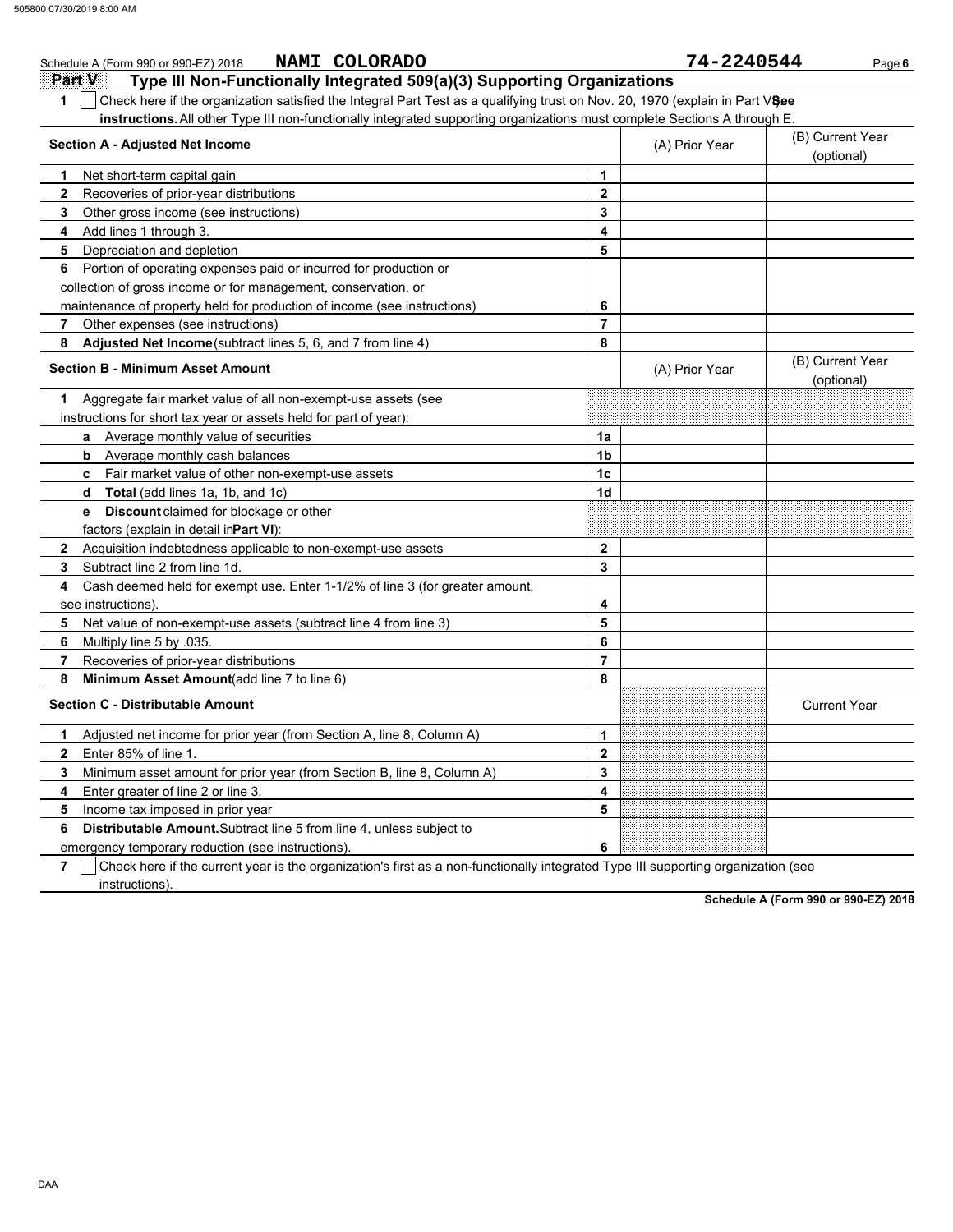Schedule A (Form 990 or 990-EZ) 2018 **NAMI COLORADO** **74-2240544** Page **6**

## Part V — Type III Non-Functionally Integrated 509(a)(3) Supporting Organizations

**1** ☐ Check here if the organization satisfied the Integral Part Test as a qualifying trust on Nov. 20, 1970 (explain in Part VI). **See instructions.** All other Type III non-functionally integrated supporting organizations must complete Sections A through E.

| **Section A - Adjusted Net Income** | | (A) Prior Year | (B) Current Year (optional) |
|---|---|---|---|
| **1** Net short-term capital gain | 1 | | |
| **2** Recoveries of prior-year distributions | 2 | | |
| **3** Other gross income (see instructions) | 3 | | |
| **4** Add lines 1 through 3. | 4 | | |
| **5** Depreciation and depletion | 5 | | |
| **6** Portion of operating expenses paid or incurred for production or collection of gross income or for management, conservation, or maintenance of property held for production of income (see instructions) | 6 | | |
| **7** Other expenses (see instructions) | 7 | | |
| **8** **Adjusted Net Income** (subtract lines 5, 6, and 7 from line 4) | 8 | | |

| **Section B - Minimum Asset Amount** | | (A) Prior Year | (B) Current Year (optional) |
|---|---|---|---|
| **1** Aggregate fair market value of all non-exempt-use assets (see instructions for short tax year or assets held for part of year): | | | |
| **a** Average monthly value of securities | 1a | | |
| **b** Average monthly cash balances | 1b | | |
| **c** Fair market value of other non-exempt-use assets | 1c | | |
| **d** **Total** (add lines 1a, 1b, and 1c) | 1d | | |
| **e** **Discount** claimed for blockage or other factors (explain in detail in **Part VI**): | | | |
| **2** Acquisition indebtedness applicable to non-exempt-use assets | 2 | | |
| **3** Subtract line 2 from line 1d. | 3 | | |
| **4** Cash deemed held for exempt use. Enter 1-1/2% of line 3 (for greater amount, see instructions). | 4 | | |
| **5** Net value of non-exempt-use assets (subtract line 4 from line 3) | 5 | | |
| **6** Multiply line 5 by .035. | 6 | | |
| **7** Recoveries of prior-year distributions | 7 | | |
| **8** **Minimum Asset Amount** (add line 7 to line 6) | 8 | | |

| **Section C - Distributable Amount** | | | Current Year |
|---|---|---|---|
| **1** Adjusted net income for prior year (from Section A, line 8, Column A) | 1 | | |
| **2** Enter 85% of line 1. | 2 | | |
| **3** Minimum asset amount for prior year (from Section B, line 8, Column A) | 3 | | |
| **4** Enter greater of line 2 or line 3. | 4 | | |
| **5** Income tax imposed in prior year | 5 | | |
| **6** **Distributable Amount.** Subtract line 5 from line 4, unless subject to emergency temporary reduction (see instructions). | 6 | | |

**7** ☐ Check here if the current year is the organization's first as a non-functionally integrated Type III supporting organization (see instructions).

**Schedule A (Form 990 or 990-EZ) 2018**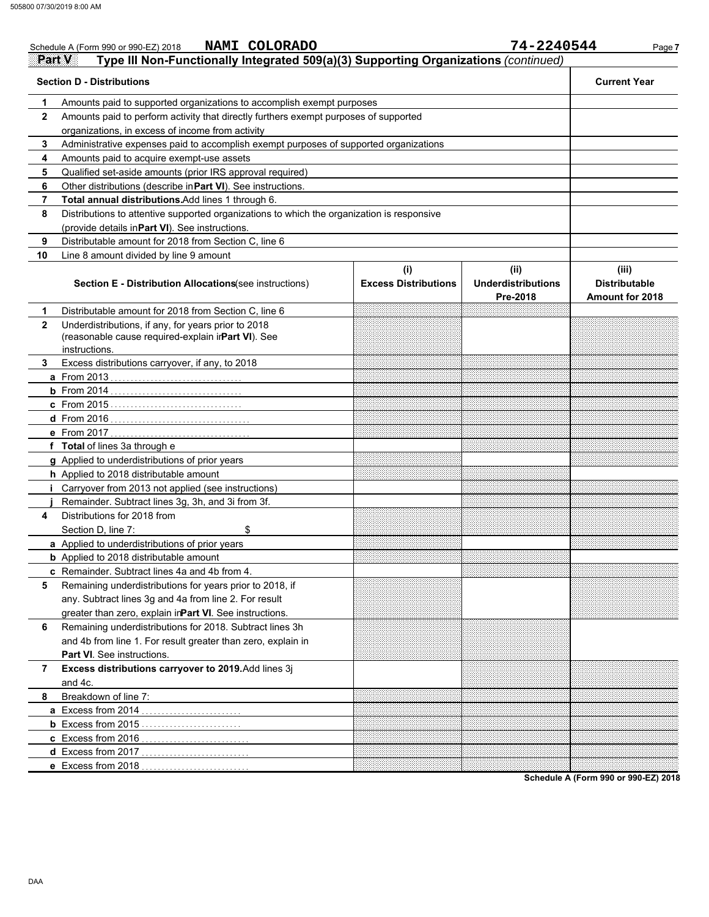Schedule A (Form 990 or 990-EZ) 2018 **NAMI COLORADO** 74-2240544 Page **7**

## Part V Type III Non-Functionally Integrated 509(a)(3) Supporting Organizations *(continued)*

| **Section D - Distributions** | | **Current Year** |
|---|---|---|
| **1** | Amounts paid to supported organizations to accomplish exempt purposes | |
| **2** | Amounts paid to perform activity that directly furthers exempt purposes of supported organizations, in excess of income from activity | |
| **3** | Administrative expenses paid to accomplish exempt purposes of supported organizations | |
| **4** | Amounts paid to acquire exempt-use assets | |
| **5** | Qualified set-aside amounts (prior IRS approval required) | |
| **6** | Other distributions (describe in **Part VI**). See instructions. | |
| **7** | **Total annual distributions.** Add lines 1 through 6. | |
| **8** | Distributions to attentive supported organizations to which the organization is responsive (provide details in **Part VI**). See instructions. | |
| **9** | Distributable amount for 2018 from Section C, line 6 | |
| **10** | Line 8 amount divided by line 9 amount | |

| | **Section E - Distribution Allocations** (see instructions) | **(i) Excess Distributions** | **(ii) Underdistributions Pre-2018** | **(iii) Distributable Amount for 2018** |
|---|---|---|---|---|
| **1** | Distributable amount for 2018 from Section C, line 6 | | | |
| **2** | Underdistributions, if any, for years prior to 2018 (reasonable cause required-explain in **Part VI**). See instructions. | | | |
| **3** | Excess distributions carryover, if any, to 2018 | | | |
| **a** | From 2013 | | | |
| **b** | From 2014 | | | |
| **c** | From 2015 | | | |
| **d** | From 2016 | | | |
| **e** | From 2017 | | | |
| **f** | **Total** of lines 3a through e | | | |
| **g** | Applied to underdistributions of prior years | | | |
| **h** | Applied to 2018 distributable amount | | | |
| **i** | Carryover from 2013 not applied (see instructions) | | | |
| **j** | Remainder. Subtract lines 3g, 3h, and 3i from 3f. | | | |
| **4** | Distributions for 2018 from Section D, line 7: $ | | | |
| **a** | Applied to underdistributions of prior years | | | |
| **b** | Applied to 2018 distributable amount | | | |
| **c** | Remainder. Subtract lines 4a and 4b from 4. | | | |
| **5** | Remaining underdistributions for years prior to 2018, if any. Subtract lines 3g and 4a from line 2. For result greater than zero, explain in **Part VI**. See instructions. | | | |
| **6** | Remaining underdistributions for 2018. Subtract lines 3h and 4b from line 1. For result greater than zero, explain in **Part VI**. See instructions. | | | |
| **7** | **Excess distributions carryover to 2019.** Add lines 3j and 4c. | | | |
| **8** | Breakdown of line 7: | | | |
| **a** | Excess from 2014 | | | |
| **b** | Excess from 2015 | | | |
| **c** | Excess from 2016 | | | |
| **d** | Excess from 2017 | | | |
| **e** | Excess from 2018 | | | |

**Schedule A (Form 990 or 990-EZ) 2018**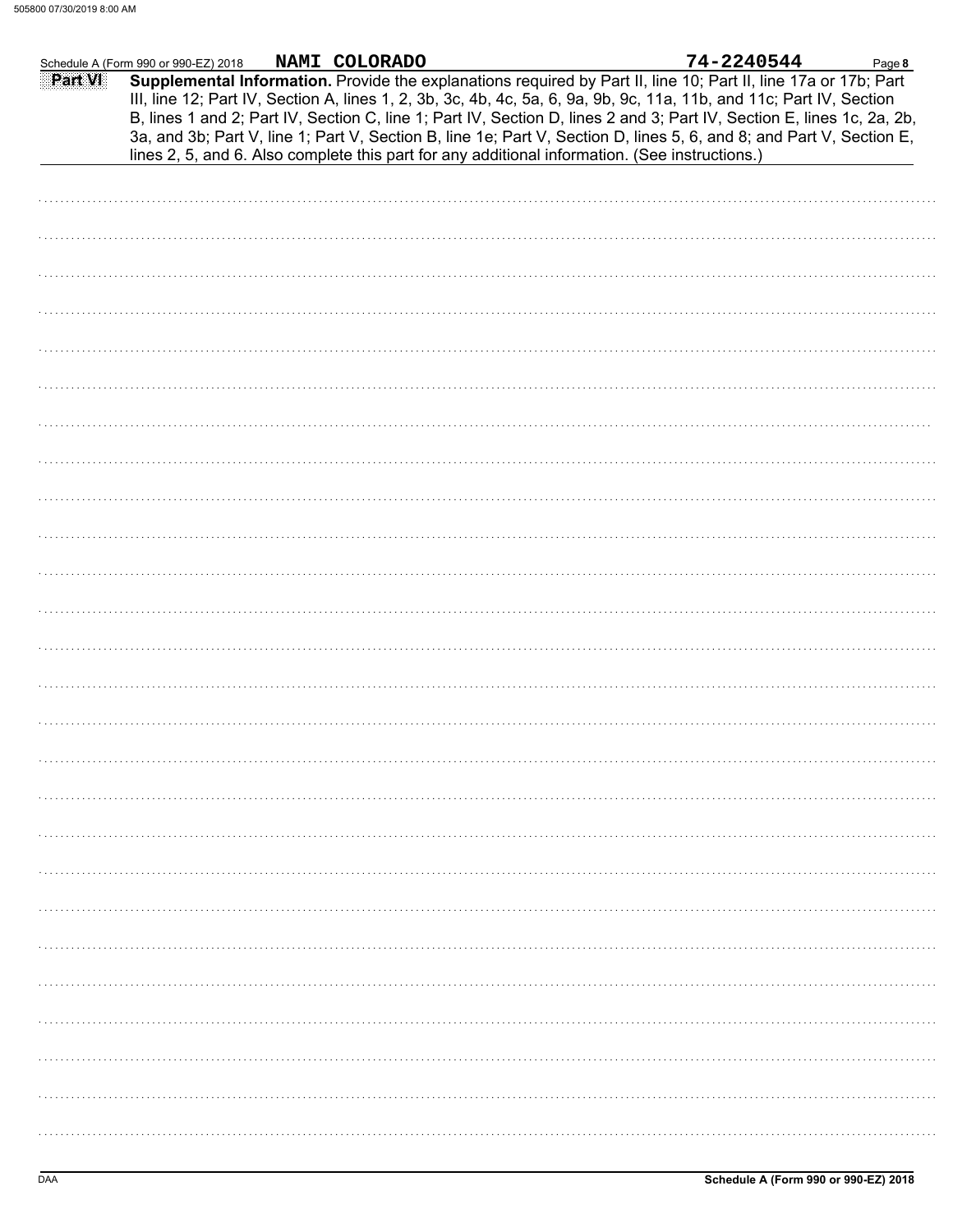Schedule A (Form 990 or 990-EZ) 2018 **NAMI COLORADO** **74-2240544** Page **8**

**Part VI** **Supplemental Information.** Provide the explanations required by Part II, line 10; Part II, line 17a or 17b; Part III, line 12; Part IV, Section A, lines 1, 2, 3b, 3c, 4b, 4c, 5a, 6, 9a, 9b, 9c, 11a, 11b, and 11c; Part IV, Section B, lines 1 and 2; Part IV, Section C, line 1; Part IV, Section D, lines 2 and 3; Part IV, Section E, lines 1c, 2a, 2b, 3a, and 3b; Part V, line 1; Part V, Section B, line 1e; Part V, Section D, lines 5, 6, and 8; and Part V, Section E, lines 2, 5, and 6. Also complete this part for any additional information. (See instructions.)

DAA **Schedule A (Form 990 or 990-EZ) 2018**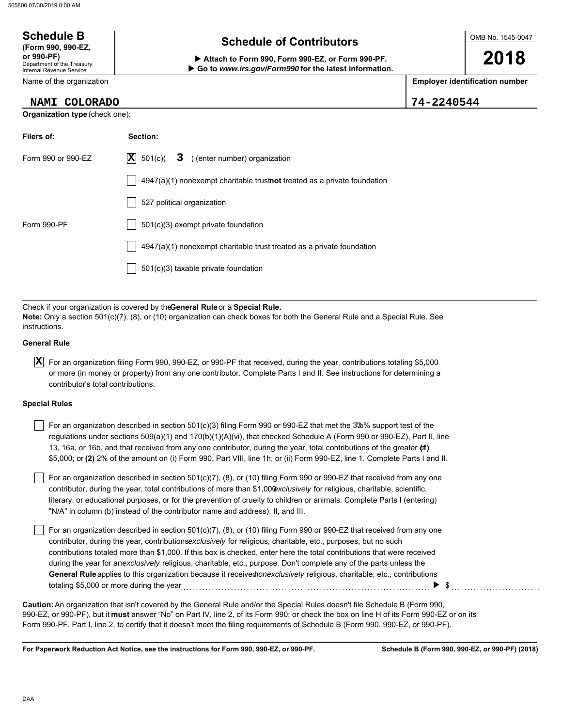# Schedule B

**(Form 990, 990-EZ, or 990-PF)**
Department of the Treasury
Internal Revenue Service

## Schedule of Contributors

▶ **Attach to Form 990, Form 990-EZ, or Form 990-PF.**
▶ **Go to *www.irs.gov/Form990* for the latest information.**

OMB No. 1545-0047

**2018**

| Name of the organization | Employer identification number |
| --- | --- |
| NAMI COLORADO | 74-2240544 |

**Organization type** (check one):

| Filers of: | Section: |
| --- | --- |
| Form 990 or 990-EZ | [X] 501(c)( 3 ) (enter number) organization |
| | [ ] 4947(a)(1) nonexempt charitable trust **not** treated as a private foundation |
| | [ ] 527 political organization |
| Form 990-PF | [ ] 501(c)(3) exempt private foundation |
| | [ ] 4947(a)(1) nonexempt charitable trust treated as a private foundation |
| | [ ] 501(c)(3) taxable private foundation |

Check if your organization is covered by the **General Rule** or a **Special Rule.**

**Note:** Only a section 501(c)(7), (8), or (10) organization can check boxes for both the General Rule and a Special Rule. See instructions.

**General Rule**

[X] For an organization filing Form 990, 990-EZ, or 990-PF that received, during the year, contributions totaling $5,000 or more (in money or property) from any one contributor. Complete Parts I and II. See instructions for determining a contributor's total contributions.

**Special Rules**

[ ] For an organization described in section 501(c)(3) filing Form 990 or 990-EZ that met the $33\frac{1}{3}$% support test of the regulations under sections 509(a)(1) and 170(b)(1)(A)(vi), that checked Schedule A (Form 990 or 990-EZ), Part II, line 13, 16a, or 16b, and that received from any one contributor, during the year, total contributions of the greater of **(1)** $5,000; or **(2)** 2% of the amount on (i) Form 990, Part VIII, line 1h; or (ii) Form 990-EZ, line 1. Complete Parts I and II.

[ ] For an organization described in section 501(c)(7), (8), or (10) filing Form 990 or 990-EZ that received from any one contributor, during the year, total contributions of more than $1,000 *exclusively* for religious, charitable, scientific, literary, or educational purposes, or for the prevention of cruelty to children or animals. Complete Parts I (entering "N/A" in column (b) instead of the contributor name and address), II, and III.

[ ] For an organization described in section 501(c)(7), (8), or (10) filing Form 990 or 990-EZ that received from any one contributor, during the year, contributions *exclusively* for religious, charitable, etc., purposes, but no such contributions totaled more than $1,000. If this box is checked, enter here the total contributions that were received during the year for an *exclusively* religious, charitable, etc., purpose. Don't complete any of the parts unless the **General Rule** applies to this organization because it received *nonexclusively* religious, charitable, etc., contributions totaling $5,000 or more during the year ........ ▶ $ ..........

**Caution:** An organization that isn't covered by the General Rule and/or the Special Rules doesn't file Schedule B (Form 990, 990-EZ, or 990-PF), but it **must** answer "No" on Part IV, line 2, of its Form 990; or check the box on line H of its Form 990-EZ or on its Form 990-PF, Part I, line 2, to certify that it doesn't meet the filing requirements of Schedule B (Form 990, 990-EZ, or 990-PF).

**For Paperwork Reduction Act Notice, see the instructions for Form 990, 990-EZ, or 990-PF.** **Schedule B (Form 990, 990-EZ, or 990-PF) (2018)**

DAA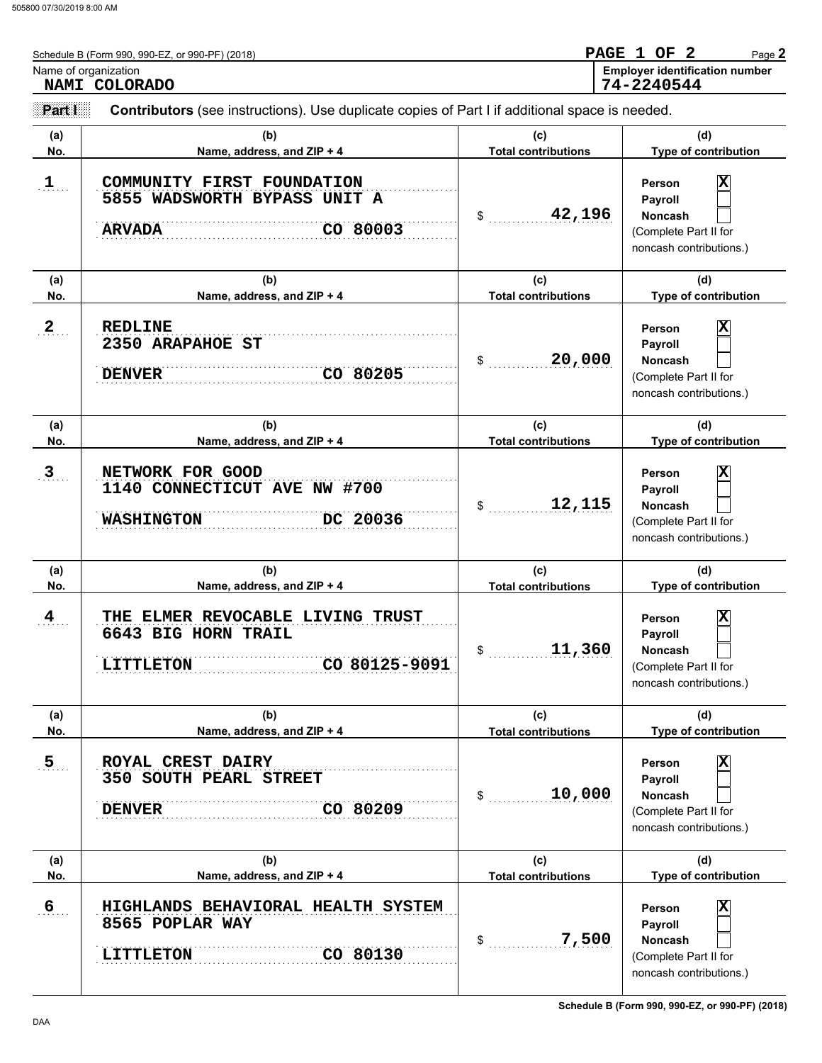Schedule B (Form 990, 990-EZ, or 990-PF) (2018)

**PAGE 1 OF 2**

Name of organization: **NAMI COLORADO**

**Employer identification number:** 74-2240544

**Part I** **Contributors** (see instructions). Use duplicate copies of Part I if additional space is needed.

| (a) No. | (b) Name, address, and ZIP + 4 | (c) Total contributions | (d) Type of contribution |
|---|---|---|---|
| 1 | COMMUNITY FIRST FOUNDATION<br>5855 WADSWORTH BYPASS UNIT A<br>ARVADA CO 80003 | $ 42,196 | Person [X]<br>Payroll [ ]<br>Noncash [ ]<br>(Complete Part II for noncash contributions.) |
| 2 | REDLINE<br>2350 ARAPAHOE ST<br>DENVER CO 80205 | $ 20,000 | Person [X]<br>Payroll [ ]<br>Noncash [ ]<br>(Complete Part II for noncash contributions.) |
| 3 | NETWORK FOR GOOD<br>1140 CONNECTICUT AVE NW #700<br>WASHINGTON DC 20036 | $ 12,115 | Person [X]<br>Payroll [ ]<br>Noncash [ ]<br>(Complete Part II for noncash contributions.) |
| 4 | THE ELMER REVOCABLE LIVING TRUST<br>6643 BIG HORN TRAIL<br>LITTLETON CO 80125-9091 | $ 11,360 | Person [X]<br>Payroll [ ]<br>Noncash [ ]<br>(Complete Part II for noncash contributions.) |
| 5 | ROYAL CREST DAIRY<br>350 SOUTH PEARL STREET<br>DENVER CO 80209 | $ 10,000 | Person [X]<br>Payroll [ ]<br>Noncash [ ]<br>(Complete Part II for noncash contributions.) |
| 6 | HIGHLANDS BEHAVIORAL HEALTH SYSTEM<br>8565 POPLAR WAY<br>LITTLETON CO 80130 | $ 7,500 | Person [X]<br>Payroll [ ]<br>Noncash [ ]<br>(Complete Part II for noncash contributions.) |

Schedule B (Form 990, 990-EZ, or 990-PF) (2018)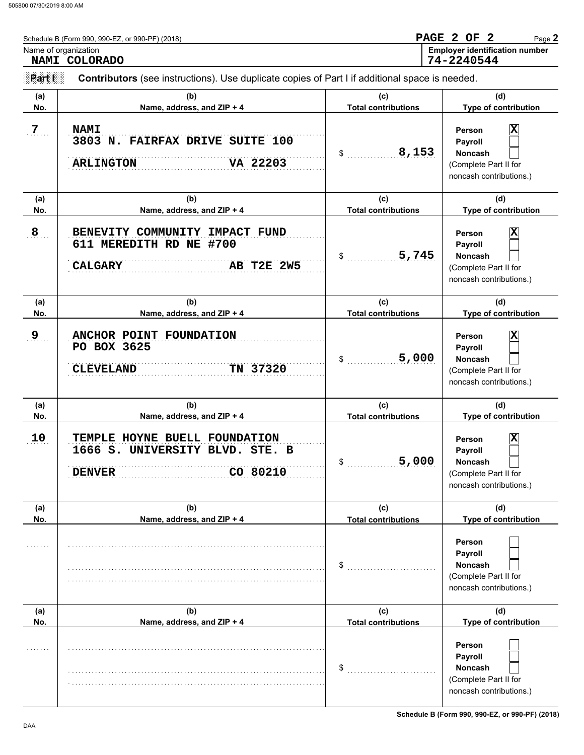Schedule B (Form 990, 990-EZ, or 990-PF) (2018)

PAGE 2 OF 2

Name of organization: **NAMI COLORADO**

Employer identification number: **74-2240544**

**Part I** **Contributors** (see instructions). Use duplicate copies of Part I if additional space is needed.

| (a) No. | (b) Name, address, and ZIP + 4 | (c) Total contributions | (d) Type of contribution |
|---|---|---|---|
| 7 | NAMI<br>3803 N. FAIRFAX DRIVE SUITE 100<br>ARLINGTON VA 22203 | $ 8,153 | Person [X]<br>Payroll [ ]<br>Noncash [ ]<br>(Complete Part II for noncash contributions.) |
| 8 | BENEVITY COMMUNITY IMPACT FUND<br>611 MEREDITH RD NE #700<br>CALGARY AB T2E 2W5 | $ 5,745 | Person [X]<br>Payroll [ ]<br>Noncash [ ]<br>(Complete Part II for noncash contributions.) |
| 9 | ANCHOR POINT FOUNDATION<br>PO BOX 3625<br>CLEVELAND TN 37320 | $ 5,000 | Person [X]<br>Payroll [ ]<br>Noncash [ ]<br>(Complete Part II for noncash contributions.) |
| 10 | TEMPLE HOYNE BUELL FOUNDATION<br>1666 S. UNIVERSITY BLVD. STE. B<br>DENVER CO 80210 | $ 5,000 | Person [X]<br>Payroll [ ]<br>Noncash [ ]<br>(Complete Part II for noncash contributions.) |
| | | $ | Person [ ]<br>Payroll [ ]<br>Noncash [ ]<br>(Complete Part II for noncash contributions.) |
| | | $ | Person [ ]<br>Payroll [ ]<br>Noncash [ ]<br>(Complete Part II for noncash contributions.) |

Schedule B (Form 990, 990-EZ, or 990-PF) (2018)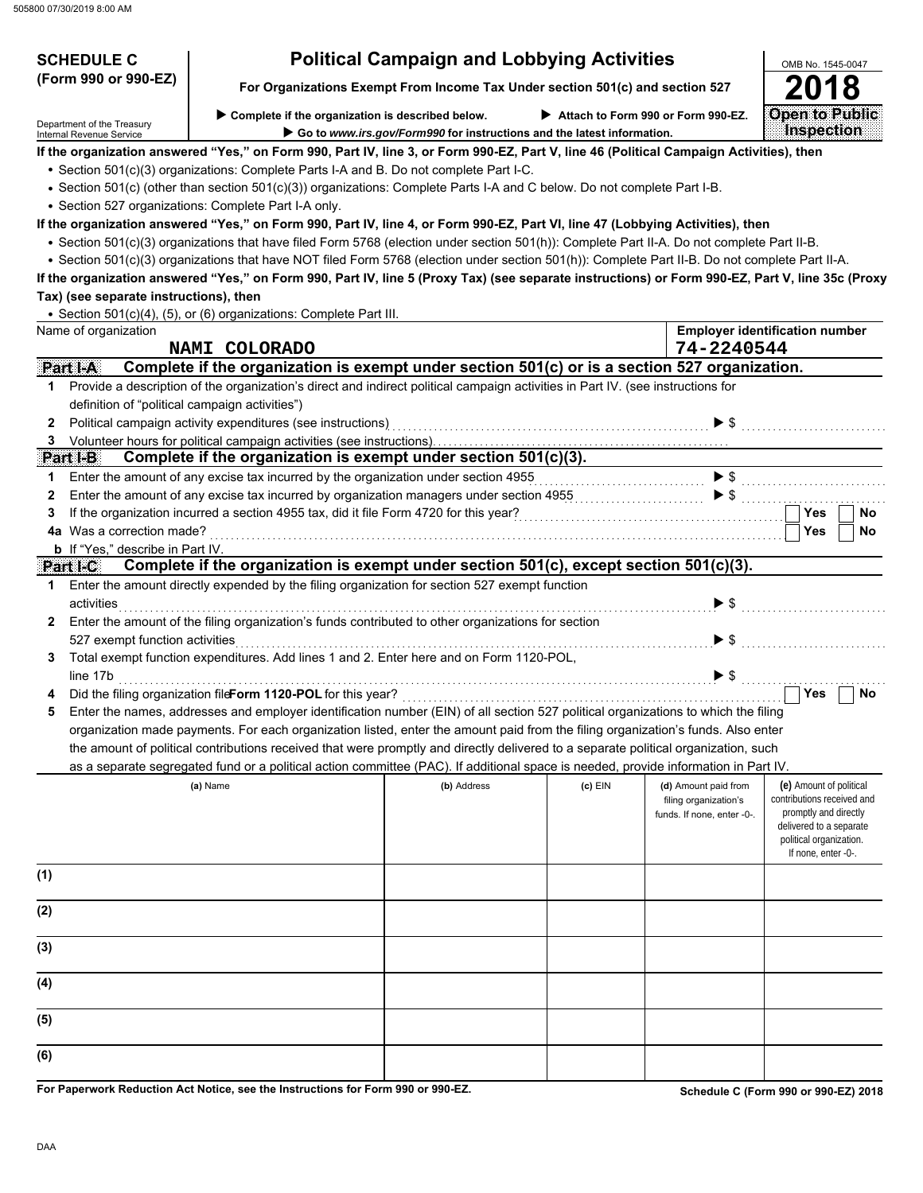505800 07/30/2019 8:00 AM

**SCHEDULE C (Form 990 or 990-EZ)**

Department of the Treasury
Internal Revenue Service

# Political Campaign and Lobbying Activities

**For Organizations Exempt From Income Tax Under section 501(c) and section 527**

▶ Complete if the organization is described below. ▶ Attach to Form 990 or Form 990-EZ.

▶ Go to *www.irs.gov/Form990* for instructions and the latest information.

OMB No. 1545-0047

**2018**

**Open to Public Inspection**

**If the organization answered "Yes," on Form 990, Part IV, line 3, or Form 990-EZ, Part V, line 46 (Political Campaign Activities), then**

- Section 501(c)(3) organizations: Complete Parts I-A and B. Do not complete Part I-C.
- Section 501(c) (other than section 501(c)(3)) organizations: Complete Parts I-A and C below. Do not complete Part I-B.
- Section 527 organizations: Complete Part I-A only.

**If the organization answered "Yes," on Form 990, Part IV, line 4, or Form 990-EZ, Part VI, line 47 (Lobbying Activities), then**

- Section 501(c)(3) organizations that have filed Form 5768 (election under section 501(h)): Complete Part II-A. Do not complete Part II-B.
- Section 501(c)(3) organizations that have NOT filed Form 5768 (election under section 501(h)): Complete Part II-B. Do not complete Part II-A.

**If the organization answered "Yes," on Form 990, Part IV, line 5 (Proxy Tax) (see separate instructions) or Form 990-EZ, Part V, line 35c (Proxy Tax) (see separate instructions), then**

- Section 501(c)(4), (5), or (6) organizations: Complete Part III.

| Name of organization | Employer identification number |
|---|---|
| NAMI COLORADO | 74-2240544 |

**Part I-A Complete if the organization is exempt under section 501(c) or is a section 527 organization.**

1. Provide a description of the organization's direct and indirect political campaign activities in Part IV. (see instructions for definition of "political campaign activities")
2. Political campaign activity expenditures (see instructions) ▶ $
3. Volunteer hours for political campaign activities (see instructions)

**Part I-B Complete if the organization is exempt under section 501(c)(3).**

1. Enter the amount of any excise tax incurred by the organization under section 4955 ▶ $
2. Enter the amount of any excise tax incurred by organization managers under section 4955 ▶ $
3. If the organization incurred a section 4955 tax, did it file Form 4720 for this year? ☐ Yes ☐ No

4a Was a correction made? ☐ Yes ☐ No

**b** If "Yes," describe in Part IV.

**Part I-C Complete if the organization is exempt under section 501(c), except section 501(c)(3).**

1. Enter the amount directly expended by the filing organization for section 527 exempt function activities ▶ $
2. Enter the amount of the filing organization's funds contributed to other organizations for section 527 exempt function activities ▶ $
3. Total exempt function expenditures. Add lines 1 and 2. Enter here and on Form 1120-POL, line 17b ▶ $
4. Did the filing organization file **Form 1120-POL** for this year? ☐ Yes ☐ No
5. Enter the names, addresses and employer identification number (EIN) of all section 527 political organizations to which the filing organization made payments. For each organization listed, enter the amount paid from the filing organization's funds. Also enter the amount of political contributions received that were promptly and directly delivered to a separate political organization, such as a separate segregated fund or a political action committee (PAC). If additional space is needed, provide information in Part IV.

| | (a) Name | (b) Address | (c) EIN | (d) Amount paid from filing organization's funds. If none, enter -0-. | (e) Amount of political contributions received and promptly and directly delivered to a separate political organization. If none, enter -0-. |
|---|---|---|---|---|---|
| (1) | | | | | |
| (2) | | | | | |
| (3) | | | | | |
| (4) | | | | | |
| (5) | | | | | |
| (6) | | | | | |

**For Paperwork Reduction Act Notice, see the Instructions for Form 990 or 990-EZ.**

**Schedule C (Form 990 or 990-EZ) 2018**

DAA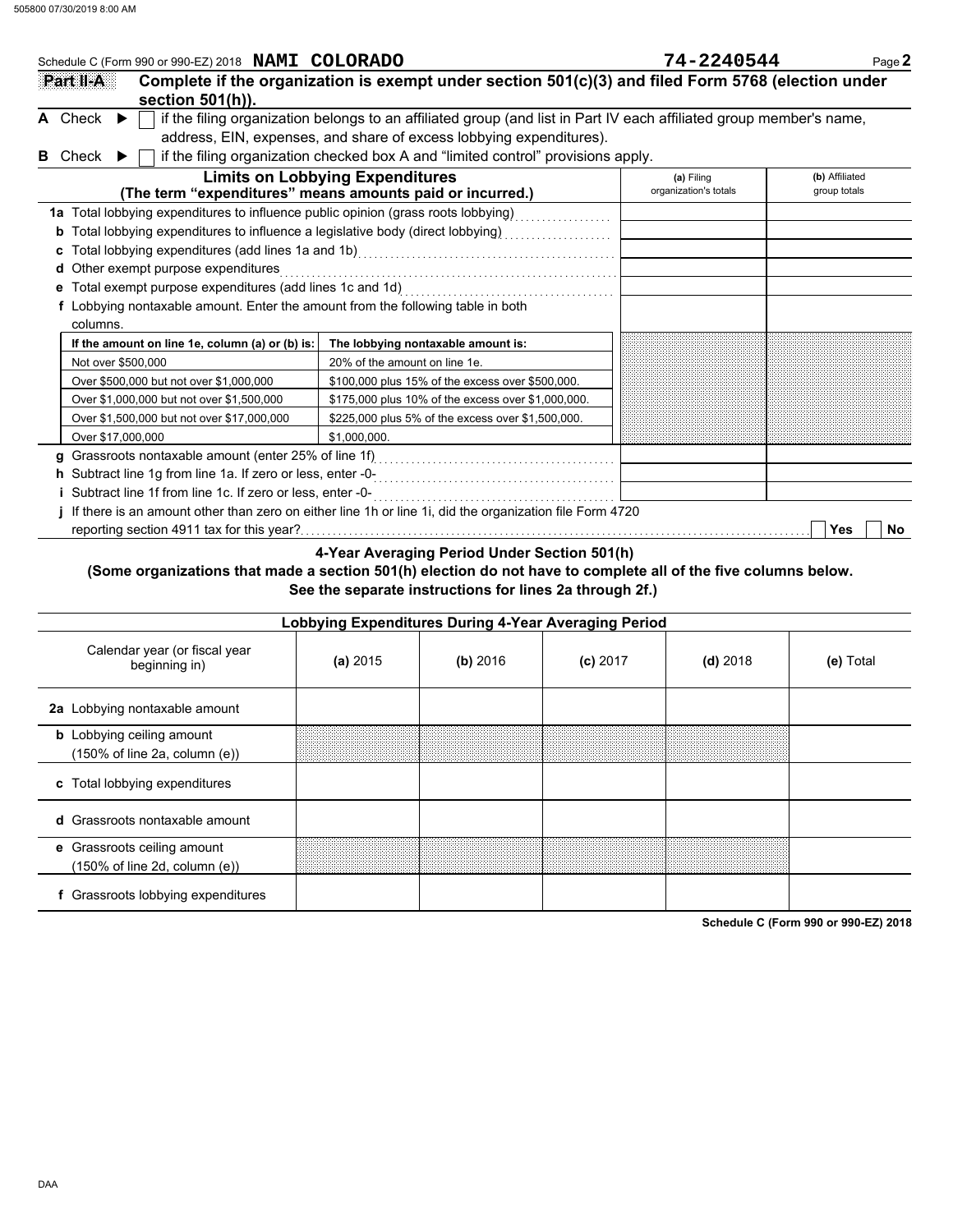Schedule C (Form 990 or 990-EZ) 2018 **NAMI COLORADO** **74-2240544** Page **2**

**Part II-A** **Complete if the organization is exempt under section 501(c)(3) and filed Form 5768 (election under section 501(h)).**

**A** Check ▶ ☐ if the filing organization belongs to an affiliated group (and list in Part IV each affiliated group member's name, address, EIN, expenses, and share of excess lobbying expenditures).

**B** Check ▶ ☐ if the filing organization checked box A and "limited control" provisions apply.

| Limits on Lobbying Expenditures (The term "expenditures" means amounts paid or incurred.) | (a) Filing organization's totals | (b) Affiliated group totals |
|---|---|---|
| **1a** Total lobbying expenditures to influence public opinion (grass roots lobbying) | | |
| **b** Total lobbying expenditures to influence a legislative body (direct lobbying) | | |
| **c** Total lobbying expenditures (add lines 1a and 1b) | | |
| **d** Other exempt purpose expenditures | | |
| **e** Total exempt purpose expenditures (add lines 1c and 1d) | | |
| **f** Lobbying nontaxable amount. Enter the amount from the following table in both columns. | | |

| If the amount on line 1e, column (a) or (b) is: | The lobbying nontaxable amount is: |
|---|---|
| Not over $500,000 | 20% of the amount on line 1e. |
| Over $500,000 but not over $1,000,000 | $100,000 plus 15% of the excess over $500,000. |
| Over $1,000,000 but not over $1,500,000 | $175,000 plus 10% of the excess over $1,000,000. |
| Over $1,500,000 but not over $17,000,000 | $225,000 plus 5% of the excess over $1,500,000. |
| Over $17,000,000 | $1,000,000. |

| | (a) Filing organization's totals | (b) Affiliated group totals |
|---|---|---|
| **g** Grassroots nontaxable amount (enter 25% of line 1f) | | |
| **h** Subtract line 1g from line 1a. If zero or less, enter -0- | | |
| **i** Subtract line 1f from line 1c. If zero or less, enter -0- | | |

**j** If there is an amount other than zero on either line 1h or line 1i, did the organization file Form 4720 reporting section 4911 tax for this year? ☐ Yes ☐ No

**4-Year Averaging Period Under Section 501(h)**
**(Some organizations that made a section 501(h) election do not have to complete all of the five columns below. See the separate instructions for lines 2a through 2f.)**

| Lobbying Expenditures During 4-Year Averaging Period | | | | | |
|---|---|---|---|---|---|
| Calendar year (or fiscal year beginning in) | (a) 2015 | (b) 2016 | (c) 2017 | (d) 2018 | (e) Total |
| **2a** Lobbying nontaxable amount | | | | | |
| **b** Lobbying ceiling amount (150% of line 2a, column (e)) | | | | | |
| **c** Total lobbying expenditures | | | | | |
| **d** Grassroots nontaxable amount | | | | | |
| **e** Grassroots ceiling amount (150% of line 2d, column (e)) | | | | | |
| **f** Grassroots lobbying expenditures | | | | | |

**Schedule C (Form 990 or 990-EZ) 2018**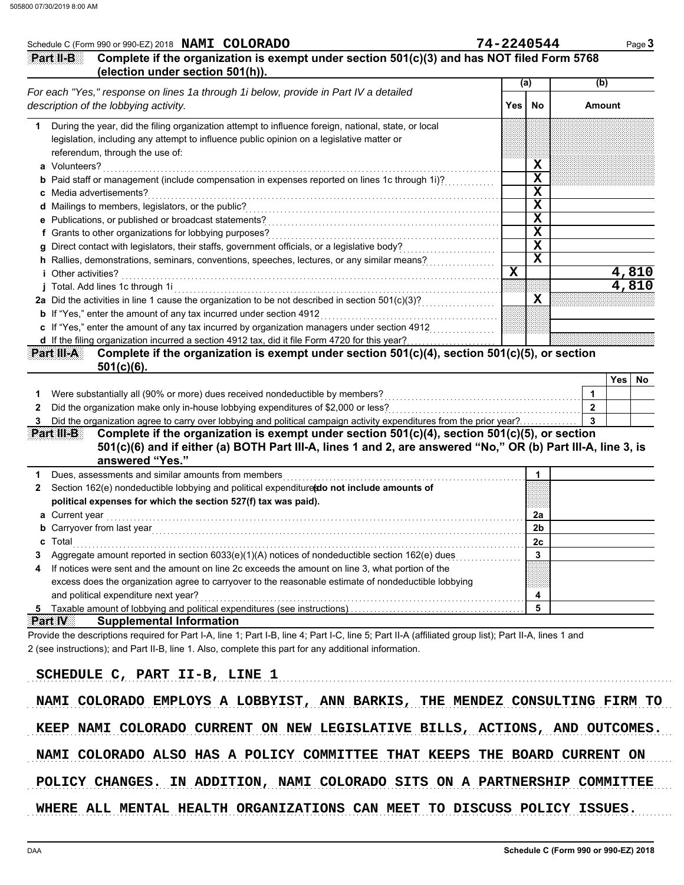Schedule C (Form 990 or 990-EZ) 2018 **NAMI COLORADO** **74-2240544** Page **3**

## Part II-B Complete if the organization is exempt under section 501(c)(3) and has NOT filed Form 5768 (election under section 501(h)).

| *For each "Yes," response on lines 1a through 1i below, provide in Part IV a detailed description of the lobbying activity.* | (a) Yes | (a) No | (b) Amount |
|---|---|---|---|
| **1** During the year, did the filing organization attempt to influence foreign, national, state, or local legislation, including any attempt to influence public opinion on a legislative matter or referendum, through the use of: | | | |
| **a** Volunteers? | | X | |
| **b** Paid staff or management (include compensation in expenses reported on lines 1c through 1i)? | | X | |
| **c** Media advertisements? | | X | |
| **d** Mailings to members, legislators, or the public? | | X | |
| **e** Publications, or published or broadcast statements? | | X | |
| **f** Grants to other organizations for lobbying purposes? | | X | |
| **g** Direct contact with legislators, their staffs, government officials, or a legislative body? | | X | |
| **h** Rallies, demonstrations, seminars, conventions, speeches, lectures, or any similar means? | | X | |
| **i** Other activities? | X | | 4,810 |
| **j** Total. Add lines 1c through 1i | | | 4,810 |
| **2a** Did the activities in line 1 cause the organization to be not described in section 501(c)(3)? | | X | |
| **b** If "Yes," enter the amount of any tax incurred under section 4912 | | | |
| **c** If "Yes," enter the amount of any tax incurred by organization managers under section 4912 | | | |
| **d** If the filing organization incurred a section 4912 tax, did it file Form 4720 for this year? | | | |

## Part III-A Complete if the organization is exempt under section 501(c)(4), section 501(c)(5), or section 501(c)(6).

| | | Yes | No |
|---|---|---|---|
| **1** Were substantially all (90% or more) dues received nondeductible by members? | 1 | | |
| **2** Did the organization make only in-house lobbying expenditures of $2,000 or less? | 2 | | |
| **3** Did the organization agree to carry over lobbying and political campaign activity expenditures from the prior year? | 3 | | |

## Part III-B Complete if the organization is exempt under section 501(c)(4), section 501(c)(5), or section 501(c)(6) and if either (a) BOTH Part III-A, lines 1 and 2, are answered "No," OR (b) Part III-A, line 3, is answered "Yes."

| | | |
|---|---|---|
| **1** Dues, assessments and similar amounts from members | 1 | |
| **2** Section 162(e) nondeductible lobbying and political expenditures (**do not include amounts of political expenses for which the section 527(f) tax was paid).** | | |
| **a** Current year | 2a | |
| **b** Carryover from last year | 2b | |
| **c** Total | 2c | |
| **3** Aggregate amount reported in section 6033(e)(1)(A) notices of nondeductible section 162(e) dues | 3 | |
| **4** If notices were sent and the amount on line 2c exceeds the amount on line 3, what portion of the excess does the organization agree to carryover to the reasonable estimate of nondeductible lobbying and political expenditure next year? | 4 | |
| **5** Taxable amount of lobbying and political expenditures (see instructions) | 5 | |

## Part IV Supplemental Information

Provide the descriptions required for Part I-A, line 1; Part I-B, line 4; Part I-C, line 5; Part II-A (affiliated group list); Part II-A, lines 1 and 2 (see instructions); and Part II-B, line 1. Also, complete this part for any additional information.

SCHEDULE C, PART II-B, LINE 1

NAMI COLORADO EMPLOYS A LOBBYIST, ANN BARKIS, THE MENDEZ CONSULTING FIRM TO KEEP NAMI COLORADO CURRENT ON NEW LEGISLATIVE BILLS, ACTIONS, AND OUTCOMES. NAMI COLORADO ALSO HAS A POLICY COMMITTEE THAT KEEPS THE BOARD CURRENT ON POLICY CHANGES. IN ADDITION, NAMI COLORADO SITS ON A PARTNERSHIP COMMITTEE WHERE ALL MENTAL HEALTH ORGANIZATIONS CAN MEET TO DISCUSS POLICY ISSUES.

DAA **Schedule C (Form 990 or 990-EZ) 2018**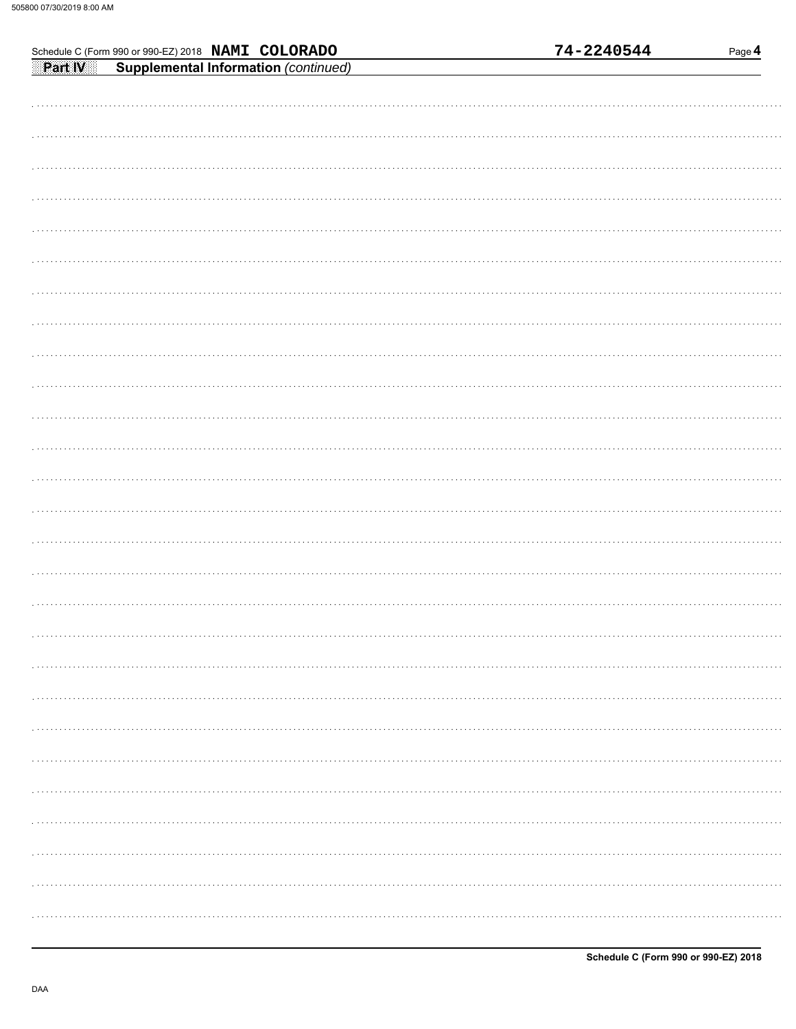Schedule C (Form 990 or 990-EZ) 2018 **NAMI COLORADO** **74-2240544**

**Part IV** **Supplemental Information** *(continued)*

**Schedule C (Form 990 or 990-EZ) 2018**

DAA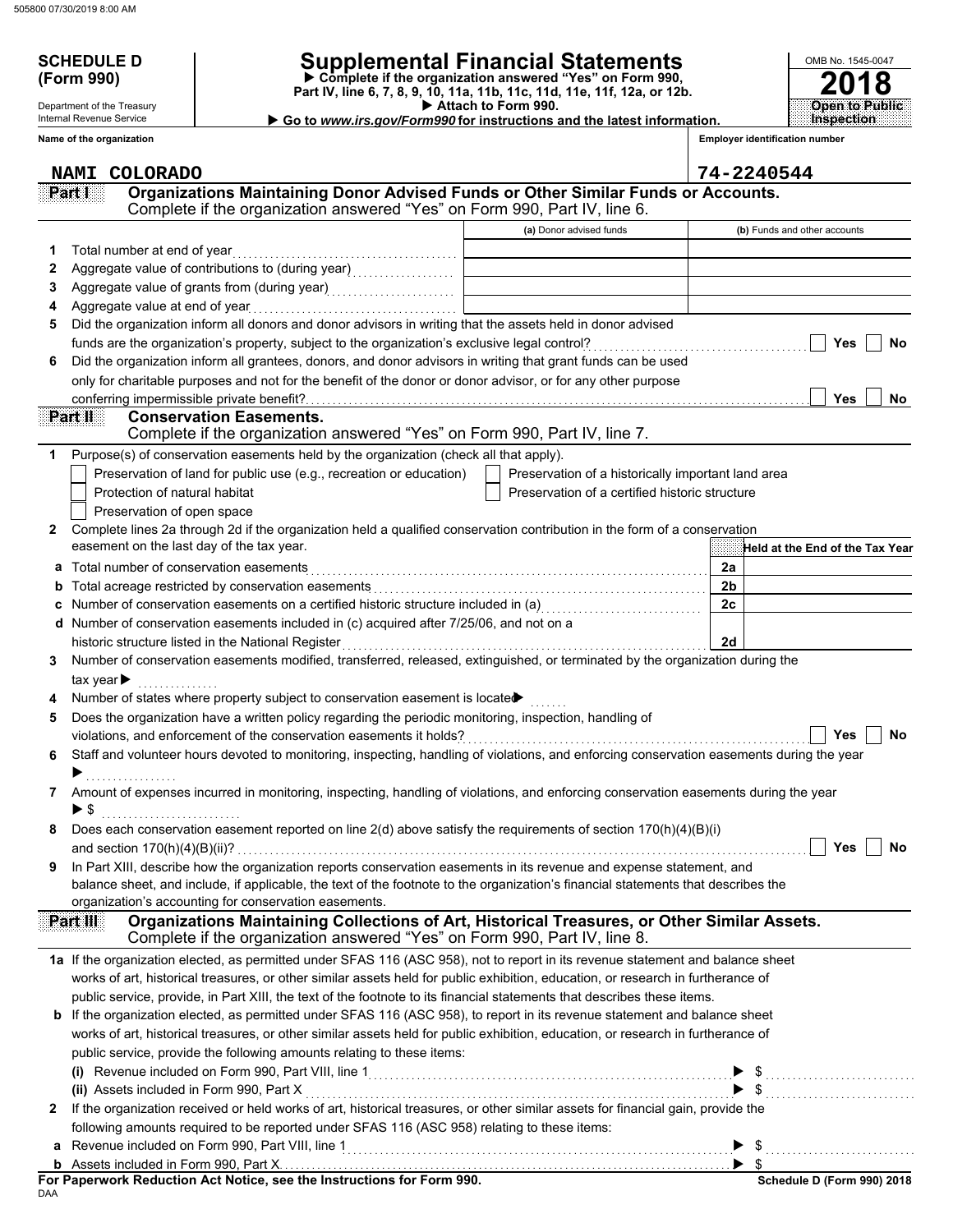**SCHEDULE D (Form 990)**

Department of the Treasury
Internal Revenue Service

# Supplemental Financial Statements

▶ Complete if the organization answered "Yes" on Form 990, Part IV, line 6, 7, 8, 9, 10, 11a, 11b, 11c, 11d, 11e, 11f, 12a, or 12b.
▶ Attach to Form 990.
▶ Go to *www.irs.gov/Form990* for instructions and the latest information.

OMB No. 1545-0047

**2018**

**Open to Public Inspection**

**Name of the organization**: NAMI COLORADO

**Employer identification number**: 74-2240544

## Part I — Organizations Maintaining Donor Advised Funds or Other Similar Funds or Accounts.

Complete if the organization answered "Yes" on Form 990, Part IV, line 6.

| | | (a) Donor advised funds | (b) Funds and other accounts |
|---|---|---|---|
| 1 | Total number at end of year | | |
| 2 | Aggregate value of contributions to (during year) | | |
| 3 | Aggregate value of grants from (during year) | | |
| 4 | Aggregate value at end of year | | |

5 Did the organization inform all donors and donor advisors in writing that the assets held in donor advised funds are the organization's property, subject to the organization's exclusive legal control? ☐ Yes ☐ No

6 Did the organization inform all grantees, donors, and donor advisors in writing that grant funds can be used only for charitable purposes and not for the benefit of the donor or donor advisor, or for any other purpose conferring impermissible private benefit? ☐ Yes ☐ No

## Part II — Conservation Easements.

Complete if the organization answered "Yes" on Form 990, Part IV, line 7.

1 Purpose(s) of conservation easements held by the organization (check all that apply).

- ☐ Preservation of land for public use (e.g., recreation or education)
- ☐ Preservation of a historically important land area
- ☐ Protection of natural habitat
- ☐ Preservation of a certified historic structure
- ☐ Preservation of open space

2 Complete lines 2a through 2d if the organization held a qualified conservation contribution in the form of a conservation easement on the last day of the tax year.

| | | | Held at the End of the Tax Year |
|---|---|---|---|
| a | Total number of conservation easements | 2a | |
| b | Total acreage restricted by conservation easements | 2b | |
| c | Number of conservation easements on a certified historic structure included in (a) | 2c | |
| d | Number of conservation easements included in (c) acquired after 7/25/06, and not on a historic structure listed in the National Register | 2d | |

3 Number of conservation easements modified, transferred, released, extinguished, or terminated by the organization during the tax year ▶

4 Number of states where property subject to conservation easement is located ▶

5 Does the organization have a written policy regarding the periodic monitoring, inspection, handling of violations, and enforcement of the conservation easements it holds? ☐ Yes ☐ No

6 Staff and volunteer hours devoted to monitoring, inspecting, handling of violations, and enforcing conservation easements during the year ▶

7 Amount of expenses incurred in monitoring, inspecting, handling of violations, and enforcing conservation easements during the year ▶ $

8 Does each conservation easement reported on line 2(d) above satisfy the requirements of section 170(h)(4)(B)(i) and section 170(h)(4)(B)(ii)? ☐ Yes ☐ No

9 In Part XIII, describe how the organization reports conservation easements in its revenue and expense statement, and balance sheet, and include, if applicable, the text of the footnote to the organization's financial statements that describes the organization's accounting for conservation easements.

## Part III — Organizations Maintaining Collections of Art, Historical Treasures, or Other Similar Assets.

Complete if the organization answered "Yes" on Form 990, Part IV, line 8.

1a If the organization elected, as permitted under SFAS 116 (ASC 958), not to report in its revenue statement and balance sheet works of art, historical treasures, or other similar assets held for public exhibition, education, or research in furtherance of public service, provide, in Part XIII, the text of the footnote to its financial statements that describes these items.

b If the organization elected, as permitted under SFAS 116 (ASC 958), to report in its revenue statement and balance sheet works of art, historical treasures, or other similar assets held for public exhibition, education, or research in furtherance of public service, provide the following amounts relating to these items:

(i) Revenue included on Form 990, Part VIII, line 1 ▶ $

(ii) Assets included in Form 990, Part X ▶ $

2 If the organization received or held works of art, historical treasures, or other similar assets for financial gain, provide the following amounts required to be reported under SFAS 116 (ASC 958) relating to these items:

a Revenue included on Form 990, Part VIII, line 1 ▶ $

b Assets included in Form 990, Part X ▶ $

**For Paperwork Reduction Act Notice, see the Instructions for Form 990.** Schedule D (Form 990) 2018

DAA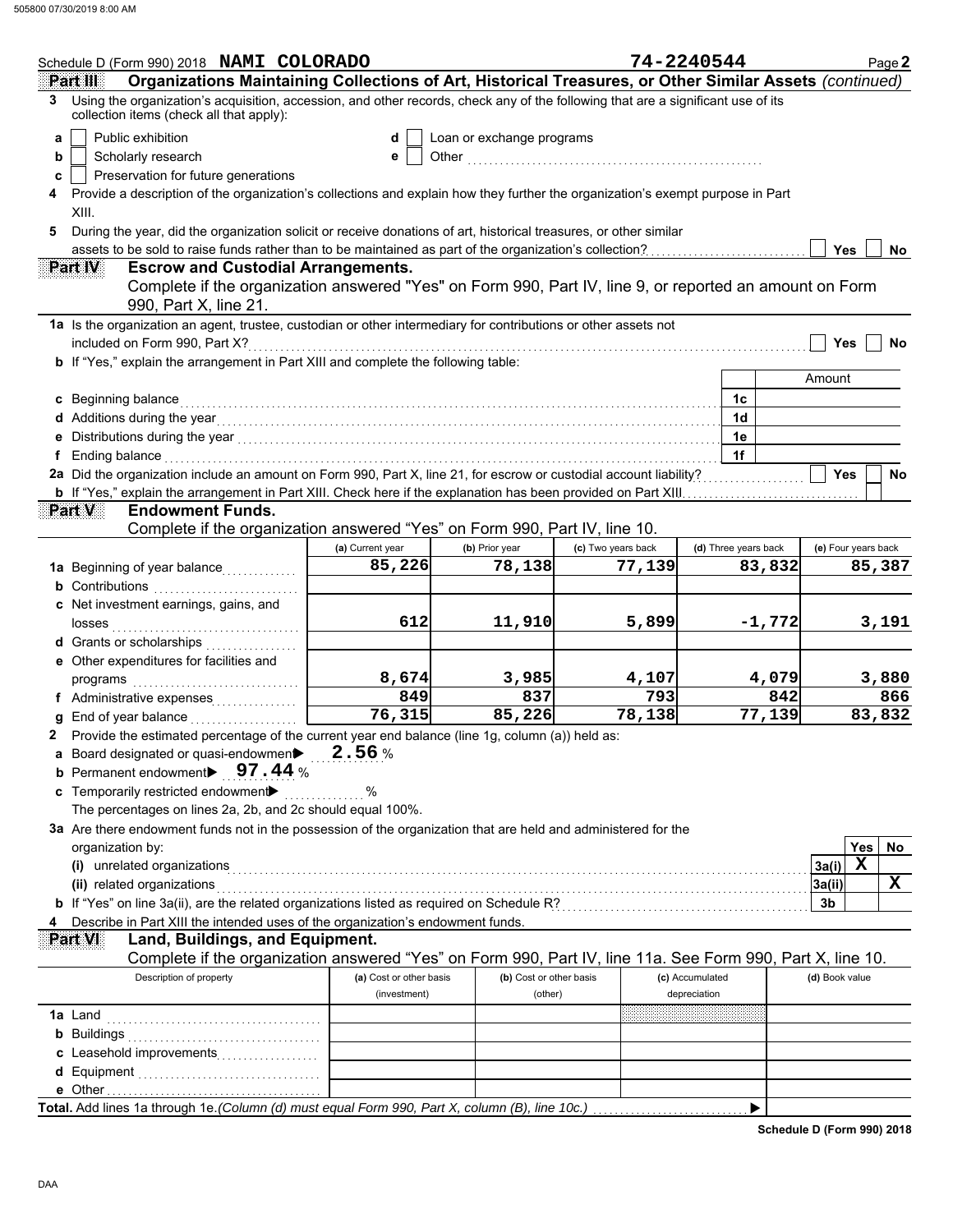Schedule D (Form 990) 2018 **NAMI COLORADO** **74-2240544** Page **2**

## Part III Organizations Maintaining Collections of Art, Historical Treasures, or Other Similar Assets *(continued)*

**3** Using the organization's acquisition, accession, and other records, check any of the following that are a significant use of its collection items (check all that apply):

- **a** ☐ Public exhibition
- **b** ☐ Scholarly research
- **c** ☐ Preservation for future generations
- **d** ☐ Loan or exchange programs
- **e** ☐ Other ..................

**4** Provide a description of the organization's collections and explain how they further the organization's exempt purpose in Part XIII.

**5** During the year, did the organization solicit or receive donations of art, historical treasures, or other similar assets to be sold to raise funds rather than to be maintained as part of the organization's collection? ☐ Yes ☐ No

## Part IV Escrow and Custodial Arrangements.

Complete if the organization answered "Yes" on Form 990, Part IV, line 9, or reported an amount on Form 990, Part X, line 21.

**1a** Is the organization an agent, trustee, custodian or other intermediary for contributions or other assets not included on Form 990, Part X? ☐ Yes ☐ No

**b** If "Yes," explain the arrangement in Part XIII and complete the following table:

| | | Amount |
|---|---|---|
| **c** Beginning balance | 1c | |
| **d** Additions during the year | 1d | |
| **e** Distributions during the year | 1e | |
| **f** Ending balance | 1f | |

**2a** Did the organization include an amount on Form 990, Part X, line 21, for escrow or custodial account liability? ☐ Yes ☐ No

**b** If "Yes," explain the arrangement in Part XIII. Check here if the explanation has been provided on Part XIII ☐

## Part V Endowment Funds.

Complete if the organization answered "Yes" on Form 990, Part IV, line 10.

| | (a) Current year | (b) Prior year | (c) Two years back | (d) Three years back | (e) Four years back |
|---|---|---|---|---|---|
| **1a** Beginning of year balance | 85,226 | 78,138 | 77,139 | 83,832 | 85,387 |
| **b** Contributions | | | | | |
| **c** Net investment earnings, gains, and losses | 612 | 11,910 | 5,899 | -1,772 | 3,191 |
| **d** Grants or scholarships | | | | | |
| **e** Other expenditures for facilities and programs | 8,674 | 3,985 | 4,107 | 4,079 | 3,880 |
| **f** Administrative expenses | 849 | 837 | 793 | 842 | 866 |
| **g** End of year balance | 76,315 | 85,226 | 78,138 | 77,139 | 83,832 |

**2** Provide the estimated percentage of the current year end balance (line 1g, column (a)) held as:

- **a** Board designated or quasi-endowment ▶ **2.56** %
- **b** Permanent endowment ▶ **97.44** %
- **c** Temporarily restricted endowment ▶ ........ %

The percentages on lines 2a, 2b, and 2c should equal 100%.

**3a** Are there endowment funds not in the possession of the organization that are held and administered for the organization by:

| | | Yes | No |
|---|---|---|---|
| **(i)** unrelated organizations | 3a(i) | X | |
| **(ii)** related organizations | 3a(ii) | | X |
| **b** If "Yes" on line 3a(ii), are the related organizations listed as required on Schedule R? | 3b | | |

**4** Describe in Part XIII the intended uses of the organization's endowment funds.

## Part VI Land, Buildings, and Equipment.

Complete if the organization answered "Yes" on Form 990, Part IV, line 11a. See Form 990, Part X, line 10.

| Description of property | (a) Cost or other basis (investment) | (b) Cost or other basis (other) | (c) Accumulated depreciation | (d) Book value |
|---|---|---|---|---|
| **1a** Land | | | | |
| **b** Buildings | | | | |
| **c** Leasehold improvements | | | | |
| **d** Equipment | | | | |
| **e** Other | | | | |
| **Total.** Add lines 1a through 1e. *(Column (d) must equal Form 990, Part X, column (B), line 10c.)* ▶ | | | | |

Schedule D (Form 990) 2018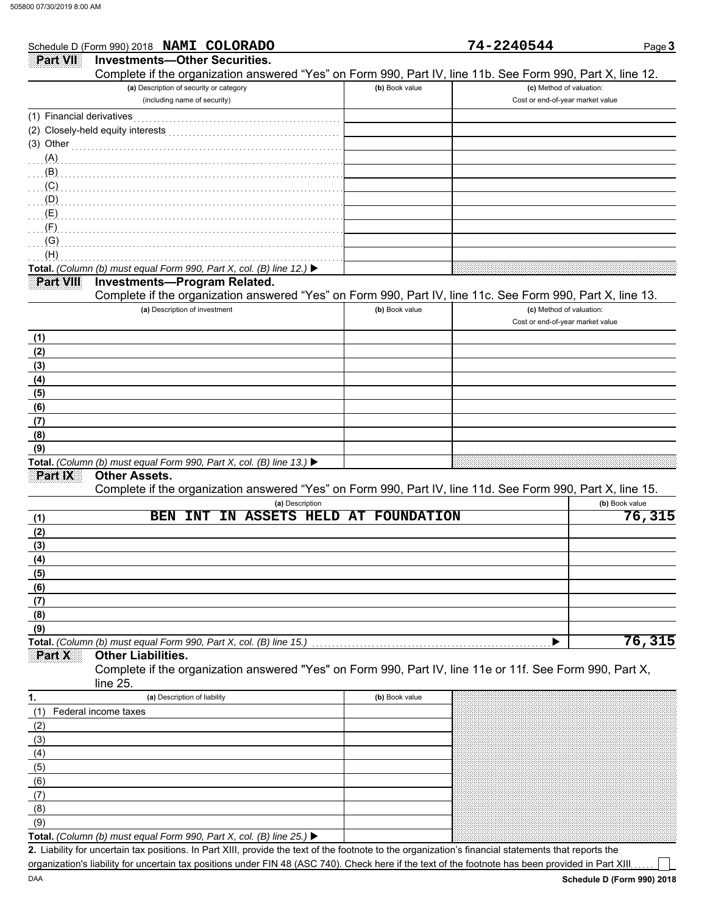Schedule D (Form 990) 2018 **NAMI COLORADO** **74-2240544**

## Part VII Investments—Other Securities.

Complete if the organization answered "Yes" on Form 990, Part IV, line 11b. See Form 990, Part X, line 12.

| (a) Description of security or category (including name of security) | (b) Book value | (c) Method of valuation: Cost or end-of-year market value |
|---|---|---|
| (1) Financial derivatives | | |
| (2) Closely-held equity interests | | |
| (3) Other | | |
| (A) | | |
| (B) | | |
| (C) | | |
| (D) | | |
| (E) | | |
| (F) | | |
| (G) | | |
| (H) | | |
| **Total.** *(Column (b) must equal Form 990, Part X, col. (B) line 12.)* ▶ | | |

## Part VIII Investments—Program Related.

Complete if the organization answered "Yes" on Form 990, Part IV, line 11c. See Form 990, Part X, line 13.

| (a) Description of investment | (b) Book value | (c) Method of valuation: Cost or end-of-year market value |
|---|---|---|
| (1) | | |
| (2) | | |
| (3) | | |
| (4) | | |
| (5) | | |
| (6) | | |
| (7) | | |
| (8) | | |
| (9) | | |
| **Total.** *(Column (b) must equal Form 990, Part X, col. (B) line 13.)* ▶ | | |

## Part IX Other Assets.

Complete if the organization answered "Yes" on Form 990, Part IV, line 11d. See Form 990, Part X, line 15.

| | (a) Description | (b) Book value |
|---|---|---|
| (1) | BEN INT IN ASSETS HELD AT FOUNDATION | 76,315 |
| (2) | | |
| (3) | | |
| (4) | | |
| (5) | | |
| (6) | | |
| (7) | | |
| (8) | | |
| (9) | | |
| **Total.** *(Column (b) must equal Form 990, Part X, col. (B) line 15.)* | ▶ | 76,315 |

## Part X Other Liabilities.

Complete if the organization answered "Yes" on Form 990, Part IV, line 11e or 11f. See Form 990, Part X, line 25.

| 1. (a) Description of liability | (b) Book value |
|---|---|
| (1) Federal income taxes | |
| (2) | |
| (3) | |
| (4) | |
| (5) | |
| (6) | |
| (7) | |
| (8) | |
| (9) | |
| **Total.** *(Column (b) must equal Form 990, Part X, col. (B) line 25.)* ▶ | |

**2.** Liability for uncertain tax positions. In Part XIII, provide the text of the footnote to the organization's financial statements that reports the organization's liability for uncertain tax positions under FIN 48 (ASC 740). Check here if the text of the footnote has been provided in Part XIII ☐

DAA **Schedule D (Form 990) 2018**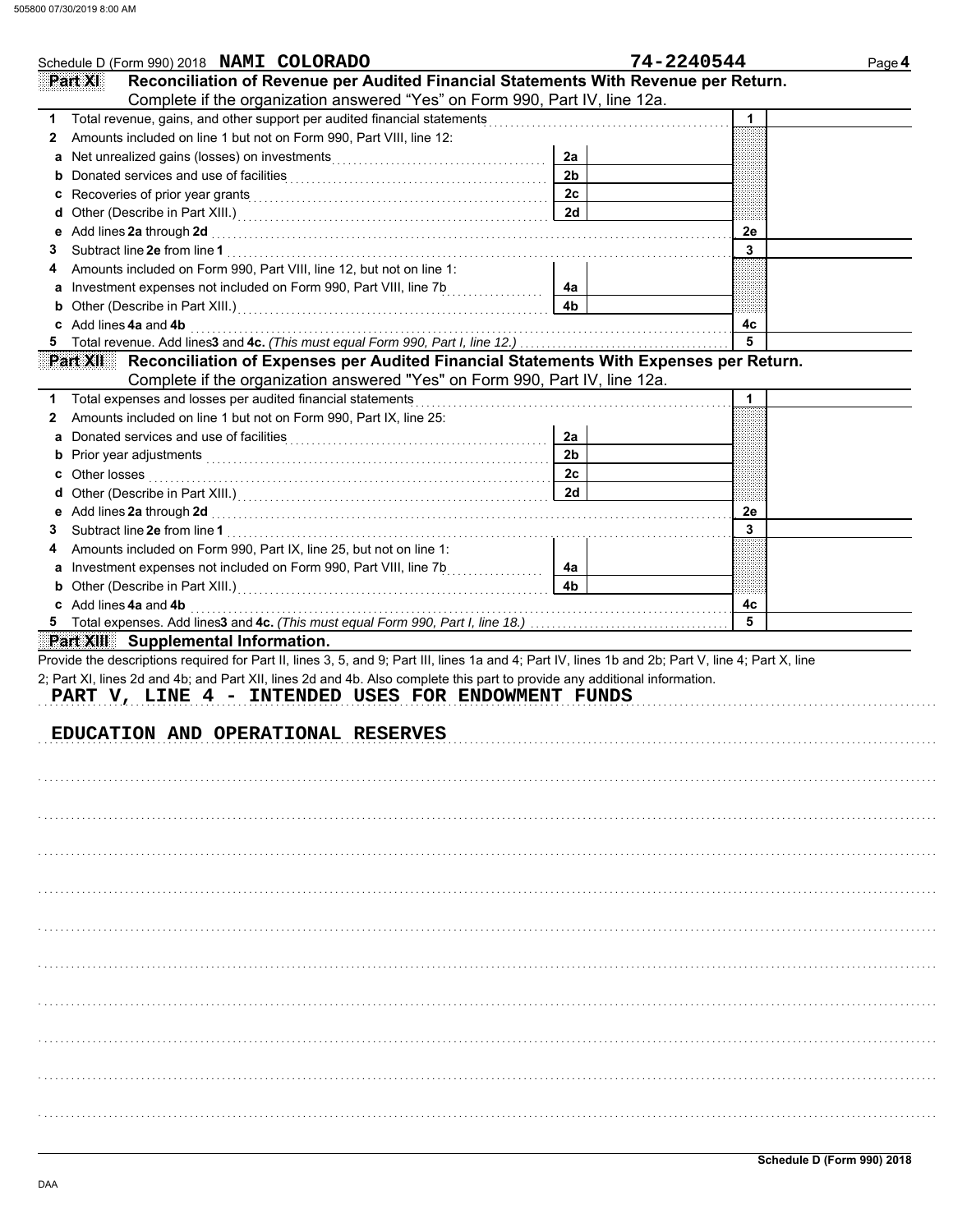Schedule D (Form 990) 2018 **NAMI COLORADO** **74-2240544**

**Part XI** **Reconciliation of Revenue per Audited Financial Statements With Revenue per Return.**
Complete if the organization answered "Yes" on Form 990, Part IV, line 12a.

| | | | | | |
|---|---|---|---|---|---|
| 1 | Total revenue, gains, and other support per audited financial statements | | | 1 | |
| 2 | Amounts included on line 1 but not on Form 990, Part VIII, line 12: | | | | |
| a | Net unrealized gains (losses) on investments | 2a | | | |
| b | Donated services and use of facilities | 2b | | | |
| c | Recoveries of prior year grants | 2c | | | |
| d | Other (Describe in Part XIII.) | 2d | | | |
| e | Add lines **2a** through **2d** | | | 2e | |
| 3 | Subtract line **2e** from line **1** | | | 3 | |
| 4 | Amounts included on Form 990, Part VIII, line 12, but not on line 1: | | | | |
| a | Investment expenses not included on Form 990, Part VIII, line 7b | 4a | | | |
| b | Other (Describe in Part XIII.) | 4b | | | |
| c | Add lines **4a** and **4b** | | | 4c | |
| 5 | Total revenue. Add lines **3** and **4c.** *(This must equal Form 990, Part I, line 12.)* | | | 5 | |

**Part XII** **Reconciliation of Expenses per Audited Financial Statements With Expenses per Return.**
Complete if the organization answered "Yes" on Form 990, Part IV, line 12a.

| | | | | | |
|---|---|---|---|---|---|
| 1 | Total expenses and losses per audited financial statements | | | 1 | |
| 2 | Amounts included on line 1 but not on Form 990, Part IX, line 25: | | | | |
| a | Donated services and use of facilities | 2a | | | |
| b | Prior year adjustments | 2b | | | |
| c | Other losses | 2c | | | |
| d | Other (Describe in Part XIII.) | 2d | | | |
| e | Add lines **2a** through **2d** | | | 2e | |
| 3 | Subtract line **2e** from line **1** | | | 3 | |
| 4 | Amounts included on Form 990, Part IX, line 25, but not on line 1: | | | | |
| a | Investment expenses not included on Form 990, Part VIII, line 7b | 4a | | | |
| b | Other (Describe in Part XIII.) | 4b | | | |
| c | Add lines **4a** and **4b** | | | 4c | |
| 5 | Total expenses. Add lines **3** and **4c.** *(This must equal Form 990, Part I, line 18.)* | | | 5 | |

**Part XIII** **Supplemental Information.**

Provide the descriptions required for Part II, lines 3, 5, and 9; Part III, lines 1a and 4; Part IV, lines 1b and 2b; Part V, line 4; Part X, line 2; Part XI, lines 2d and 4b; and Part XII, lines 2d and 4b. Also complete this part to provide any additional information.

PART V, LINE 4 - INTENDED USES FOR ENDOWMENT FUNDS

EDUCATION AND OPERATIONAL RESERVES

**Schedule D (Form 990) 2018**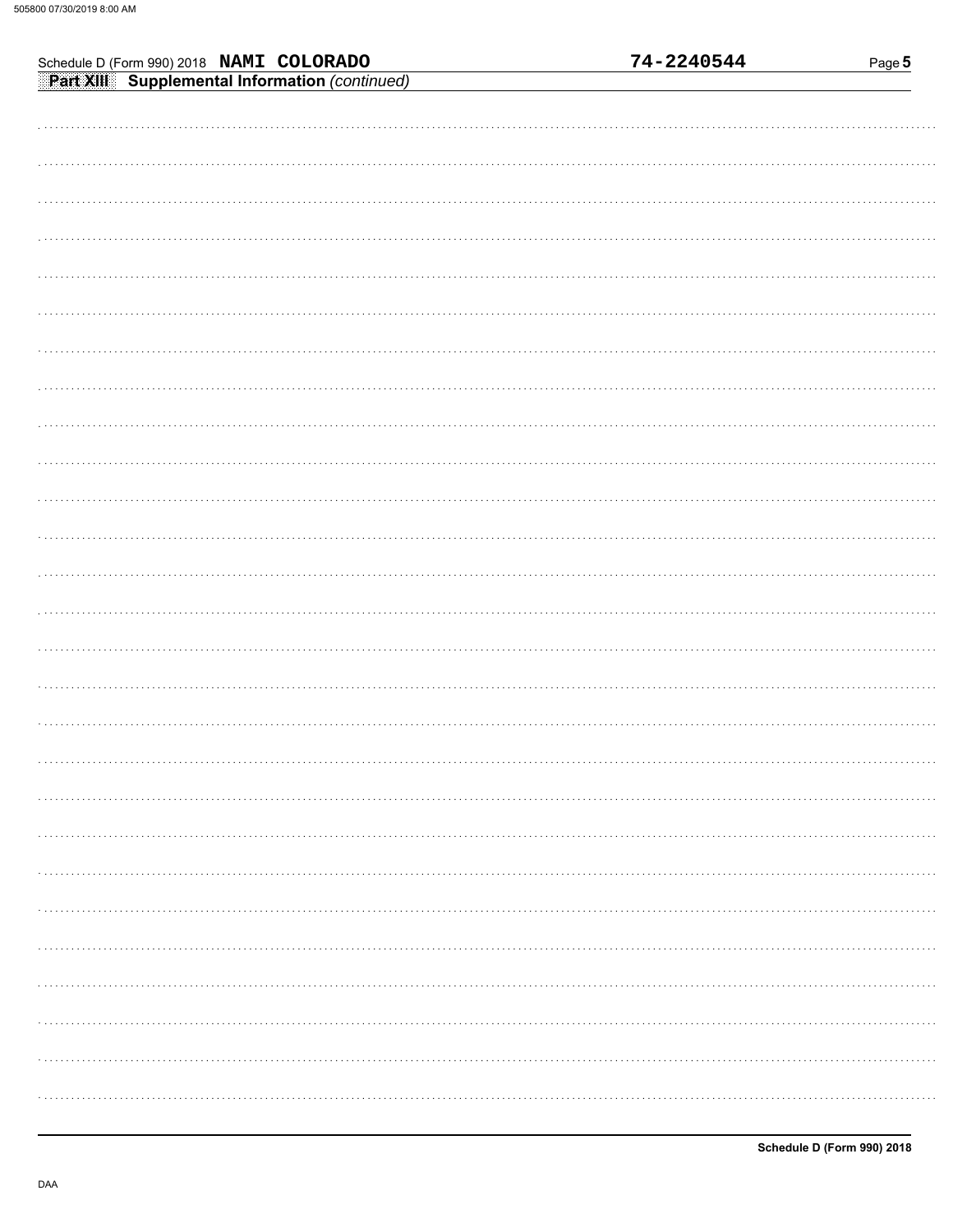Schedule D (Form 990) 2018 **NAMI COLORADO** **74-2240544**

**Part XIII** **Supplemental Information** *(continued)*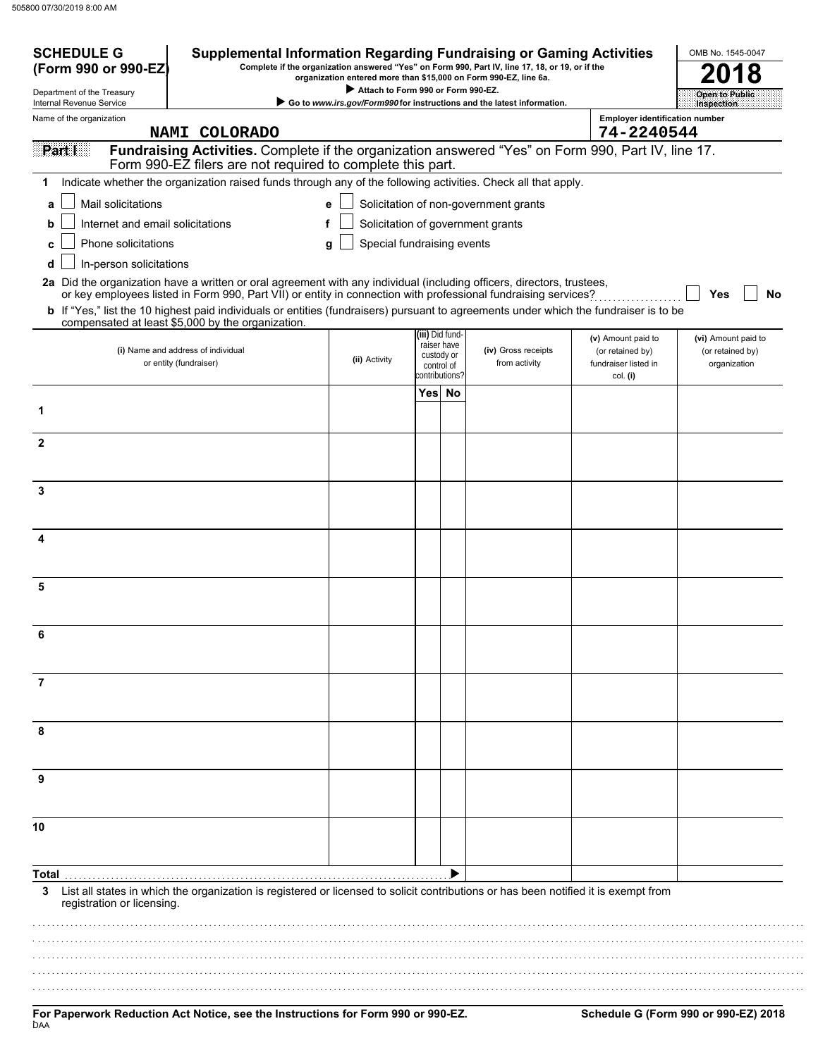505800 07/30/2019 8:00 AM

**SCHEDULE G (Form 990 or 990-EZ)**

Department of the Treasury
Internal Revenue Service

# Supplemental Information Regarding Fundraising or Gaming Activities

**Complete if the organization answered "Yes" on Form 990, Part IV, line 17, 18, or 19, or if the organization entered more than $15,000 on Form 990-EZ, line 6a.**

▶ **Attach to Form 990 or Form 990-EZ.**

▶ **Go to *www.irs.gov/Form990* for instructions and the latest information.**

OMB No. 1545-0047

**2018**

**Open to Public Inspection**

Name of the organization: **NAMI COLORADO**

Employer identification number: **74-2240544**

**Part I** **Fundraising Activities.** Complete if the organization answered "Yes" on Form 990, Part IV, line 17. Form 990-EZ filers are not required to complete this part.

**1** Indicate whether the organization raised funds through any of the following activities. Check all that apply.

- **a** ☐ Mail solicitations
- **b** ☐ Internet and email solicitations
- **c** ☐ Phone solicitations
- **d** ☐ In-person solicitations
- **e** ☐ Solicitation of non-government grants
- **f** ☐ Solicitation of government grants
- **g** ☐ Special fundraising events

**2a** Did the organization have a written or oral agreement with any individual (including officers, directors, trustees, or key employees listed in Form 990, Part VII) or entity in connection with professional fundraising services? ☐ Yes ☐ No

**b** If "Yes," list the 10 highest paid individuals or entities (fundraisers) pursuant to agreements under which the fundraiser is to be compensated at least $5,000 by the organization.

| | (i) Name and address of individual or entity (fundraiser) | (ii) Activity | (iii) Did fund-raiser have custody or control of contributions? Yes | No | (iv) Gross receipts from activity | (v) Amount paid to (or retained by) fundraiser listed in col. (i) | (vi) Amount paid to (or retained by) organization |
|---|---|---|---|---|---|---|---|
| 1 | | | | | | | |
| 2 | | | | | | | |
| 3 | | | | | | | |
| 4 | | | | | | | |
| 5 | | | | | | | |
| 6 | | | | | | | |
| 7 | | | | | | | |
| 8 | | | | | | | |
| 9 | | | | | | | |
| 10 | | | | | | | |
| **Total** ▶ | | | | | | | |

**3** List all states in which the organization is registered or licensed to solicit contributions or has been notified it is exempt from registration or licensing.

**For Paperwork Reduction Act Notice, see the Instructions for Form 990 or 990-EZ.**

DAA

**Schedule G (Form 990 or 990-EZ) 2018**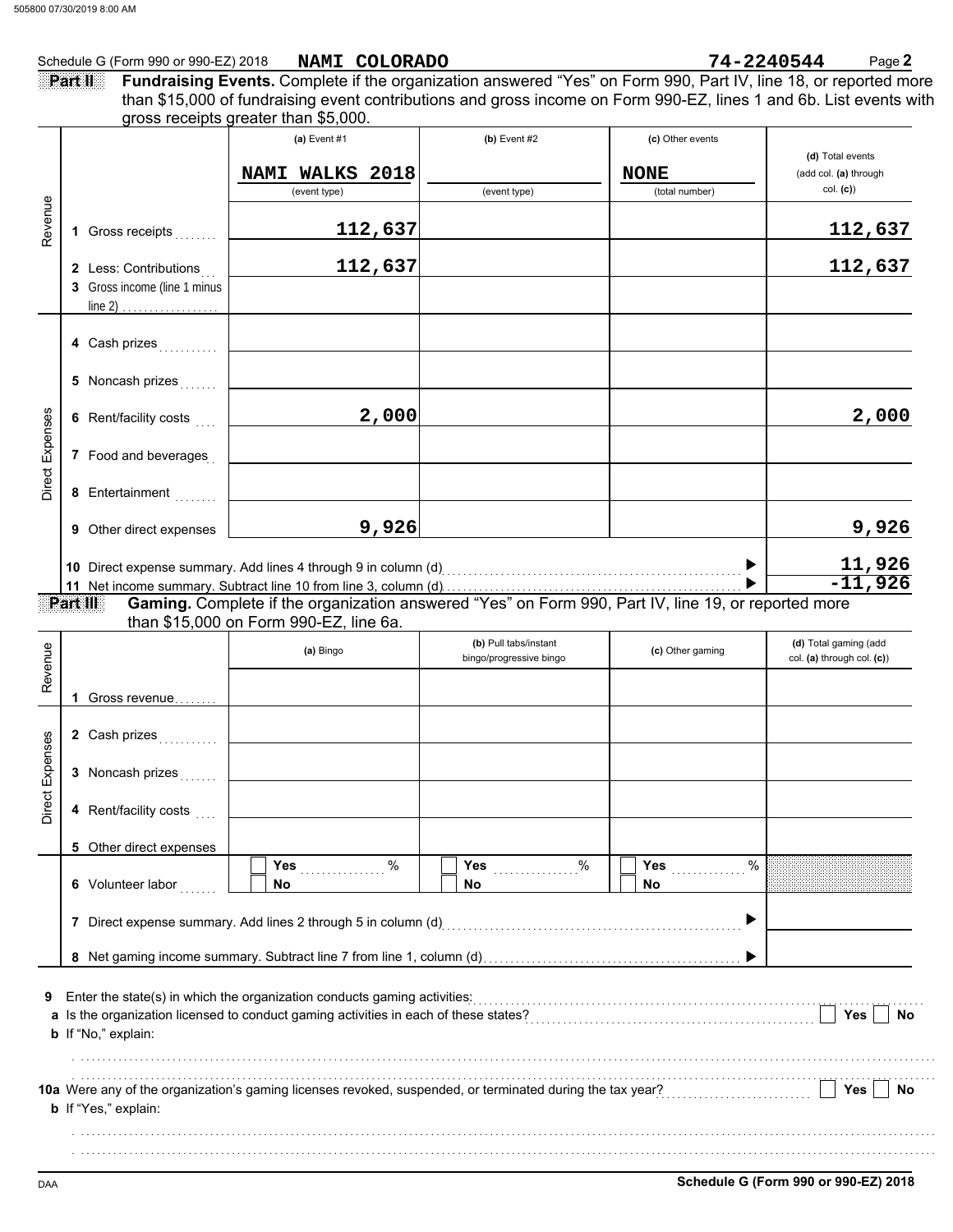Schedule G (Form 990 or 990-EZ) 2018 **NAMI COLORADO** **74-2240544** Page **2**

**Part II** **Fundraising Events.** Complete if the organization answered "Yes" on Form 990, Part IV, line 18, or reported more than $15,000 of fundraising event contributions and gross income on Form 990-EZ, lines 1 and 6b. List events with gross receipts greater than $5,000.

| | | (a) Event #1 | (b) Event #2 | (c) Other events | (d) Total events (add col. (a) through col. (c)) |
|---|---|---|---|---|---|
| | | NAMI WALKS 2018 (event type) | (event type) | NONE (total number) | |
| Revenue | 1 Gross receipts | 112,637 | | | 112,637 |
| | 2 Less: Contributions | 112,637 | | | 112,637 |
| | 3 Gross income (line 1 minus line 2) | | | | |
| Direct Expenses | 4 Cash prizes | | | | |
| | 5 Noncash prizes | | | | |
| | 6 Rent/facility costs | 2,000 | | | 2,000 |
| | 7 Food and beverages | | | | |
| | 8 Entertainment | | | | |
| | 9 Other direct expenses | 9,926 | | | 9,926 |
| | 10 Direct expense summary. Add lines 4 through 9 in column (d) | | | ▶ | 11,926 |
| | 11 Net income summary. Subtract line 10 from line 3, column (d) | | | ▶ | -11,926 |

**Part III** **Gaming.** Complete if the organization answered "Yes" on Form 990, Part IV, line 19, or reported more than $15,000 on Form 990-EZ, line 6a.

| | | (a) Bingo | (b) Pull tabs/instant bingo/progressive bingo | (c) Other gaming | (d) Total gaming (add col. (a) through col. (c)) |
|---|---|---|---|---|---|
| Revenue | 1 Gross revenue | | | | |
| Direct Expenses | 2 Cash prizes | | | | |
| | 3 Noncash prizes | | | | |
| | 4 Rent/facility costs | | | | |
| | 5 Other direct expenses | | | | |
| | 6 Volunteer labor | ☐ Yes ____ % ☐ No | ☐ Yes ____ % ☐ No | ☐ Yes ____ % ☐ No | |
| | 7 Direct expense summary. Add lines 2 through 5 in column (d) | | | ▶ | |
| | 8 Net gaming income summary. Subtract line 7 from line 1, column (d) | | | ▶ | |

**9** Enter the state(s) in which the organization conducts gaming activities: ..........

**a** Is the organization licensed to conduct gaming activities in each of these states? ☐ Yes ☐ No

**b** If "No," explain:

**10a** Were any of the organization's gaming licenses revoked, suspended, or terminated during the tax year? ☐ Yes ☐ No

**b** If "Yes," explain:

DAA **Schedule G (Form 990 or 990-EZ) 2018**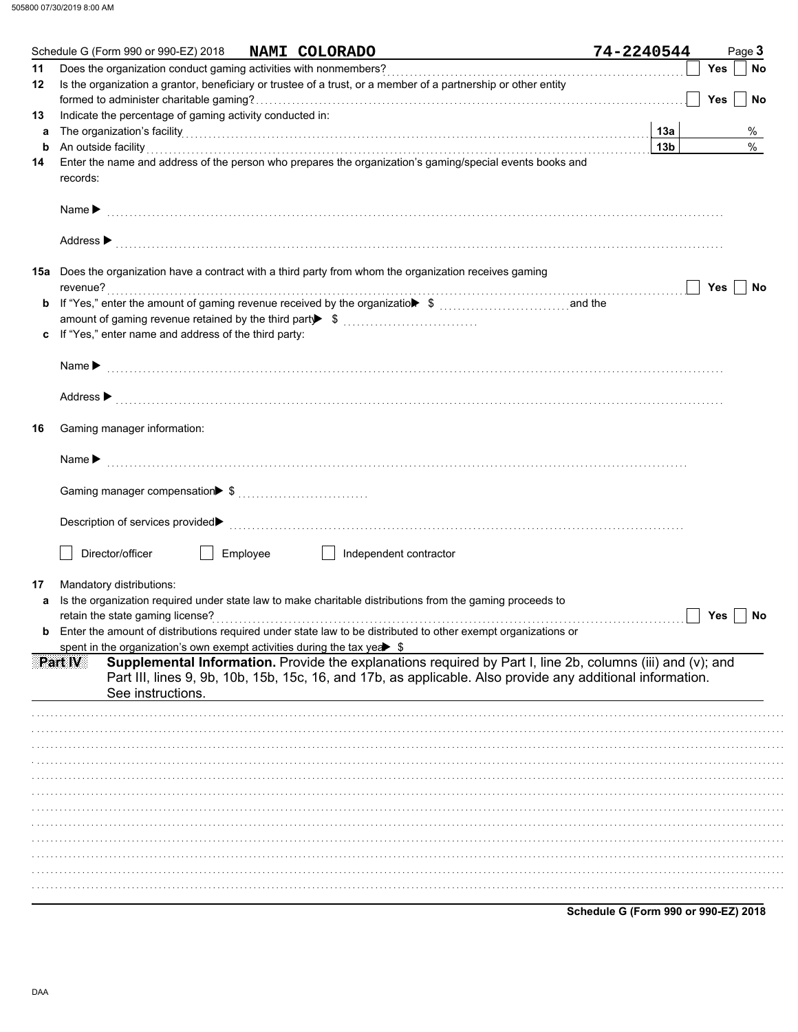Schedule G (Form 990 or 990-EZ) 2018 **NAMI COLORADO** 74-2240544

**11** Does the organization conduct gaming activities with nonmembers? ☐ Yes ☐ No

**12** Is the organization a grantor, beneficiary or trustee of a trust, or a member of a partnership or other entity formed to administer charitable gaming? ☐ Yes ☐ No

**13** Indicate the percentage of gaming activity conducted in:

**a** The organization's facility ... **13a** %

**b** An outside facility ... **13b** %

**14** Enter the name and address of the person who prepares the organization's gaming/special events books and records:

Name ▶

Address ▶

**15a** Does the organization have a contract with a third party from whom the organization receives gaming revenue? ☐ Yes ☐ No

**b** If "Yes," enter the amount of gaming revenue received by the organization ▶ $ ............ and the amount of gaming revenue retained by the third party ▶ $

**c** If "Yes," enter name and address of the third party:

Name ▶

Address ▶

**16** Gaming manager information:

Name ▶

Gaming manager compensation ▶ $

Description of services provided ▶

☐ Director/officer ☐ Employee ☐ Independent contractor

**17** Mandatory distributions:

**a** Is the organization required under state law to make charitable distributions from the gaming proceeds to retain the state gaming license? ☐ Yes ☐ No

**b** Enter the amount of distributions required under state law to be distributed to other exempt organizations or spent in the organization's own exempt activities during the tax year ▶ $

**Part IV** **Supplemental Information.** Provide the explanations required by Part I, line 2b, columns (iii) and (v); and Part III, lines 9, 9b, 10b, 15b, 15c, 16, and 17b, as applicable. Also provide any additional information. See instructions.

**Schedule G (Form 990 or 990-EZ) 2018**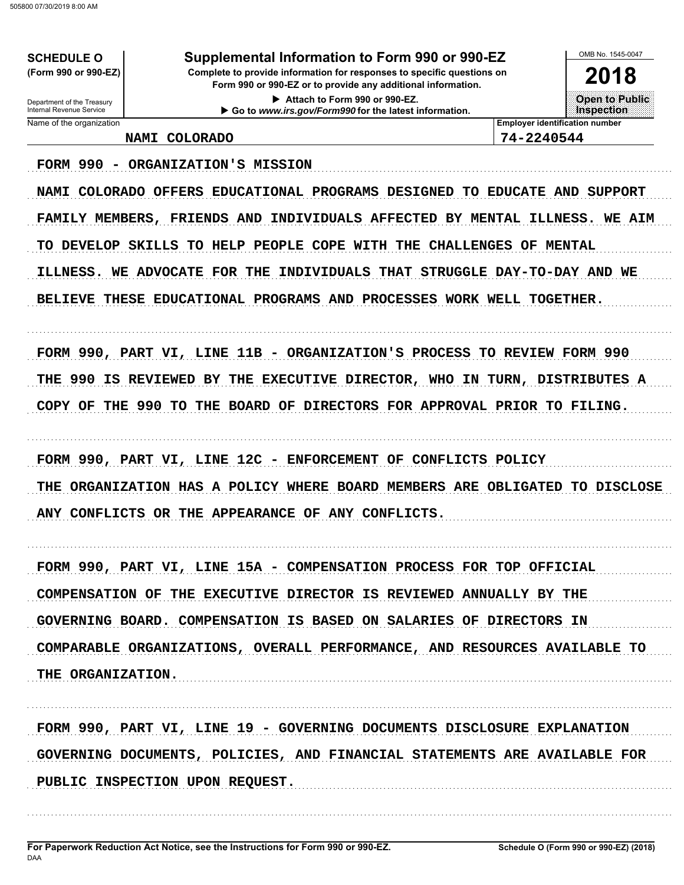**SCHEDULE O**
**(Form 990 or 990-EZ)**

Department of the Treasury
Internal Revenue Service

# Supplemental Information to Form 990 or 990-EZ

**Complete to provide information for responses to specific questions on Form 990 or 990-EZ or to provide any additional information.**

▶ Attach to Form 990 or 990-EZ.
▶ Go to *www.irs.gov/Form990* for the latest information.

OMB No. 1545-0047

**2018**

**Open to Public Inspection**

Name of the organization: NAMI COLORADO

Employer identification number: 74-2240544

FORM 990 - ORGANIZATION'S MISSION

NAMI COLORADO OFFERS EDUCATIONAL PROGRAMS DESIGNED TO EDUCATE AND SUPPORT FAMILY MEMBERS, FRIENDS AND INDIVIDUALS AFFECTED BY MENTAL ILLNESS. WE AIM TO DEVELOP SKILLS TO HELP PEOPLE COPE WITH THE CHALLENGES OF MENTAL ILLNESS. WE ADVOCATE FOR THE INDIVIDUALS THAT STRUGGLE DAY-TO-DAY AND WE BELIEVE THESE EDUCATIONAL PROGRAMS AND PROCESSES WORK WELL TOGETHER.

FORM 990, PART VI, LINE 11B - ORGANIZATION'S PROCESS TO REVIEW FORM 990

THE 990 IS REVIEWED BY THE EXECUTIVE DIRECTOR, WHO IN TURN, DISTRIBUTES A COPY OF THE 990 TO THE BOARD OF DIRECTORS FOR APPROVAL PRIOR TO FILING.

FORM 990, PART VI, LINE 12C - ENFORCEMENT OF CONFLICTS POLICY

THE ORGANIZATION HAS A POLICY WHERE BOARD MEMBERS ARE OBLIGATED TO DISCLOSE ANY CONFLICTS OR THE APPEARANCE OF ANY CONFLICTS.

FORM 990, PART VI, LINE 15A - COMPENSATION PROCESS FOR TOP OFFICIAL

COMPENSATION OF THE EXECUTIVE DIRECTOR IS REVIEWED ANNUALLY BY THE GOVERNING BOARD. COMPENSATION IS BASED ON SALARIES OF DIRECTORS IN COMPARABLE ORGANIZATIONS, OVERALL PERFORMANCE, AND RESOURCES AVAILABLE TO THE ORGANIZATION.

FORM 990, PART VI, LINE 19 - GOVERNING DOCUMENTS DISCLOSURE EXPLANATION

GOVERNING DOCUMENTS, POLICIES, AND FINANCIAL STATEMENTS ARE AVAILABLE FOR PUBLIC INSPECTION UPON REQUEST.

**For Paperwork Reduction Act Notice, see the Instructions for Form 990 or 990-EZ.**
DAA

**Schedule O (Form 990 or 990-EZ) (2018)**